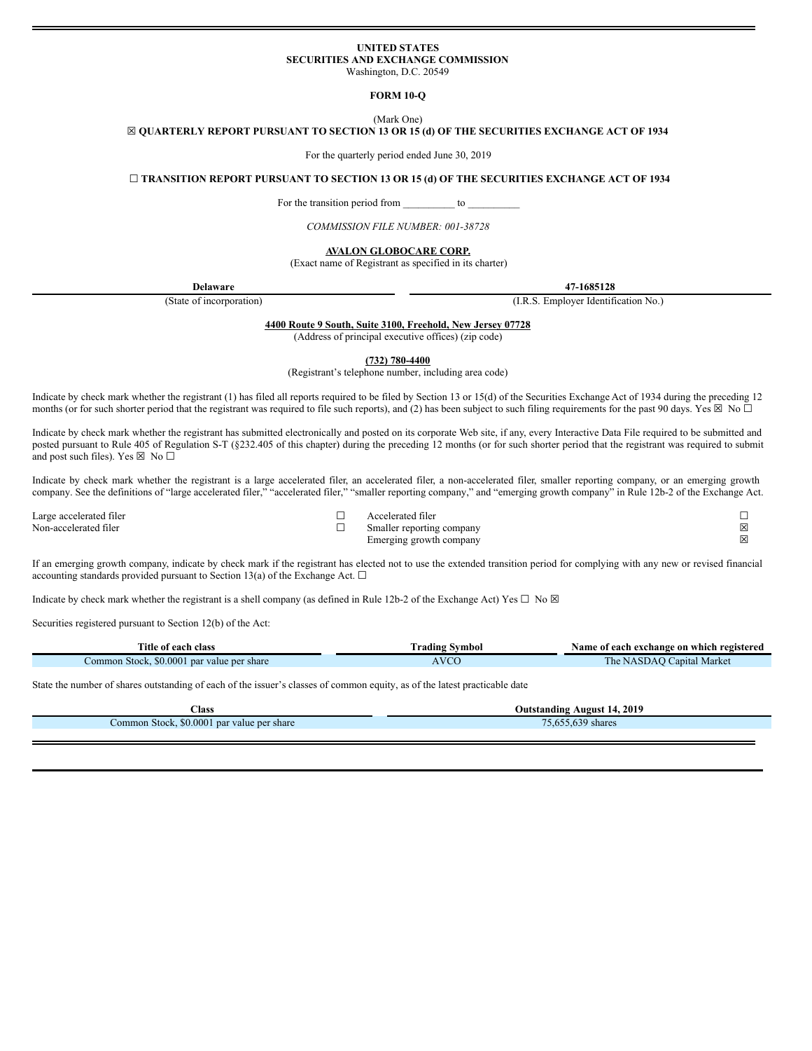**UNITED STATES**
**SECURITIES AND EXCHANGE COMMISSION**
Washington, D.C. 20549

**FORM 10-Q**

(Mark One)

☒ **QUARTERLY REPORT PURSUANT TO SECTION 13 OR 15 (d) OF THE SECURITIES EXCHANGE ACT OF 1934**

For the quarterly period ended June 30, 2019

☐ **TRANSITION REPORT PURSUANT TO SECTION 13 OR 15 (d) OF THE SECURITIES EXCHANGE ACT OF 1934**

For the transition period from __________ to __________

*COMMISSION FILE NUMBER: 001-38728*

**AVALON GLOBOCARE CORP.**
(Exact name of Registrant as specified in its charter)

| **Delaware** | **47-1685128** |
|---|---|
| (State of incorporation) | (I.R.S. Employer Identification No.) |

**4400 Route 9 South, Suite 3100, Freehold, New Jersey 07728**
(Address of principal executive offices) (zip code)

**(732) 780-4400**
(Registrant's telephone number, including area code)

Indicate by check mark whether the registrant (1) has filed all reports required to be filed by Section 13 or 15(d) of the Securities Exchange Act of 1934 during the preceding 12 months (or for such shorter period that the registrant was required to file such reports), and (2) has been subject to such filing requirements for the past 90 days. Yes ☒ No ☐

Indicate by check mark whether the registrant has submitted electronically and posted on its corporate Web site, if any, every Interactive Data File required to be submitted and posted pursuant to Rule 405 of Regulation S-T (§232.405 of this chapter) during the preceding 12 months (or for such shorter period that the registrant was required to submit and post such files). Yes ☒ No ☐

Indicate by check mark whether the registrant is a large accelerated filer, an accelerated filer, a non-accelerated filer, smaller reporting company, or an emerging growth company. See the definitions of "large accelerated filer," "accelerated filer," "smaller reporting company," and "emerging growth company" in Rule 12b-2 of the Exchange Act.

| | | | |
|---|---|---|---|
| Large accelerated filer | ☐ | Accelerated filer | ☐ |
| Non-accelerated filer | ☐ | Smaller reporting company | ☒ |
| | | Emerging growth company | ☒ |

If an emerging growth company, indicate by check mark if the registrant has elected not to use the extended transition period for complying with any new or revised financial accounting standards provided pursuant to Section 13(a) of the Exchange Act. ☐

Indicate by check mark whether the registrant is a shell company (as defined in Rule 12b-2 of the Exchange Act) Yes ☐ No ☒

Securities registered pursuant to Section 12(b) of the Act:

| Title of each class | Trading Symbol | Name of each exchange on which registered |
|---|---|---|
| Common Stock, $0.0001 par value per share | AVCO | The NASDAQ Capital Market |

State the number of shares outstanding of each of the issuer's classes of common equity, as of the latest practicable date

| Class | Outstanding August 14, 2019 |
|---|---|
| Common Stock, $0.0001 par value per share | 75,655,639 shares |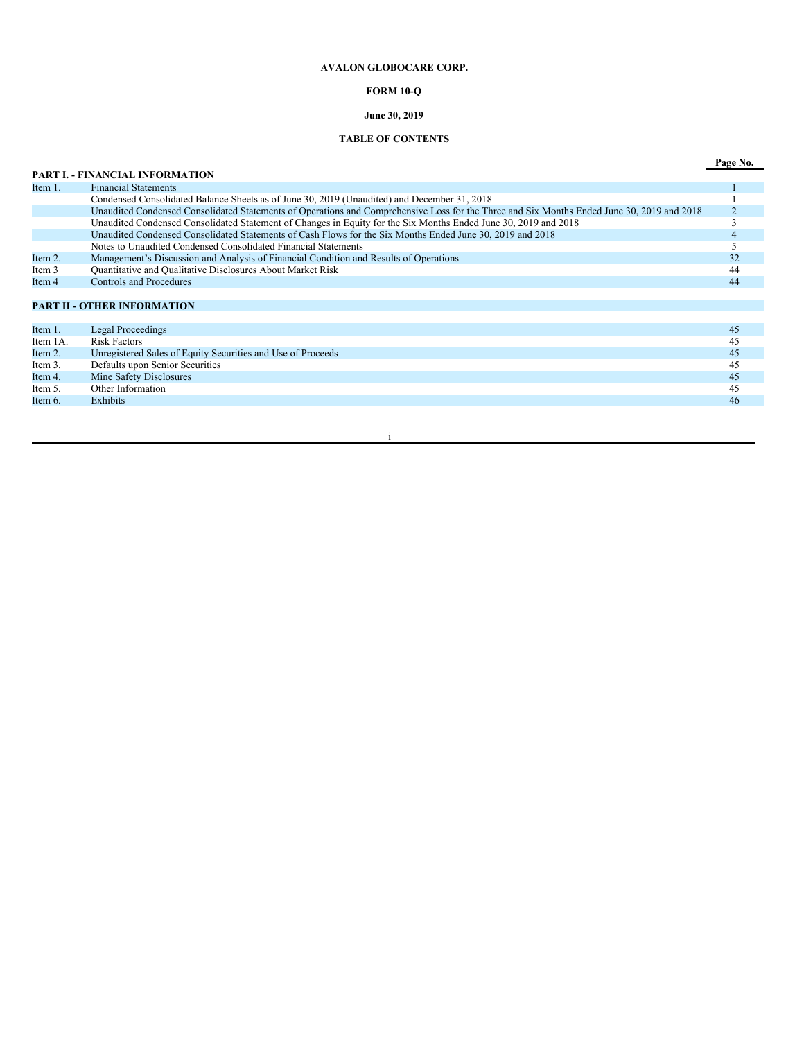**AVALON GLOBOCARE CORP.**

**FORM 10-Q**

**June 30, 2019**

**TABLE OF CONTENTS**

| | | Page No. |
|---|---|---|
| **PART I. - FINANCIAL INFORMATION** | | |
| Item 1. | Financial Statements | 1 |
| | Condensed Consolidated Balance Sheets as of June 30, 2019 (Unaudited) and December 31, 2018 | 1 |
| | Unaudited Condensed Consolidated Statements of Operations and Comprehensive Loss for the Three and Six Months Ended June 30, 2019 and 2018 | 2 |
| | Unaudited Condensed Consolidated Statement of Changes in Equity for the Six Months Ended June 30, 2019 and 2018 | 3 |
| | Unaudited Condensed Consolidated Statements of Cash Flows for the Six Months Ended June 30, 2019 and 2018 | 4 |
| | Notes to Unaudited Condensed Consolidated Financial Statements | 5 |
| Item 2. | Management's Discussion and Analysis of Financial Condition and Results of Operations | 32 |
| Item 3 | Quantitative and Qualitative Disclosures About Market Risk | 44 |
| Item 4 | Controls and Procedures | 44 |
| **PART II - OTHER INFORMATION** | | |
| Item 1. | Legal Proceedings | 45 |
| Item 1A. | Risk Factors | 45 |
| Item 2. | Unregistered Sales of Equity Securities and Use of Proceeds | 45 |
| Item 3. | Defaults upon Senior Securities | 45 |
| Item 4. | Mine Safety Disclosures | 45 |
| Item 5. | Other Information | 45 |
| Item 6. | Exhibits | 46 |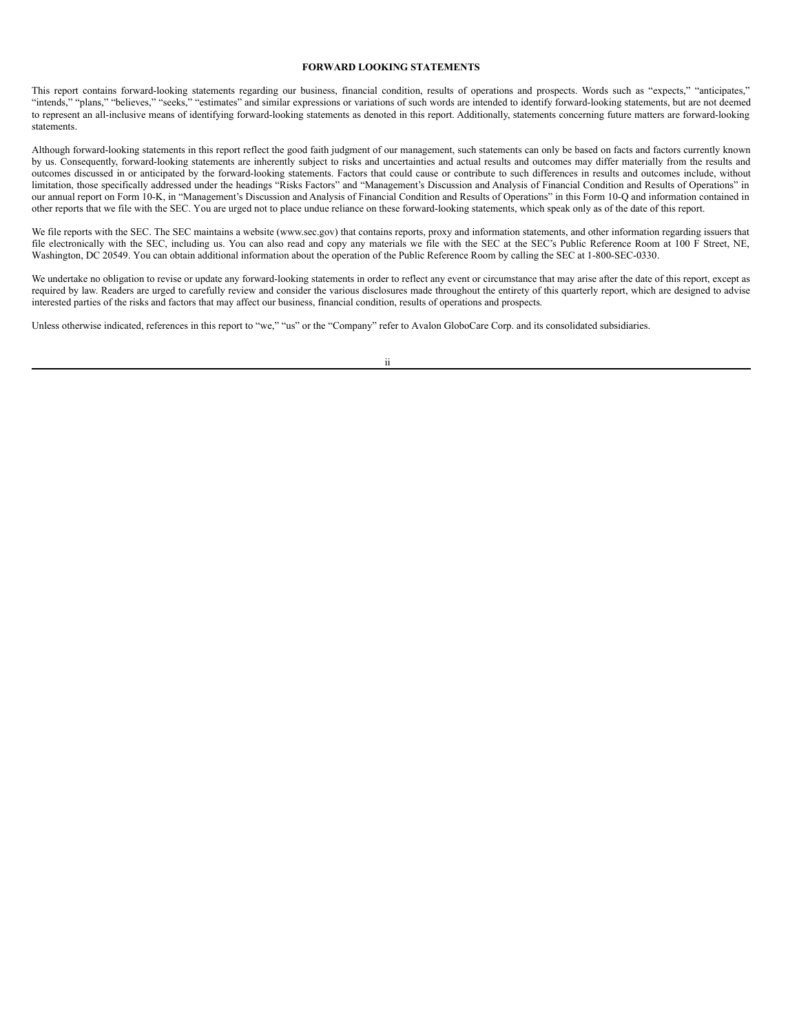## FORWARD LOOKING STATEMENTS

This report contains forward-looking statements regarding our business, financial condition, results of operations and prospects. Words such as "expects," "anticipates," "intends," "plans," "believes," "seeks," "estimates" and similar expressions or variations of such words are intended to identify forward-looking statements, but are not deemed to represent an all-inclusive means of identifying forward-looking statements as denoted in this report. Additionally, statements concerning future matters are forward-looking statements.

Although forward-looking statements in this report reflect the good faith judgment of our management, such statements can only be based on facts and factors currently known by us. Consequently, forward-looking statements are inherently subject to risks and uncertainties and actual results and outcomes may differ materially from the results and outcomes discussed in or anticipated by the forward-looking statements. Factors that could cause or contribute to such differences in results and outcomes include, without limitation, those specifically addressed under the headings "Risks Factors" and "Management's Discussion and Analysis of Financial Condition and Results of Operations" in our annual report on Form 10-K, in "Management's Discussion and Analysis of Financial Condition and Results of Operations" in this Form 10-Q and information contained in other reports that we file with the SEC. You are urged not to place undue reliance on these forward-looking statements, which speak only as of the date of this report.

We file reports with the SEC. The SEC maintains a website (www.sec.gov) that contains reports, proxy and information statements, and other information regarding issuers that file electronically with the SEC, including us. You can also read and copy any materials we file with the SEC at the SEC's Public Reference Room at 100 F Street, NE, Washington, DC 20549. You can obtain additional information about the operation of the Public Reference Room by calling the SEC at 1-800-SEC-0330.

We undertake no obligation to revise or update any forward-looking statements in order to reflect any event or circumstance that may arise after the date of this report, except as required by law. Readers are urged to carefully review and consider the various disclosures made throughout the entirety of this quarterly report, which are designed to advise interested parties of the risks and factors that may affect our business, financial condition, results of operations and prospects.

Unless otherwise indicated, references in this report to "we," "us" or the "Company" refer to Avalon GloboCare Corp. and its consolidated subsidiaries.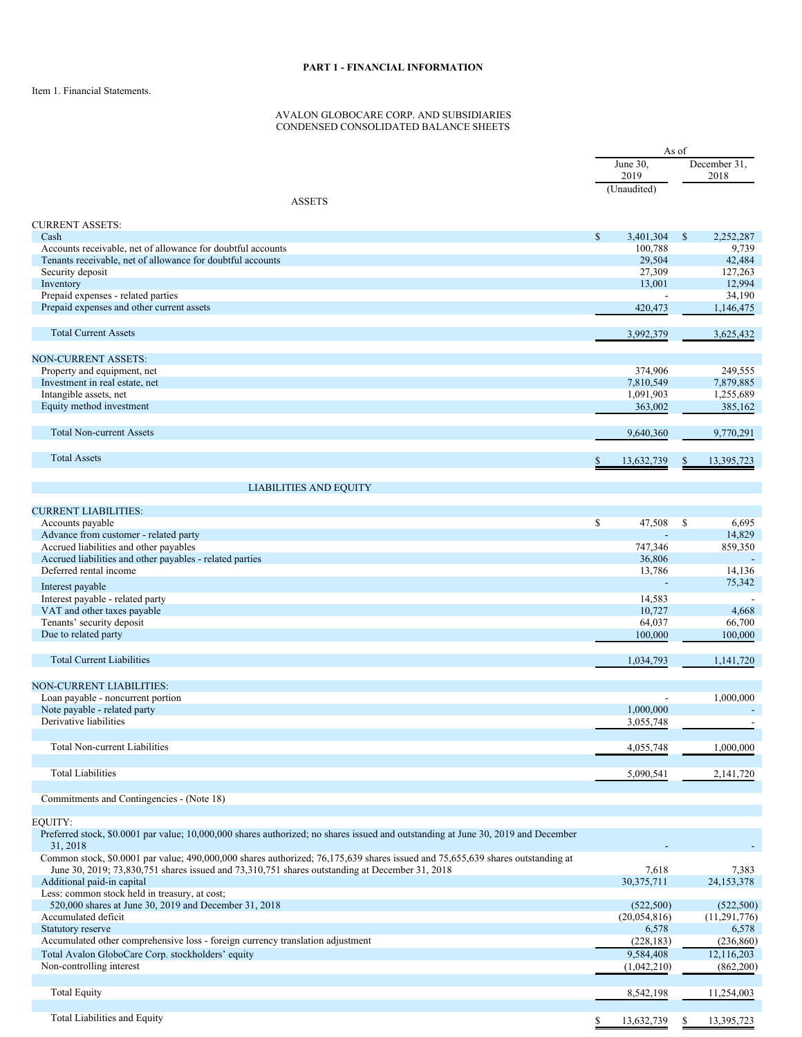**PART 1 - FINANCIAL INFORMATION**

Item 1. Financial Statements.

AVALON GLOBOCARE CORP. AND SUBSIDIARIES
CONDENSED CONSOLIDATED BALANCE SHEETS

| | As of | |
|---|---|---|
| | June 30, 2019 (Unaudited) | December 31, 2018 |
| **ASSETS** | | |
| CURRENT ASSETS: | | |
| Cash | $ 3,401,304 | $ 2,252,287 |
| Accounts receivable, net of allowance for doubtful accounts | 100,788 | 9,739 |
| Tenants receivable, net of allowance for doubtful accounts | 29,504 | 42,484 |
| Security deposit | 27,309 | 127,263 |
| Inventory | 13,001 | 12,994 |
| Prepaid expenses - related parties | - | 34,190 |
| Prepaid expenses and other current assets | 420,473 | 1,146,475 |
| Total Current Assets | 3,992,379 | 3,625,432 |
| NON-CURRENT ASSETS: | | |
| Property and equipment, net | 374,906 | 249,555 |
| Investment in real estate, net | 7,810,549 | 7,879,885 |
| Intangible assets, net | 1,091,903 | 1,255,689 |
| Equity method investment | 363,002 | 385,162 |
| Total Non-current Assets | 9,640,360 | 9,770,291 |
| Total Assets | $ 13,632,739 | $ 13,395,723 |
| **LIABILITIES AND EQUITY** | | |
| CURRENT LIABILITIES: | | |
| Accounts payable | $ 47,508 | $ 6,695 |
| Advance from customer - related party | - | 14,829 |
| Accrued liabilities and other payables | 747,346 | 859,350 |
| Accrued liabilities and other payables - related parties | 36,806 | - |
| Deferred rental income | 13,786 | 14,136 |
| Interest payable | - | 75,342 |
| Interest payable - related party | 14,583 | - |
| VAT and other taxes payable | 10,727 | 4,668 |
| Tenants' security deposit | 64,037 | 66,700 |
| Due to related party | 100,000 | 100,000 |
| Total Current Liabilities | 1,034,793 | 1,141,720 |
| NON-CURRENT LIABILITIES: | | |
| Loan payable - noncurrent portion | - | 1,000,000 |
| Note payable - related party | 1,000,000 | - |
| Derivative liabilities | 3,055,748 | - |
| Total Non-current Liabilities | 4,055,748 | 1,000,000 |
| Total Liabilities | 5,090,541 | 2,141,720 |
| Commitments and Contingencies - (Note 18) | | |
| EQUITY: | | |
| Preferred stock, $0.0001 par value; 10,000,000 shares authorized; no shares issued and outstanding at June 30, 2019 and December 31, 2018 | - | - |
| Common stock, $0.0001 par value; 490,000,000 shares authorized; 76,175,639 shares issued and 75,655,639 shares outstanding at June 30, 2019; 73,830,751 shares issued and 73,310,751 shares outstanding at December 31, 2018 | 7,618 | 7,383 |
| Additional paid-in capital | 30,375,711 | 24,153,378 |
| Less: common stock held in treasury, at cost; 520,000 shares at June 30, 2019 and December 31, 2018 | (522,500) | (522,500) |
| Accumulated deficit | (20,054,816) | (11,291,776) |
| Statutory reserve | 6,578 | 6,578 |
| Accumulated other comprehensive loss - foreign currency translation adjustment | (228,183) | (236,860) |
| Total Avalon GloboCare Corp. stockholders' equity | 9,584,408 | 12,116,203 |
| Non-controlling interest | (1,042,210) | (862,200) |
| Total Equity | 8,542,198 | 11,254,003 |
| Total Liabilities and Equity | $ 13,632,739 | $ 13,395,723 |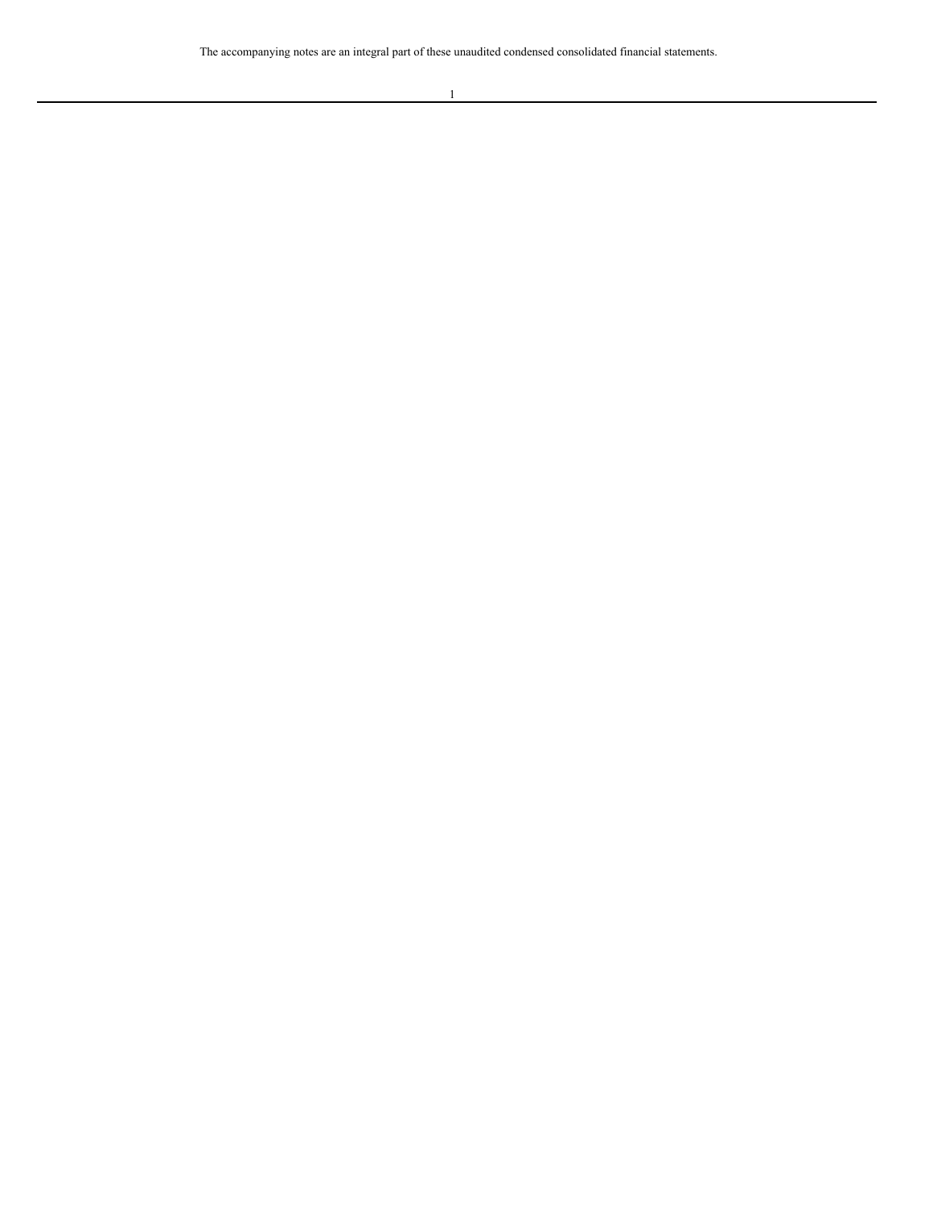The accompanying notes are an integral part of these unaudited condensed consolidated financial statements.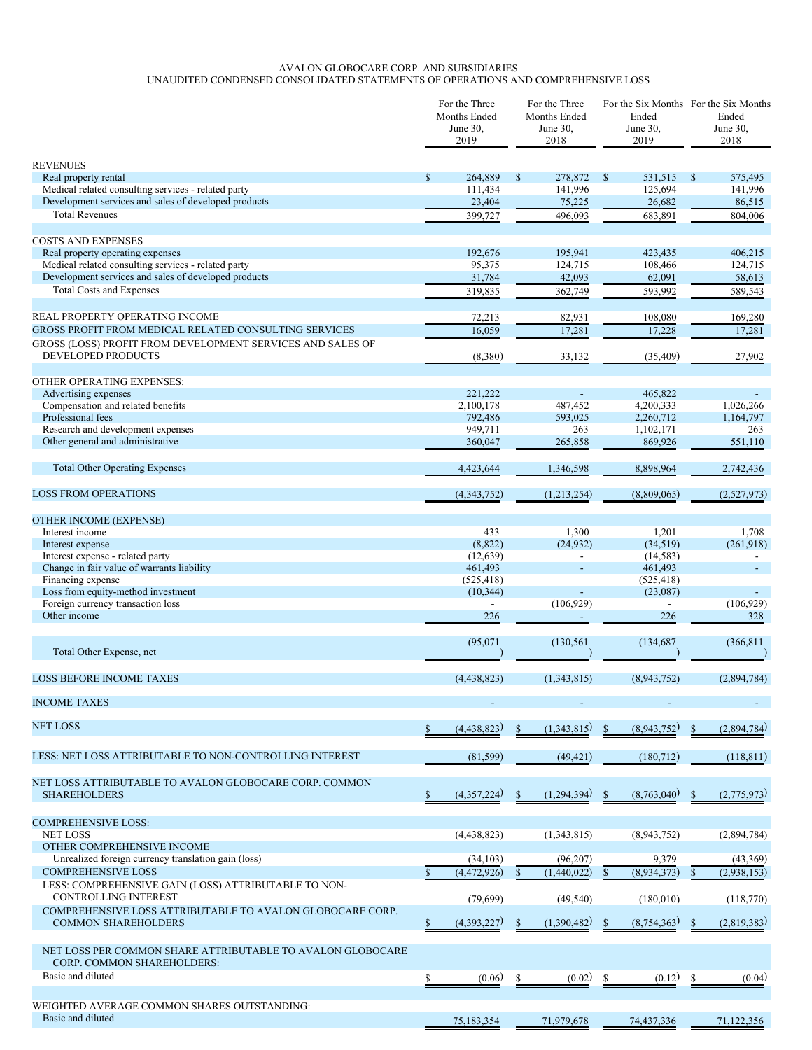AVALON GLOBOCARE CORP. AND SUBSIDIARIES
UNAUDITED CONDENSED CONSOLIDATED STATEMENTS OF OPERATIONS AND COMPREHENSIVE LOSS

| | For the Three Months Ended June 30, 2019 | For the Three Months Ended June 30, 2018 | For the Six Months Ended June 30, 2019 | For the Six Months Ended June 30, 2018 |
|---|---|---|---|---|
| REVENUES | | | | |
| Real property rental | $ 264,889 | $ 278,872 | $ 531,515 | $ 575,495 |
| Medical related consulting services - related party | 111,434 | 141,996 | 125,694 | 141,996 |
| Development services and sales of developed products | 23,404 | 75,225 | 26,682 | 86,515 |
| Total Revenues | 399,727 | 496,093 | 683,891 | 804,006 |
| COSTS AND EXPENSES | | | | |
| Real property operating expenses | 192,676 | 195,941 | 423,435 | 406,215 |
| Medical related consulting services - related party | 95,375 | 124,715 | 108,466 | 124,715 |
| Development services and sales of developed products | 31,784 | 42,093 | 62,091 | 58,613 |
| Total Costs and Expenses | 319,835 | 362,749 | 593,992 | 589,543 |
| REAL PROPERTY OPERATING INCOME | 72,213 | 82,931 | 108,080 | 169,280 |
| GROSS PROFIT FROM MEDICAL RELATED CONSULTING SERVICES | 16,059 | 17,281 | 17,228 | 17,281 |
| GROSS (LOSS) PROFIT FROM DEVELOPMENT SERVICES AND SALES OF DEVELOPED PRODUCTS | (8,380) | 33,132 | (35,409) | 27,902 |
| OTHER OPERATING EXPENSES: | | | | |
| Advertising expenses | 221,222 | - | 465,822 | - |
| Compensation and related benefits | 2,100,178 | 487,452 | 4,200,333 | 1,026,266 |
| Professional fees | 792,486 | 593,025 | 2,260,712 | 1,164,797 |
| Research and development expenses | 949,711 | 263 | 1,102,171 | 263 |
| Other general and administrative | 360,047 | 265,858 | 869,926 | 551,110 |
| Total Other Operating Expenses | 4,423,644 | 1,346,598 | 8,898,964 | 2,742,436 |
| LOSS FROM OPERATIONS | (4,343,752) | (1,213,254) | (8,809,065) | (2,527,973) |
| OTHER INCOME (EXPENSE) | | | | |
| Interest income | 433 | 1,300 | 1,201 | 1,708 |
| Interest expense | (8,822) | (24,932) | (34,519) | (261,918) |
| Interest expense - related party | (12,639) | - | (14,583) | - |
| Change in fair value of warrants liability | 461,493 | - | 461,493 | - |
| Financing expense | (525,418) | | (525,418) | |
| Loss from equity-method investment | (10,344) | - | (23,087) | - |
| Foreign currency transaction loss | - | (106,929) | - | (106,929) |
| Other income | 226 | - | 226 | 328 |
| Total Other Expense, net | (95,071) | (130,561) | (134,687) | (366,811) |
| LOSS BEFORE INCOME TAXES | (4,438,823) | (1,343,815) | (8,943,752) | (2,894,784) |
| INCOME TAXES | - | - | - | - |
| NET LOSS | $ (4,438,823) | $ (1,343,815) | $ (8,943,752) | $ (2,894,784) |
| LESS: NET LOSS ATTRIBUTABLE TO NON-CONTROLLING INTEREST | (81,599) | (49,421) | (180,712) | (118,811) |
| NET LOSS ATTRIBUTABLE TO AVALON GLOBOCARE CORP. COMMON SHAREHOLDERS | $ (4,357,224) | $ (1,294,394) | $ (8,763,040) | $ (2,775,973) |
| COMPREHENSIVE LOSS: | | | | |
| NET LOSS | (4,438,823) | (1,343,815) | (8,943,752) | (2,894,784) |
| OTHER COMPREHENSIVE INCOME | | | | |
| Unrealized foreign currency translation gain (loss) | (34,103) | (96,207) | 9,379 | (43,369) |
| COMPREHENSIVE LOSS | $ (4,472,926) | $ (1,440,022) | $ (8,934,373) | $ (2,938,153) |
| LESS: COMPREHENSIVE GAIN (LOSS) ATTRIBUTABLE TO NON-CONTROLLING INTEREST | (79,699) | (49,540) | (180,010) | (118,770) |
| COMPREHENSIVE LOSS ATTRIBUTABLE TO AVALON GLOBOCARE CORP. COMMON SHAREHOLDERS | $ (4,393,227) | $ (1,390,482) | $ (8,754,363) | $ (2,819,383) |
| NET LOSS PER COMMON SHARE ATTRIBUTABLE TO AVALON GLOBOCARE CORP. COMMON SHAREHOLDERS: | | | | |
| Basic and diluted | $ (0.06) | $ (0.02) | $ (0.12) | $ (0.04) |
| WEIGHTED AVERAGE COMMON SHARES OUTSTANDING: | | | | |
| Basic and diluted | 75,183,354 | 71,979,678 | 74,437,336 | 71,122,356 |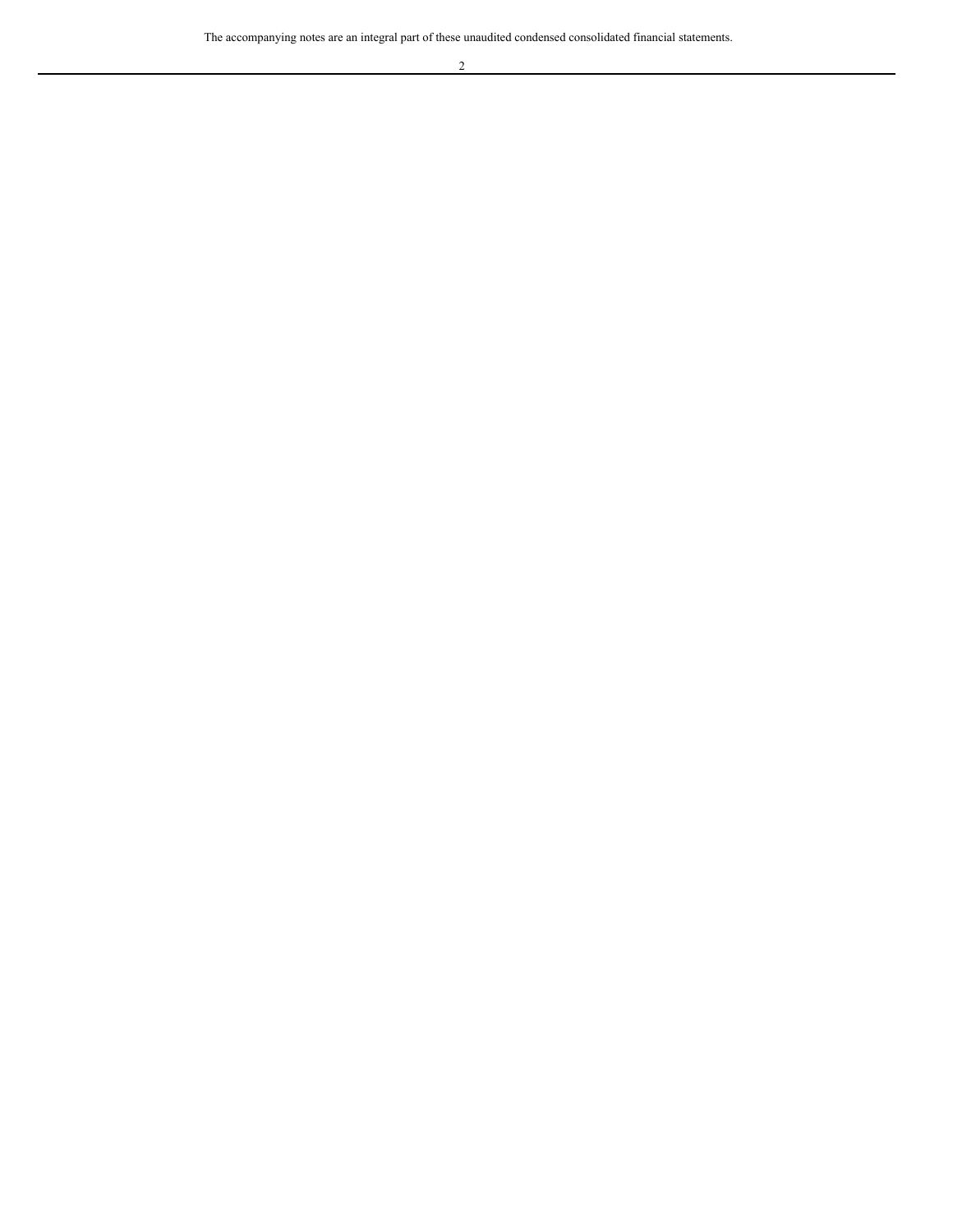The accompanying notes are an integral part of these unaudited condensed consolidated financial statements.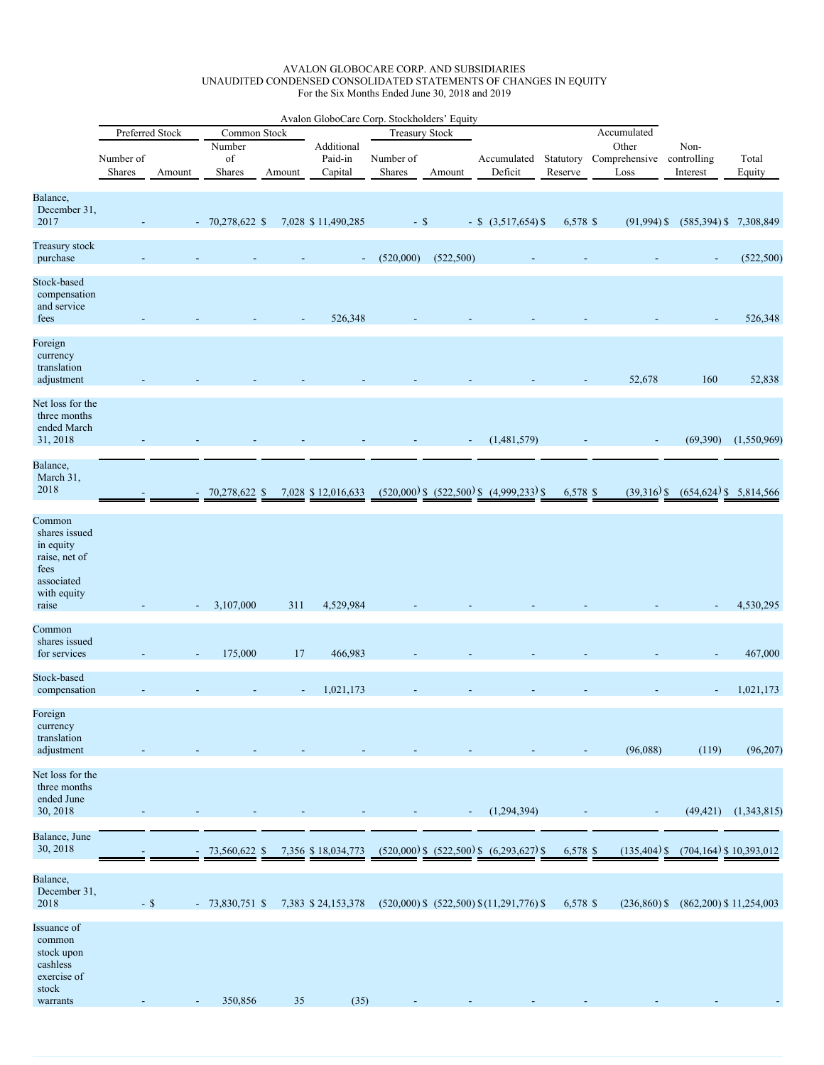AVALON GLOBOCARE CORP. AND SUBSIDIARIES
UNAUDITED CONDENSED CONSOLIDATED STATEMENTS OF CHANGES IN EQUITY
For the Six Months Ended June 30, 2018 and 2019

| | Avalon GloboCare Corp. Stockholders' Equity | | | | | | | | | | | | |
|---|---|---|---|---|---|---|---|---|---|---|---|---|---|
| | Preferred Stock | | Common Stock | | | Treasury Stock | | | | | | | |
| | Number of Shares | Amount | Number of Shares | Amount | Additional Paid-in Capital | Number of Shares | Amount | Accumulated Deficit | Statutory Reserve | Accumulated Other Comprehensive Loss | Non-controlling Interest | Total Equity |
| Balance, December 31, 2017 | - | - | 70,278,622 | $ 7,028 | $ 11,490,285 | - | $ - | $ (3,517,654) | $ 6,578 | $ (91,994) | $ (585,394) | $ 7,308,849 |
| Treasury stock purchase | - | - | - | - | - | (520,000) | (522,500) | - | - | - | - | (522,500) |
| Stock-based compensation and service fees | - | - | - | - | 526,348 | - | - | - | - | - | - | 526,348 |
| Foreign currency translation adjustment | - | - | - | - | - | - | - | - | - | 52,678 | 160 | 52,838 |
| Net loss for the three months ended March 31, 2018 | - | - | - | - | - | - | - | (1,481,579) | - | - | (69,390) | (1,550,969) |
| Balance, March 31, 2018 | - | - | 70,278,622 | $ 7,028 | $ 12,016,633 | (520,000) | $ (522,500) | $ (4,999,233) | $ 6,578 | $ (39,316) | $ (654,624) | $ 5,814,566 |
| Common shares issued in equity raise, net of fees associated with equity raise | - | - | 3,107,000 | 311 | 4,529,984 | - | - | - | - | - | - | 4,530,295 |
| Common shares issued for services | - | - | 175,000 | 17 | 466,983 | - | - | - | - | - | - | 467,000 |
| Stock-based compensation | - | - | - | - | 1,021,173 | - | - | - | - | - | - | 1,021,173 |
| Foreign currency translation adjustment | - | - | - | - | - | - | - | - | - | (96,088) | (119) | (96,207) |
| Net loss for the three months ended June 30, 2018 | - | - | - | - | - | - | - | (1,294,394) | - | - | (49,421) | (1,343,815) |
| Balance, June 30, 2018 | - | - | 73,560,622 | $ 7,356 | $ 18,034,773 | (520,000) | $ (522,500) | $ (6,293,627) | $ 6,578 | $ (135,404) | $ (704,164) | $ 10,393,012 |
| Balance, December 31, 2018 | - | $ - | 73,830,751 | $ 7,383 | $ 24,153,378 | (520,000) | $ (522,500) | $ (11,291,776) | $ 6,578 | $ (236,860) | $ (862,200) | $ 11,254,003 |
| Issuance of common stock upon cashless exercise of stock warrants | - | - | 350,856 | 35 | (35) | - | - | - | - | - | - | - |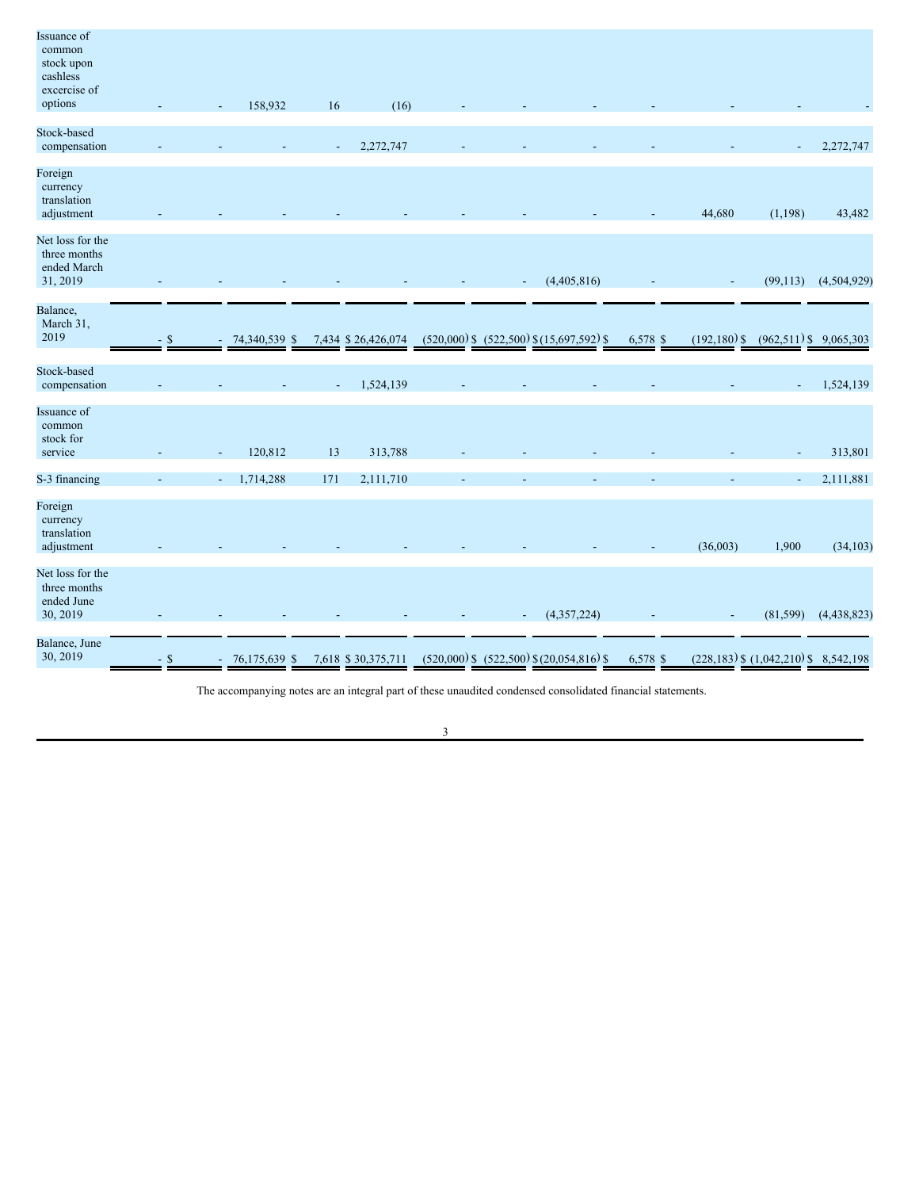| | | | | | | | | | | | | |
|---|---|---|---|---|---|---|---|---|---|---|---|---|
| Issuance of common stock upon cashless excercise of options | - | - | 158,932 | 16 | (16) | - | - | - | - | - | - | - |
| Stock-based compensation | - | - | - | - | 2,272,747 | - | - | - | - | - | - | 2,272,747 |
| Foreign currency translation adjustment | - | - | - | - | - | - | - | - | - | 44,680 | (1,198) | 43,482 |
| Net loss for the three months ended March 31, 2019 | - | - | - | - | - | - | - | (4,405,816) | - | - | (99,113) | (4,504,929) |
| Balance, March 31, 2019 | - $ | - | 74,340,539 $ | 7,434 | $ 26,426,074 | (520,000) $ | (522,500) $ | (15,697,592) $ | 6,578 $ | (192,180) $ | (962,511) $ | 9,065,303 |
| Stock-based compensation | - | - | - | - | 1,524,139 | - | - | - | - | - | - | 1,524,139 |
| Issuance of common stock for service | - | - | 120,812 | 13 | 313,788 | - | - | - | - | - | - | 313,801 |
| S-3 financing | - | - | 1,714,288 | 171 | 2,111,710 | - | - | - | - | - | - | 2,111,881 |
| Foreign currency translation adjustment | - | - | - | - | - | - | - | - | - | (36,003) | 1,900 | (34,103) |
| Net loss for the three months ended June 30, 2019 | - | - | - | - | - | - | - | (4,357,224) | - | - | (81,599) | (4,438,823) |
| Balance, June 30, 2019 | - $ | - | 76,175,639 $ | 7,618 | $ 30,375,711 | (520,000) $ | (522,500) $ | (20,054,816) $ | 6,578 $ | (228,183) $ | (1,042,210) $ | 8,542,198 |

The accompanying notes are an integral part of these unaudited condensed consolidated financial statements.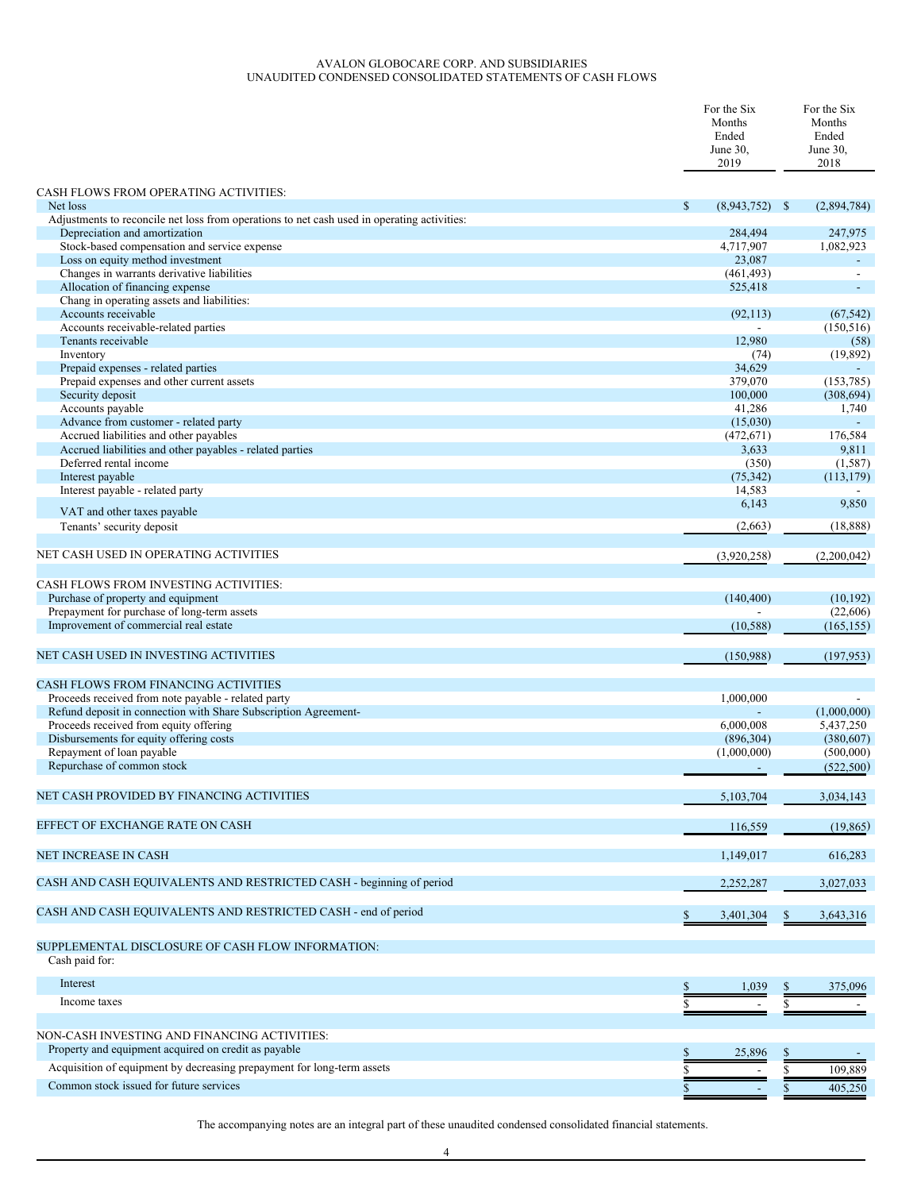AVALON GLOBOCARE CORP. AND SUBSIDIARIES
UNAUDITED CONDENSED CONSOLIDATED STATEMENTS OF CASH FLOWS

| | For the Six Months Ended June 30, 2019 | For the Six Months Ended June 30, 2018 |
|---|---|---|
| CASH FLOWS FROM OPERATING ACTIVITIES: | | |
| Net loss | $ (8,943,752) | $ (2,894,784) |
| Adjustments to reconcile net loss from operations to net cash used in operating activities: | | |
| Depreciation and amortization | 284,494 | 247,975 |
| Stock-based compensation and service expense | 4,717,907 | 1,082,923 |
| Loss on equity method investment | 23,087 | - |
| Changes in warrants derivative liabilities | (461,493) | - |
| Allocation of financing expense | 525,418 | - |
| Chang in operating assets and liabilities: | | |
| Accounts receivable | (92,113) | (67,542) |
| Accounts receivable-related parties | - | (150,516) |
| Tenants receivable | 12,980 | (58) |
| Inventory | (74) | (19,892) |
| Prepaid expenses - related parties | 34,629 | - |
| Prepaid expenses and other current assets | 379,070 | (153,785) |
| Security deposit | 100,000 | (308,694) |
| Accounts payable | 41,286 | 1,740 |
| Advance from customer - related party | (15,030) | - |
| Accrued liabilities and other payables | (472,671) | 176,584 |
| Accrued liabilities and other payables - related parties | 3,633 | 9,811 |
| Deferred rental income | (350) | (1,587) |
| Interest payable | (75,342) | (113,179) |
| Interest payable - related party | 14,583 | - |
| VAT and other taxes payable | 6,143 | 9,850 |
| Tenants' security deposit | (2,663) | (18,888) |
| NET CASH USED IN OPERATING ACTIVITIES | (3,920,258) | (2,200,042) |
| CASH FLOWS FROM INVESTING ACTIVITIES: | | |
| Purchase of property and equipment | (140,400) | (10,192) |
| Prepayment for purchase of long-term assets | - | (22,606) |
| Improvement of commercial real estate | (10,588) | (165,155) |
| NET CASH USED IN INVESTING ACTIVITIES | (150,988) | (197,953) |
| CASH FLOWS FROM FINANCING ACTIVITIES | | |
| Proceeds received from note payable - related party | 1,000,000 | - |
| Refund deposit in connection with Share Subscription Agreement- | - | (1,000,000) |
| Proceeds received from equity offering | 6,000,008 | 5,437,250 |
| Disbursements for equity offering costs | (896,304) | (380,607) |
| Repayment of loan payable | (1,000,000) | (500,000) |
| Repurchase of common stock | - | (522,500) |
| NET CASH PROVIDED BY FINANCING ACTIVITIES | 5,103,704 | 3,034,143 |
| EFFECT OF EXCHANGE RATE ON CASH | 116,559 | (19,865) |
| NET INCREASE IN CASH | 1,149,017 | 616,283 |
| CASH AND CASH EQUIVALENTS AND RESTRICTED CASH - beginning of period | 2,252,287 | 3,027,033 |
| CASH AND CASH EQUIVALENTS AND RESTRICTED CASH - end of period | $ 3,401,304 | $ 3,643,316 |
| SUPPLEMENTAL DISCLOSURE OF CASH FLOW INFORMATION: | | |
| Cash paid for: | | |
| Interest | $ 1,039 | $ 375,096 |
| Income taxes | $ - | $ - |
| NON-CASH INVESTING AND FINANCING ACTIVITIES: | | |
| Property and equipment acquired on credit as payable | $ 25,896 | $ - |
| Acquisition of equipment by decreasing prepayment for long-term assets | $ - | $ 109,889 |
| Common stock issued for future services | $ - | $ 405,250 |

The accompanying notes are an integral part of these unaudited condensed consolidated financial statements.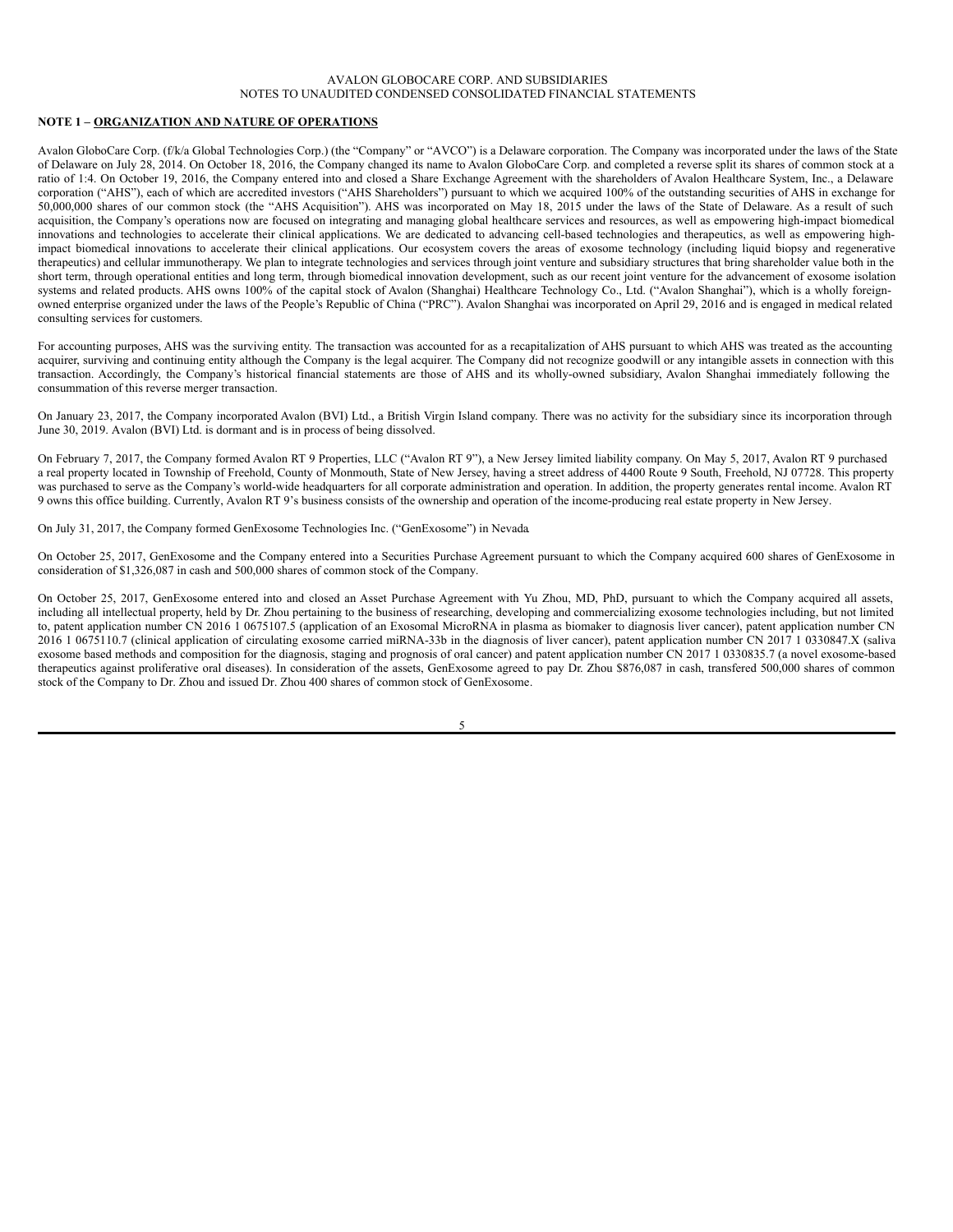AVALON GLOBOCARE CORP. AND SUBSIDIARIES
NOTES TO UNAUDITED CONDENSED CONSOLIDATED FINANCIAL STATEMENTS

**NOTE 1 – ORGANIZATION AND NATURE OF OPERATIONS**

Avalon GloboCare Corp. (f/k/a Global Technologies Corp.) (the "Company" or "AVCO") is a Delaware corporation. The Company was incorporated under the laws of the State of Delaware on July 28, 2014. On October 18, 2016, the Company changed its name to Avalon GloboCare Corp. and completed a reverse split its shares of common stock at a ratio of 1:4. On October 19, 2016, the Company entered into and closed a Share Exchange Agreement with the shareholders of Avalon Healthcare System, Inc., a Delaware corporation ("AHS"), each of which are accredited investors ("AHS Shareholders") pursuant to which we acquired 100% of the outstanding securities of AHS in exchange for 50,000,000 shares of our common stock (the "AHS Acquisition"). AHS was incorporated on May 18, 2015 under the laws of the State of Delaware. As a result of such acquisition, the Company's operations now are focused on integrating and managing global healthcare services and resources, as well as empowering high-impact biomedical innovations and technologies to accelerate their clinical applications. We are dedicated to advancing cell-based technologies and therapeutics, as well as empowering high-impact biomedical innovations to accelerate their clinical applications. Our ecosystem covers the areas of exosome technology (including liquid biopsy and regenerative therapeutics) and cellular immunotherapy. We plan to integrate technologies and services through joint venture and subsidiary structures that bring shareholder value both in the short term, through operational entities and long term, through biomedical innovation development, such as our recent joint venture for the advancement of exosome isolation systems and related products. AHS owns 100% of the capital stock of Avalon (Shanghai) Healthcare Technology Co., Ltd. ("Avalon Shanghai"), which is a wholly foreign-owned enterprise organized under the laws of the People's Republic of China ("PRC"). Avalon Shanghai was incorporated on April 29, 2016 and is engaged in medical related consulting services for customers.

For accounting purposes, AHS was the surviving entity. The transaction was accounted for as a recapitalization of AHS pursuant to which AHS was treated as the accounting acquirer, surviving and continuing entity although the Company is the legal acquirer. The Company did not recognize goodwill or any intangible assets in connection with this transaction. Accordingly, the Company's historical financial statements are those of AHS and its wholly-owned subsidiary, Avalon Shanghai immediately following the consummation of this reverse merger transaction.

On January 23, 2017, the Company incorporated Avalon (BVI) Ltd., a British Virgin Island company. There was no activity for the subsidiary since its incorporation through June 30, 2019. Avalon (BVI) Ltd. is dormant and is in process of being dissolved.

On February 7, 2017, the Company formed Avalon RT 9 Properties, LLC ("Avalon RT 9"), a New Jersey limited liability company. On May 5, 2017, Avalon RT 9 purchased a real property located in Township of Freehold, County of Monmouth, State of New Jersey, having a street address of 4400 Route 9 South, Freehold, NJ 07728. This property was purchased to serve as the Company's world-wide headquarters for all corporate administration and operation. In addition, the property generates rental income. Avalon RT 9 owns this office building. Currently, Avalon RT 9's business consists of the ownership and operation of the income-producing real estate property in New Jersey.

On July 31, 2017, the Company formed GenExosome Technologies Inc. ("GenExosome") in Nevada.

On October 25, 2017, GenExosome and the Company entered into a Securities Purchase Agreement pursuant to which the Company acquired 600 shares of GenExosome in consideration of $1,326,087 in cash and 500,000 shares of common stock of the Company.

On October 25, 2017, GenExosome entered into and closed an Asset Purchase Agreement with Yu Zhou, MD, PhD, pursuant to which the Company acquired all assets, including all intellectual property, held by Dr. Zhou pertaining to the business of researching, developing and commercializing exosome technologies including, but not limited to, patent application number CN 2016 1 0675107.5 (application of an Exosomal MicroRNA in plasma as biomaker to diagnosis liver cancer), patent application number CN 2016 1 0675110.7 (clinical application of circulating exosome carried miRNA-33b in the diagnosis of liver cancer), patent application number CN 2017 1 0330847.X (saliva exosome based methods and composition for the diagnosis, staging and prognosis of oral cancer) and patent application number CN 2017 1 0330835.7 (a novel exosome-based therapeutics against proliferative oral diseases). In consideration of the assets, GenExosome agreed to pay Dr. Zhou $876,087 in cash, transfered 500,000 shares of common stock of the Company to Dr. Zhou and issued Dr. Zhou 400 shares of common stock of GenExosome.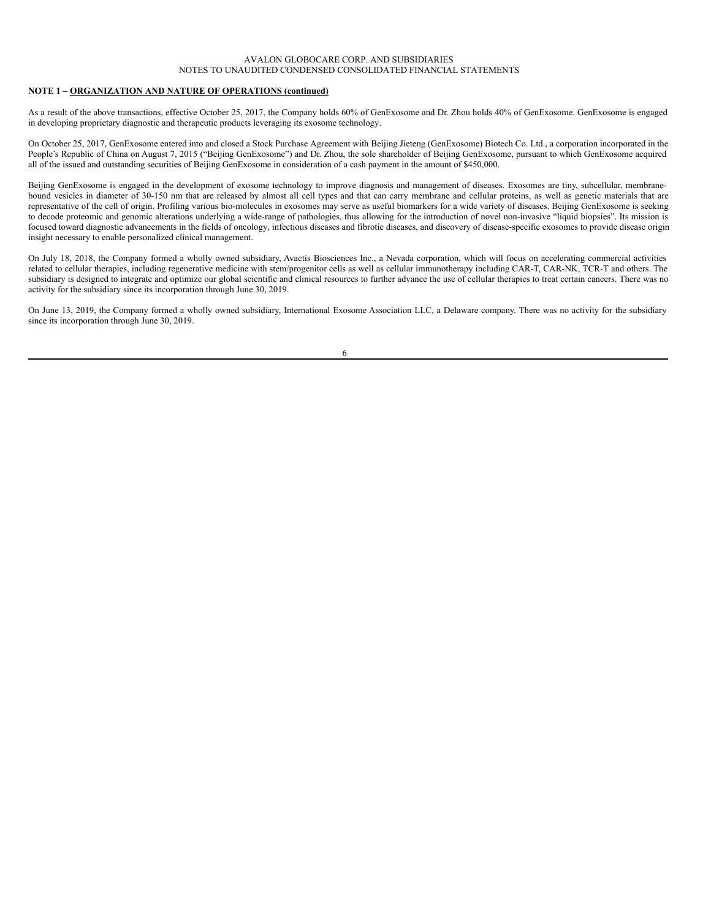**NOTE 1 – ORGANIZATION AND NATURE OF OPERATIONS (continued)**

As a result of the above transactions, effective October 25, 2017, the Company holds 60% of GenExosome and Dr. Zhou holds 40% of GenExosome. GenExosome is engaged in developing proprietary diagnostic and therapeutic products leveraging its exosome technology.

On October 25, 2017, GenExosome entered into and closed a Stock Purchase Agreement with Beijing Jieteng (GenExosome) Biotech Co. Ltd., a corporation incorporated in the People's Republic of China on August 7, 2015 ("Beijing GenExosome") and Dr. Zhou, the sole shareholder of Beijing GenExosome, pursuant to which GenExosome acquired all of the issued and outstanding securities of Beijing GenExosome in consideration of a cash payment in the amount of $450,000.

Beijing GenExosome is engaged in the development of exosome technology to improve diagnosis and management of diseases. Exosomes are tiny, subcellular, membrane-bound vesicles in diameter of 30-150 nm that are released by almost all cell types and that can carry membrane and cellular proteins, as well as genetic materials that are representative of the cell of origin. Profiling various bio-molecules in exosomes may serve as useful biomarkers for a wide variety of diseases. Beijing GenExosome is seeking to decode proteomic and genomic alterations underlying a wide-range of pathologies, thus allowing for the introduction of novel non-invasive "liquid biopsies". Its mission is focused toward diagnostic advancements in the fields of oncology, infectious diseases and fibrotic diseases, and discovery of disease-specific exosomes to provide disease origin insight necessary to enable personalized clinical management.

On July 18, 2018, the Company formed a wholly owned subsidiary, Avactis Biosciences Inc., a Nevada corporation, which will focus on accelerating commercial activities related to cellular therapies, including regenerative medicine with stem/progenitor cells as well as cellular immunotherapy including CAR-T, CAR-NK, TCR-T and others. The subsidiary is designed to integrate and optimize our global scientific and clinical resources to further advance the use of cellular therapies to treat certain cancers. There was no activity for the subsidiary since its incorporation through June 30, 2019.

On June 13, 2019, the Company formed a wholly owned subsidiary, International Exosome Association LLC, a Delaware company. There was no activity for the subsidiary since its incorporation through June 30, 2019.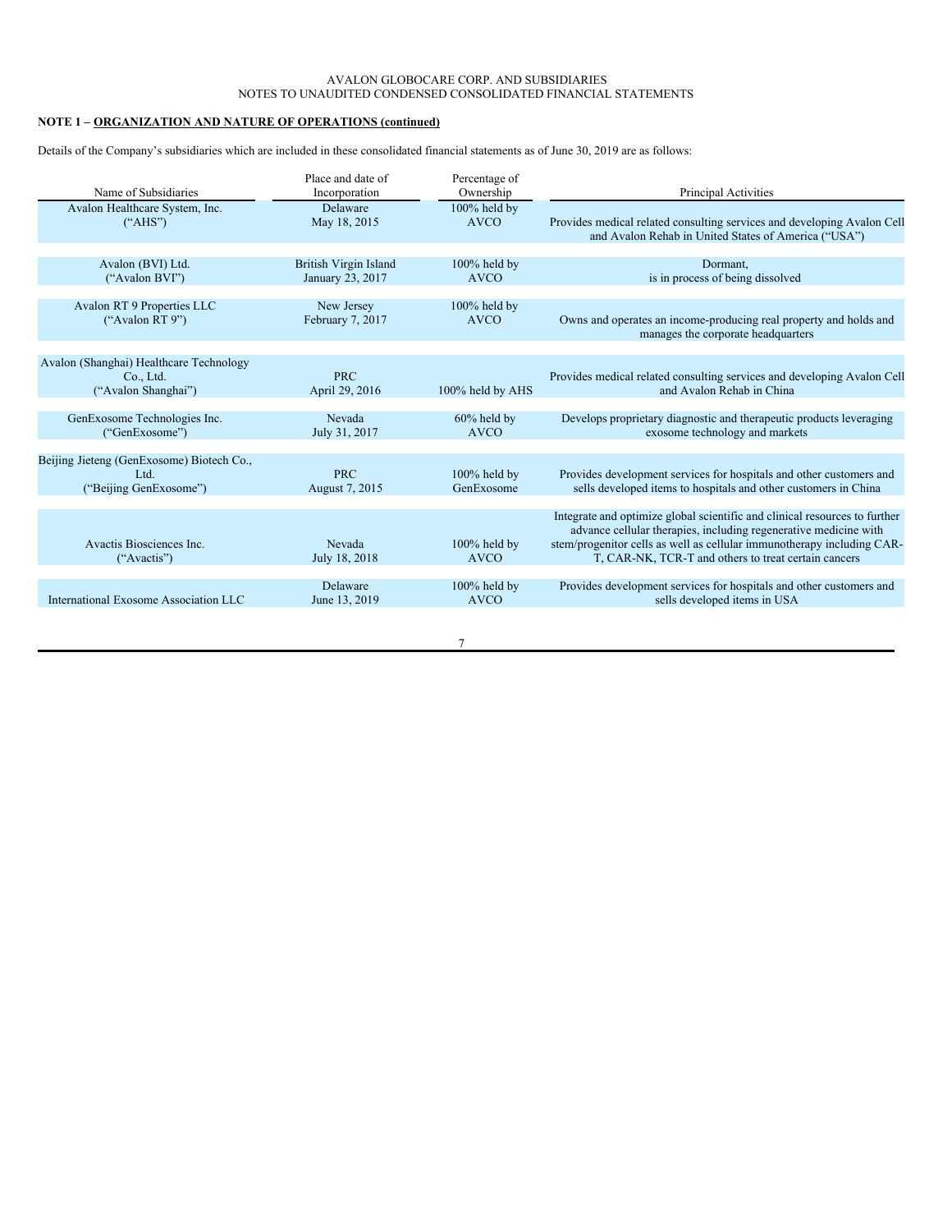**NOTE 1 – ORGANIZATION AND NATURE OF OPERATIONS (continued)**

Details of the Company's subsidiaries which are included in these consolidated financial statements as of June 30, 2019 are as follows:

| Name of Subsidiaries | Place and date of Incorporation | Percentage of Ownership | Principal Activities |
|---|---|---|---|
| Avalon Healthcare System, Inc. ("AHS") | Delaware May 18, 2015 | 100% held by AVCO | Provides medical related consulting services and developing Avalon Cell and Avalon Rehab in United States of America ("USA") |
| Avalon (BVI) Ltd. ("Avalon BVI") | British Virgin Island January 23, 2017 | 100% held by AVCO | Dormant, is in process of being dissolved |
| Avalon RT 9 Properties LLC ("Avalon RT 9") | New Jersey February 7, 2017 | 100% held by AVCO | Owns and operates an income-producing real property and holds and manages the corporate headquarters |
| Avalon (Shanghai) Healthcare Technology Co., Ltd. ("Avalon Shanghai") | PRC April 29, 2016 | 100% held by AHS | Provides medical related consulting services and developing Avalon Cell and Avalon Rehab in China |
| GenExosome Technologies Inc. ("GenExosome") | Nevada July 31, 2017 | 60% held by AVCO | Develops proprietary diagnostic and therapeutic products leveraging exosome technology and markets |
| Beijing Jieteng (GenExosome) Biotech Co., Ltd. ("Beijing GenExosome") | PRC August 7, 2015 | 100% held by GenExosome | Provides development services for hospitals and other customers and sells developed items to hospitals and other customers in China |
| Avactis Biosciences Inc. ("Avactis") | Nevada July 18, 2018 | 100% held by AVCO | Integrate and optimize global scientific and clinical resources to further advance cellular therapies, including regenerative medicine with stem/progenitor cells as well as cellular immunotherapy including CAR-T, CAR-NK, TCR-T and others to treat certain cancers |
| International Exosome Association LLC | Delaware June 13, 2019 | 100% held by AVCO | Provides development services for hospitals and other customers and sells developed items in USA |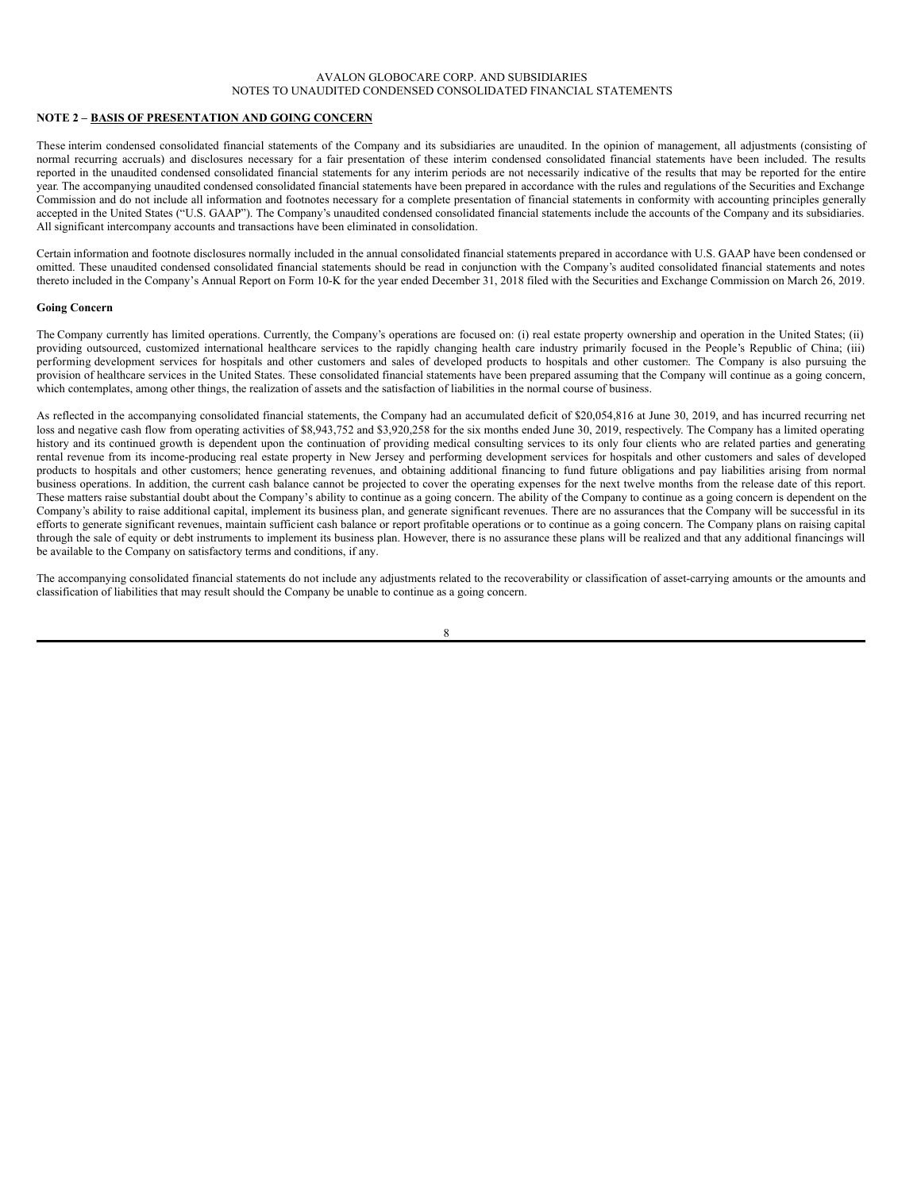## NOTE 2 – BASIS OF PRESENTATION AND GOING CONCERN

These interim condensed consolidated financial statements of the Company and its subsidiaries are unaudited. In the opinion of management, all adjustments (consisting of normal recurring accruals) and disclosures necessary for a fair presentation of these interim condensed consolidated financial statements have been included. The results reported in the unaudited condensed consolidated financial statements for any interim periods are not necessarily indicative of the results that may be reported for the entire year. The accompanying unaudited condensed consolidated financial statements have been prepared in accordance with the rules and regulations of the Securities and Exchange Commission and do not include all information and footnotes necessary for a complete presentation of financial statements in conformity with accounting principles generally accepted in the United States ("U.S. GAAP"). The Company's unaudited condensed consolidated financial statements include the accounts of the Company and its subsidiaries. All significant intercompany accounts and transactions have been eliminated in consolidation.

Certain information and footnote disclosures normally included in the annual consolidated financial statements prepared in accordance with U.S. GAAP have been condensed or omitted. These unaudited condensed consolidated financial statements should be read in conjunction with the Company's audited consolidated financial statements and notes thereto included in the Company's Annual Report on Form 10-K for the year ended December 31, 2018 filed with the Securities and Exchange Commission on March 26, 2019.

### Going Concern

The Company currently has limited operations. Currently, the Company's operations are focused on: (i) real estate property ownership and operation in the United States; (ii) providing outsourced, customized international healthcare services to the rapidly changing health care industry primarily focused in the People's Republic of China; (iii) performing development services for hospitals and other customers and sales of developed products to hospitals and other customers. The Company is also pursuing the provision of healthcare services in the United States. These consolidated financial statements have been prepared assuming that the Company will continue as a going concern, which contemplates, among other things, the realization of assets and the satisfaction of liabilities in the normal course of business.

As reflected in the accompanying consolidated financial statements, the Company had an accumulated deficit of $20,054,816 at June 30, 2019, and has incurred recurring net loss and negative cash flow from operating activities of $8,943,752 and $3,920,258 for the six months ended June 30, 2019, respectively. The Company has a limited operating history and its continued growth is dependent upon the continuation of providing medical consulting services to its only four clients who are related parties and generating rental revenue from its income-producing real estate property in New Jersey and performing development services for hospitals and other customers and sales of developed products to hospitals and other customers; hence generating revenues, and obtaining additional financing to fund future obligations and pay liabilities arising from normal business operations. In addition, the current cash balance cannot be projected to cover the operating expenses for the next twelve months from the release date of this report. These matters raise substantial doubt about the Company's ability to continue as a going concern. The ability of the Company to continue as a going concern is dependent on the Company's ability to raise additional capital, implement its business plan, and generate significant revenues. There are no assurances that the Company will be successful in its efforts to generate significant revenues, maintain sufficient cash balance or report profitable operations or to continue as a going concern. The Company plans on raising capital through the sale of equity or debt instruments to implement its business plan. However, there is no assurance these plans will be realized and that any additional financings will be available to the Company on satisfactory terms and conditions, if any.

The accompanying consolidated financial statements do not include any adjustments related to the recoverability or classification of asset-carrying amounts or the amounts and classification of liabilities that may result should the Company be unable to continue as a going concern.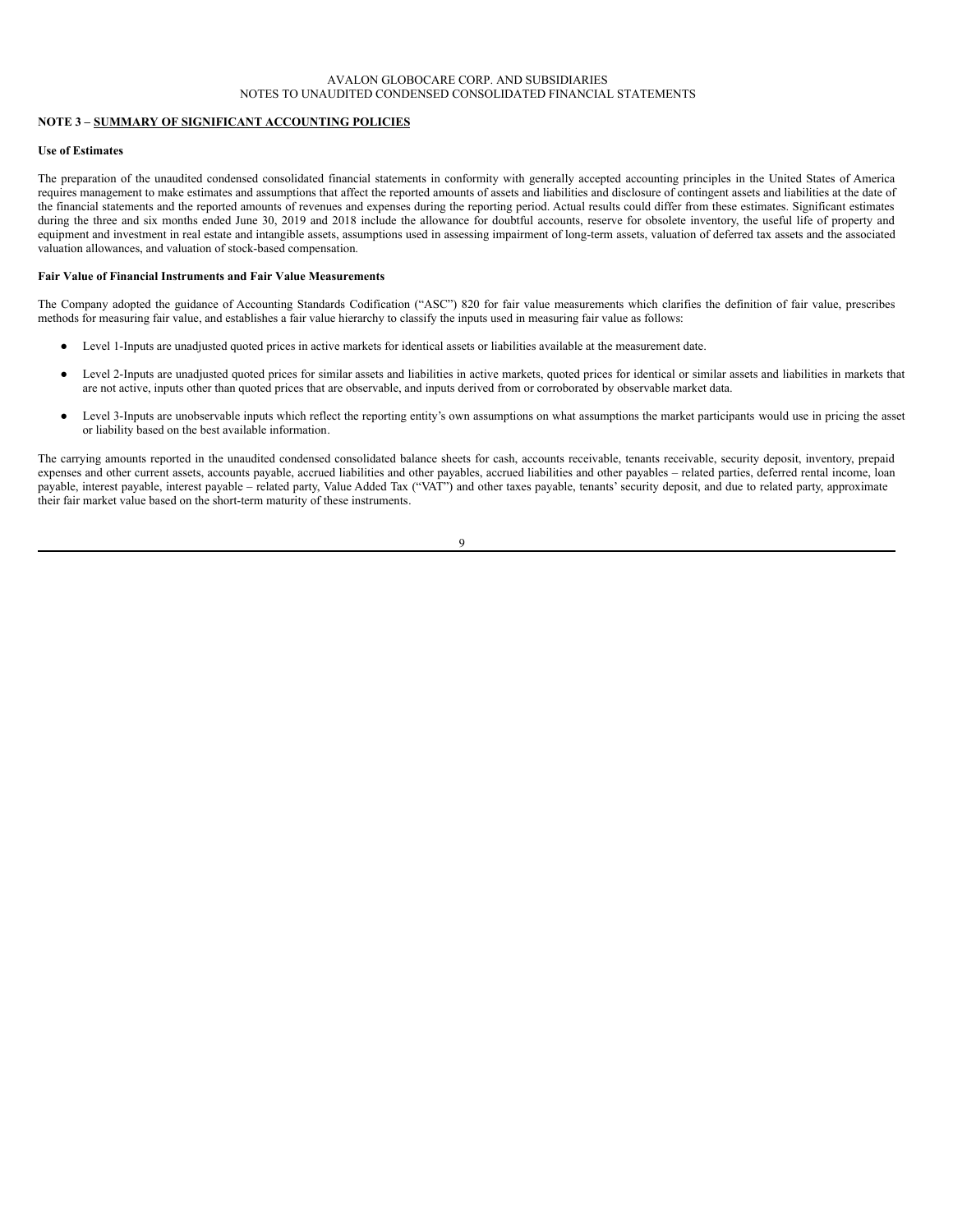## NOTE 3 – SUMMARY OF SIGNIFICANT ACCOUNTING POLICIES

**Use of Estimates**

The preparation of the unaudited condensed consolidated financial statements in conformity with generally accepted accounting principles in the United States of America requires management to make estimates and assumptions that affect the reported amounts of assets and liabilities and disclosure of contingent assets and liabilities at the date of the financial statements and the reported amounts of revenues and expenses during the reporting period. Actual results could differ from these estimates. Significant estimates during the three and six months ended June 30, 2019 and 2018 include the allowance for doubtful accounts, reserve for obsolete inventory, the useful life of property and equipment and investment in real estate and intangible assets, assumptions used in assessing impairment of long-term assets, valuation of deferred tax assets and the associated valuation allowances, and valuation of stock-based compensation.

**Fair Value of Financial Instruments and Fair Value Measurements**

The Company adopted the guidance of Accounting Standards Codification ("ASC") 820 for fair value measurements which clarifies the definition of fair value, prescribes methods for measuring fair value, and establishes a fair value hierarchy to classify the inputs used in measuring fair value as follows:

- Level 1-Inputs are unadjusted quoted prices in active markets for identical assets or liabilities available at the measurement date.
- Level 2-Inputs are unadjusted quoted prices for similar assets and liabilities in active markets, quoted prices for identical or similar assets and liabilities in markets that are not active, inputs other than quoted prices that are observable, and inputs derived from or corroborated by observable market data.
- Level 3-Inputs are unobservable inputs which reflect the reporting entity's own assumptions on what assumptions the market participants would use in pricing the asset or liability based on the best available information.

The carrying amounts reported in the unaudited condensed consolidated balance sheets for cash, accounts receivable, tenants receivable, security deposit, inventory, prepaid expenses and other current assets, accounts payable, accrued liabilities and other payables, accrued liabilities and other payables – related parties, deferred rental income, loan payable, interest payable, interest payable – related party, Value Added Tax ("VAT") and other taxes payable, tenants' security deposit, and due to related party, approximate their fair market value based on the short-term maturity of these instruments.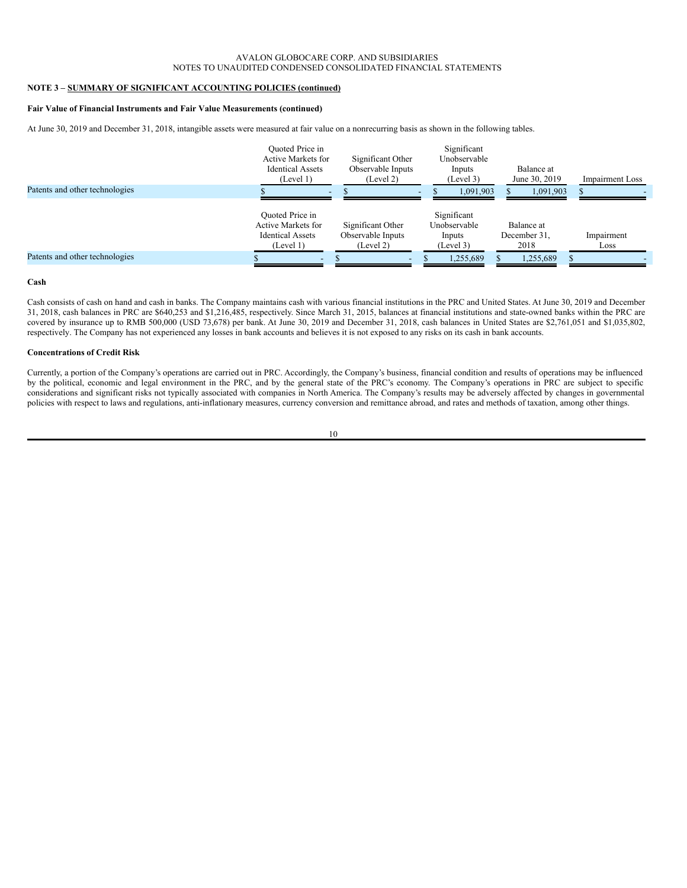AVALON GLOBOCARE CORP. AND SUBSIDIARIES
NOTES TO UNAUDITED CONDENSED CONSOLIDATED FINANCIAL STATEMENTS

**NOTE 3 – SUMMARY OF SIGNIFICANT ACCOUNTING POLICIES (continued)**

**Fair Value of Financial Instruments and Fair Value Measurements (continued)**

At June 30, 2019 and December 31, 2018, intangible assets were measured at fair value on a nonrecurring basis as shown in the following tables.

| | Quoted Price in Active Markets for Identical Assets (Level 1) | Significant Other Observable Inputs (Level 2) | Significant Unobservable Inputs (Level 3) | Balance at June 30, 2019 | Impairment Loss |
|---|---|---|---|---|---|
| Patents and other technologies | $ - | $ - | $ 1,091,903 | $ 1,091,903 | $ - |

| | Quoted Price in Active Markets for Identical Assets (Level 1) | Significant Other Observable Inputs (Level 2) | Significant Unobservable Inputs (Level 3) | Balance at December 31, 2018 | Impairment Loss |
|---|---|---|---|---|---|
| Patents and other technologies | $ - | $ - | $ 1,255,689 | $ 1,255,689 | $ - |

**Cash**

Cash consists of cash on hand and cash in banks. The Company maintains cash with various financial institutions in the PRC and United States. At June 30, 2019 and December 31, 2018, cash balances in PRC are $640,253 and $1,216,485, respectively. Since March 31, 2015, balances at financial institutions and state-owned banks within the PRC are covered by insurance up to RMB 500,000 (USD 73,678) per bank. At June 30, 2019 and December 31, 2018, cash balances in United States are $2,761,051 and $1,035,802, respectively. The Company has not experienced any losses in bank accounts and believes it is not exposed to any risks on its cash in bank accounts.

**Concentrations of Credit Risk**

Currently, a portion of the Company's operations are carried out in PRC. Accordingly, the Company's business, financial condition and results of operations may be influenced by the political, economic and legal environment in the PRC, and by the general state of the PRC's economy. The Company's operations in PRC are subject to specific considerations and significant risks not typically associated with companies in North America. The Company's results may be adversely affected by changes in governmental policies with respect to laws and regulations, anti-inflationary measures, currency conversion and remittance abroad, and rates and methods of taxation, among other things.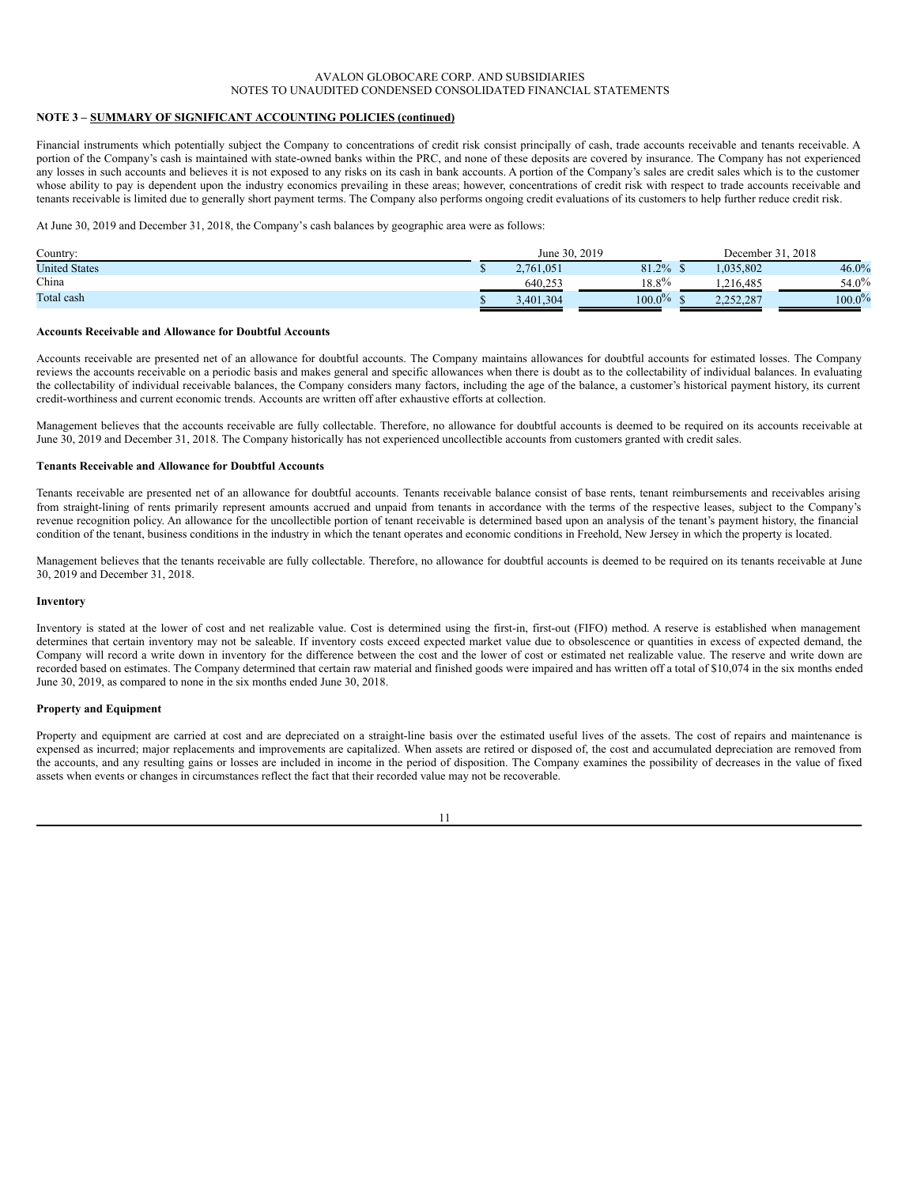**NOTE 3 – SUMMARY OF SIGNIFICANT ACCOUNTING POLICIES (continued)**

Financial instruments which potentially subject the Company to concentrations of credit risk consist principally of cash, trade accounts receivable and tenants receivable. A portion of the Company's cash is maintained with state-owned banks within the PRC, and none of these deposits are covered by insurance. The Company has not experienced any losses in such accounts and believes it is not exposed to any risks on its cash in bank accounts. A portion of the Company's sales are credit sales which is to the customer whose ability to pay is dependent upon the industry economics prevailing in these areas; however, concentrations of credit risk with respect to trade accounts receivable and tenants receivable is limited due to generally short payment terms. The Company also performs ongoing credit evaluations of its customers to help further reduce credit risk.

At June 30, 2019 and December 31, 2018, the Company's cash balances by geographic area were as follows:

| Country: | June 30, 2019 | | December 31, 2018 | |
|---|---|---|---|---|
| United States | $ 2,761,051 | 81.2% | $ 1,035,802 | 46.0% |
| China | 640,253 | 18.8% | 1,216,485 | 54.0% |
| Total cash | $ 3,401,304 | 100.0% | $ 2,252,287 | 100.0% |

**Accounts Receivable and Allowance for Doubtful Accounts**

Accounts receivable are presented net of an allowance for doubtful accounts. The Company maintains allowances for doubtful accounts for estimated losses. The Company reviews the accounts receivable on a periodic basis and makes general and specific allowances when there is doubt as to the collectability of individual balances. In evaluating the collectability of individual receivable balances, the Company considers many factors, including the age of the balance, a customer's historical payment history, its current credit-worthiness and current economic trends. Accounts are written off after exhaustive efforts at collection.

Management believes that the accounts receivable are fully collectable. Therefore, no allowance for doubtful accounts is deemed to be required on its accounts receivable at June 30, 2019 and December 31, 2018. The Company historically has not experienced uncollectible accounts from customers granted with credit sales.

**Tenants Receivable and Allowance for Doubtful Accounts**

Tenants receivable are presented net of an allowance for doubtful accounts. Tenants receivable balance consist of base rents, tenant reimbursements and receivables arising from straight-lining of rents primarily represent amounts accrued and unpaid from tenants in accordance with the terms of the respective leases, subject to the Company's revenue recognition policy. An allowance for the uncollectible portion of tenant receivable is determined based upon an analysis of the tenant's payment history, the financial condition of the tenant, business conditions in the industry in which the tenant operates and economic conditions in Freehold, New Jersey in which the property is located.

Management believes that the tenants receivable are fully collectable. Therefore, no allowance for doubtful accounts is deemed to be required on its tenants receivable at June 30, 2019 and December 31, 2018.

**Inventory**

Inventory is stated at the lower of cost and net realizable value. Cost is determined using the first-in, first-out (FIFO) method. A reserve is established when management determines that certain inventory may not be saleable. If inventory costs exceed expected market value due to obsolescence or quantities in excess of expected demand, the Company will record a write down in inventory for the difference between the cost and the lower of cost or estimated net realizable value. The reserve and write down are recorded based on estimates. The Company determined that certain raw material and finished goods were impaired and has written off a total of $10,074 in the six months ended June 30, 2019, as compared to none in the six months ended June 30, 2018.

**Property and Equipment**

Property and equipment are carried at cost and are depreciated on a straight-line basis over the estimated useful lives of the assets. The cost of repairs and maintenance is expensed as incurred; major replacements and improvements are capitalized. When assets are retired or disposed of, the cost and accumulated depreciation are removed from the accounts, and any resulting gains or losses are included in income in the period of disposition. The Company examines the possibility of decreases in the value of fixed assets when events or changes in circumstances reflect the fact that their recorded value may not be recoverable.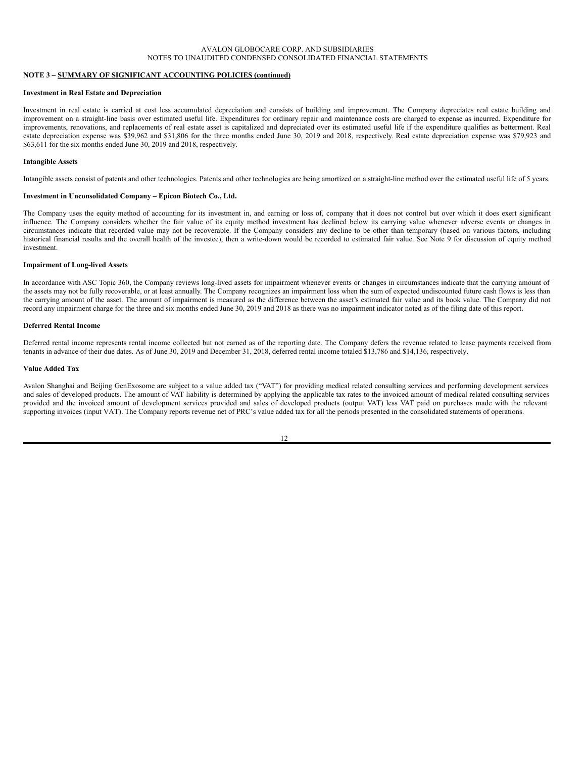**NOTE 3 – SUMMARY OF SIGNIFICANT ACCOUNTING POLICIES (continued)**

**Investment in Real Estate and Depreciation**

Investment in real estate is carried at cost less accumulated depreciation and consists of building and improvement. The Company depreciates real estate building and improvement on a straight-line basis over estimated useful life. Expenditures for ordinary repair and maintenance costs are charged to expense as incurred. Expenditure for improvements, renovations, and replacements of real estate asset is capitalized and depreciated over its estimated useful life if the expenditure qualifies as betterment. Real estate depreciation expense was $39,962 and $31,806 for the three months ended June 30, 2019 and 2018, respectively. Real estate depreciation expense was $79,923 and $63,611 for the six months ended June 30, 2019 and 2018, respectively.

**Intangible Assets**

Intangible assets consist of patents and other technologies. Patents and other technologies are being amortized on a straight-line method over the estimated useful life of 5 years.

**Investment in Unconsolidated Company – Epicon Biotech Co., Ltd.**

The Company uses the equity method of accounting for its investment in, and earning or loss of, company that it does not control but over which it does exert significant influence. The Company considers whether the fair value of its equity method investment has declined below its carrying value whenever adverse events or changes in circumstances indicate that recorded value may not be recoverable. If the Company considers any decline to be other than temporary (based on various factors, including historical financial results and the overall health of the investee), then a write-down would be recorded to estimated fair value. See Note 9 for discussion of equity method investment.

**Impairment of Long-lived Assets**

In accordance with ASC Topic 360, the Company reviews long-lived assets for impairment whenever events or changes in circumstances indicate that the carrying amount of the assets may not be fully recoverable, or at least annually. The Company recognizes an impairment loss when the sum of expected undiscounted future cash flows is less than the carrying amount of the asset. The amount of impairment is measured as the difference between the asset's estimated fair value and its book value. The Company did not record any impairment charge for the three and six months ended June 30, 2019 and 2018 as there was no impairment indicator noted as of the filing date of this report.

**Deferred Rental Income**

Deferred rental income represents rental income collected but not earned as of the reporting date. The Company defers the revenue related to lease payments received from tenants in advance of their due dates. As of June 30, 2019 and December 31, 2018, deferred rental income totaled $13,786 and $14,136, respectively.

**Value Added Tax**

Avalon Shanghai and Beijing GenExosome are subject to a value added tax ("VAT") for providing medical related consulting services and performing development services and sales of developed products. The amount of VAT liability is determined by applying the applicable tax rates to the invoiced amount of medical related consulting services provided and the invoiced amount of development services provided and sales of developed products (output VAT) less VAT paid on purchases made with the relevant supporting invoices (input VAT). The Company reports revenue net of PRC's value added tax for all the periods presented in the consolidated statements of operations.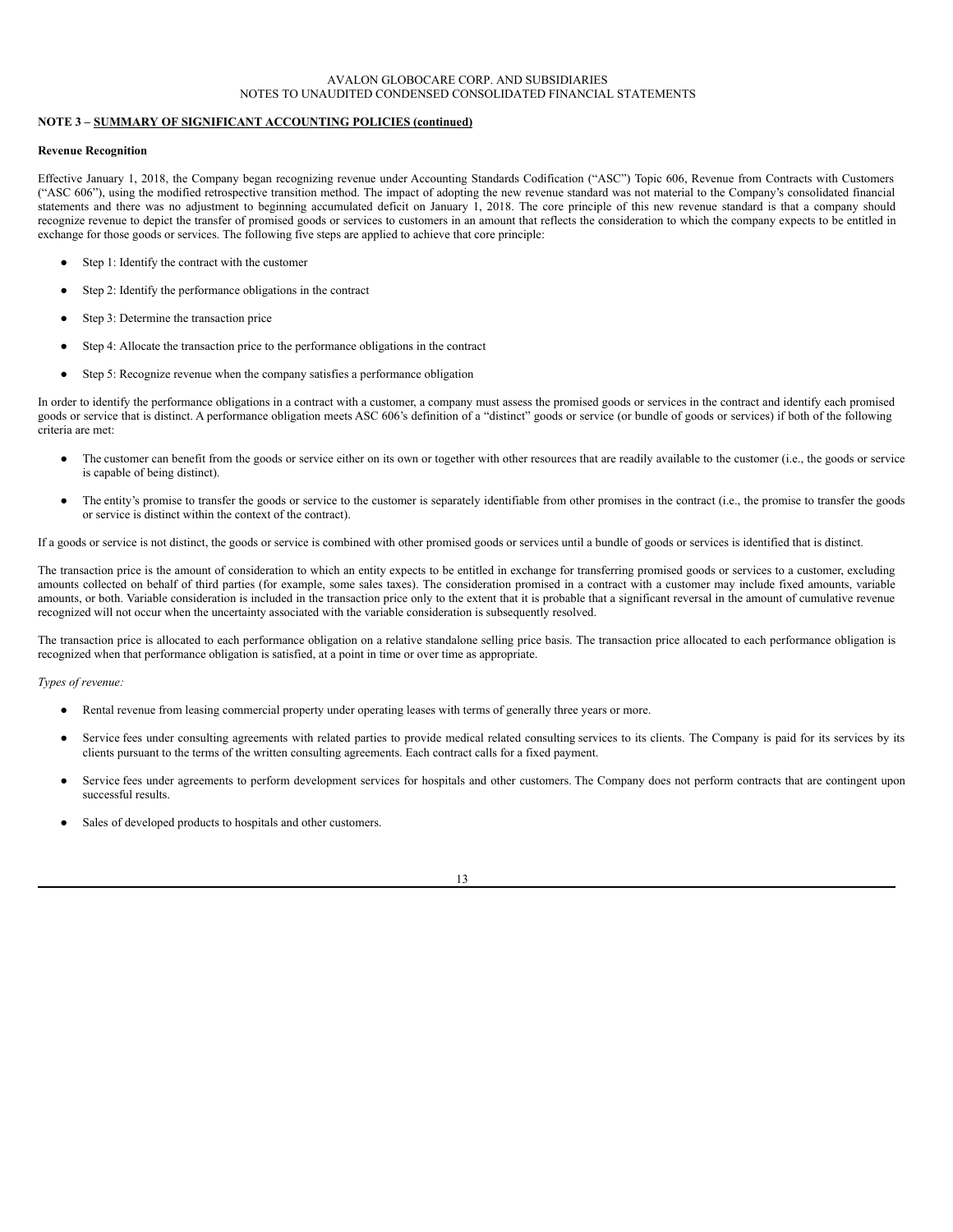**NOTE 3 – SUMMARY OF SIGNIFICANT ACCOUNTING POLICIES (continued)**

**Revenue Recognition**

Effective January 1, 2018, the Company began recognizing revenue under Accounting Standards Codification ("ASC") Topic 606, Revenue from Contracts with Customers ("ASC 606"), using the modified retrospective transition method. The impact of adopting the new revenue standard was not material to the Company's consolidated financial statements and there was no adjustment to beginning accumulated deficit on January 1, 2018. The core principle of this new revenue standard is that a company should recognize revenue to depict the transfer of promised goods or services to customers in an amount that reflects the consideration to which the company expects to be entitled in exchange for those goods or services. The following five steps are applied to achieve that core principle:

- Step 1: Identify the contract with the customer
- Step 2: Identify the performance obligations in the contract
- Step 3: Determine the transaction price
- Step 4: Allocate the transaction price to the performance obligations in the contract
- Step 5: Recognize revenue when the company satisfies a performance obligation

In order to identify the performance obligations in a contract with a customer, a company must assess the promised goods or services in the contract and identify each promised goods or service that is distinct. A performance obligation meets ASC 606's definition of a "distinct" goods or service (or bundle of goods or services) if both of the following criteria are met:

- The customer can benefit from the goods or service either on its own or together with other resources that are readily available to the customer (i.e., the goods or service is capable of being distinct).
- The entity's promise to transfer the goods or service to the customer is separately identifiable from other promises in the contract (i.e., the promise to transfer the goods or service is distinct within the context of the contract).

If a goods or service is not distinct, the goods or service is combined with other promised goods or services until a bundle of goods or services is identified that is distinct.

The transaction price is the amount of consideration to which an entity expects to be entitled in exchange for transferring promised goods or services to a customer, excluding amounts collected on behalf of third parties (for example, some sales taxes). The consideration promised in a contract with a customer may include fixed amounts, variable amounts, or both. Variable consideration is included in the transaction price only to the extent that it is probable that a significant reversal in the amount of cumulative revenue recognized will not occur when the uncertainty associated with the variable consideration is subsequently resolved.

The transaction price is allocated to each performance obligation on a relative standalone selling price basis. The transaction price allocated to each performance obligation is recognized when that performance obligation is satisfied, at a point in time or over time as appropriate.

*Types of revenue:*

- Rental revenue from leasing commercial property under operating leases with terms of generally three years or more.
- Service fees under consulting agreements with related parties to provide medical related consulting services to its clients. The Company is paid for its services by its clients pursuant to the terms of the written consulting agreements. Each contract calls for a fixed payment.
- Service fees under agreements to perform development services for hospitals and other customers. The Company does not perform contracts that are contingent upon successful results.
- Sales of developed products to hospitals and other customers.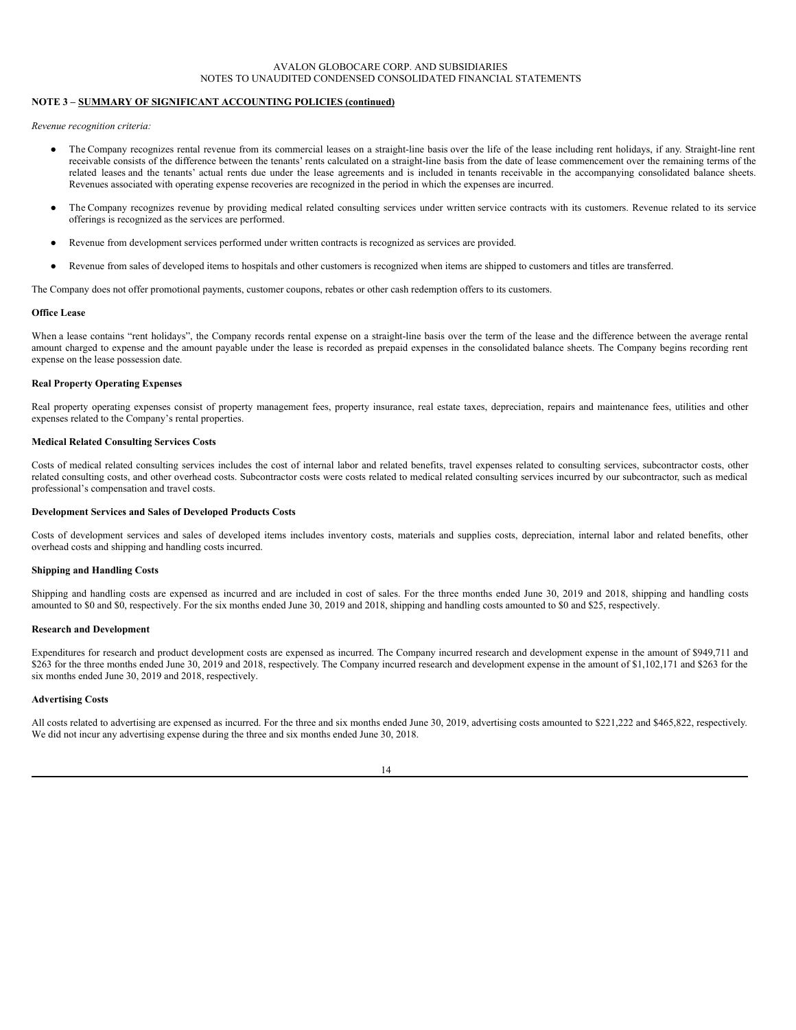**NOTE 3 – SUMMARY OF SIGNIFICANT ACCOUNTING POLICIES (continued)**

*Revenue recognition criteria:*

- The Company recognizes rental revenue from its commercial leases on a straight-line basis over the life of the lease including rent holidays, if any. Straight-line rent receivable consists of the difference between the tenants' rents calculated on a straight-line basis from the date of lease commencement over the remaining terms of the related leases and the tenants' actual rents due under the lease agreements and is included in tenants receivable in the accompanying consolidated balance sheets. Revenues associated with operating expense recoveries are recognized in the period in which the expenses are incurred.
- The Company recognizes revenue by providing medical related consulting services under written service contracts with its customers. Revenue related to its service offerings is recognized as the services are performed.
- Revenue from development services performed under written contracts is recognized as services are provided.
- Revenue from sales of developed items to hospitals and other customers is recognized when items are shipped to customers and titles are transferred.

The Company does not offer promotional payments, customer coupons, rebates or other cash redemption offers to its customers.

**Office Lease**

When a lease contains "rent holidays", the Company records rental expense on a straight-line basis over the term of the lease and the difference between the average rental amount charged to expense and the amount payable under the lease is recorded as prepaid expenses in the consolidated balance sheets. The Company begins recording rent expense on the lease possession date.

**Real Property Operating Expenses**

Real property operating expenses consist of property management fees, property insurance, real estate taxes, depreciation, repairs and maintenance fees, utilities and other expenses related to the Company's rental properties.

**Medical Related Consulting Services Costs**

Costs of medical related consulting services includes the cost of internal labor and related benefits, travel expenses related to consulting services, subcontractor costs, other related consulting costs, and other overhead costs. Subcontractor costs were costs related to medical related consulting services incurred by our subcontractor, such as medical professional's compensation and travel costs.

**Development Services and Sales of Developed Products Costs**

Costs of development services and sales of developed items includes inventory costs, materials and supplies costs, depreciation, internal labor and related benefits, other overhead costs and shipping and handling costs incurred.

**Shipping and Handling Costs**

Shipping and handling costs are expensed as incurred and are included in cost of sales. For the three months ended June 30, 2019 and 2018, shipping and handling costs amounted to $0 and $0, respectively. For the six months ended June 30, 2019 and 2018, shipping and handling costs amounted to $0 and $25, respectively.

**Research and Development**

Expenditures for research and product development costs are expensed as incurred. The Company incurred research and development expense in the amount of $949,711 and $263 for the three months ended June 30, 2019 and 2018, respectively. The Company incurred research and development expense in the amount of $1,102,171 and $263 for the six months ended June 30, 2019 and 2018, respectively.

**Advertising Costs**

All costs related to advertising are expensed as incurred. For the three and six months ended June 30, 2019, advertising costs amounted to $221,222 and $465,822, respectively. We did not incur any advertising expense during the three and six months ended June 30, 2018.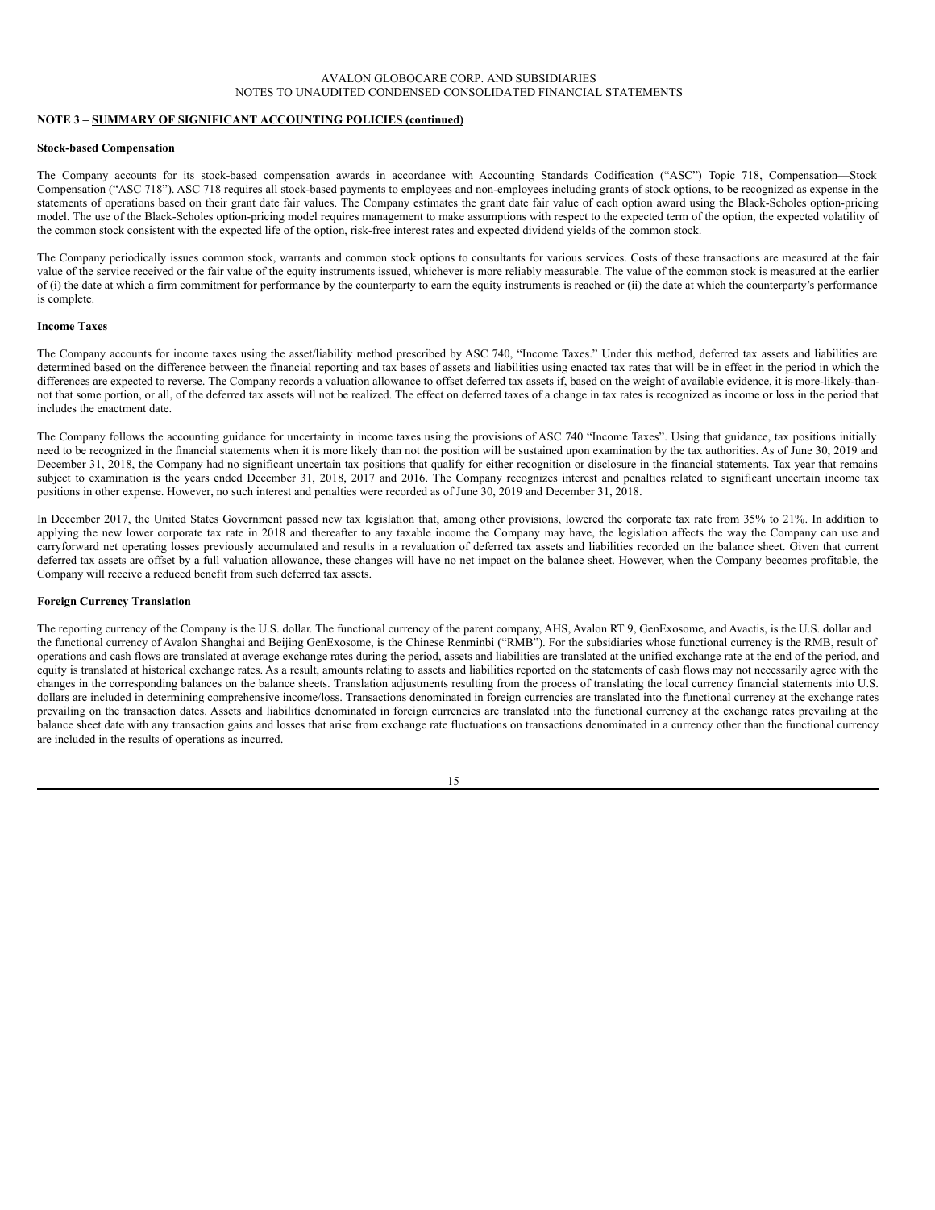**NOTE 3 – SUMMARY OF SIGNIFICANT ACCOUNTING POLICIES (continued)**

**Stock-based Compensation**

The Company accounts for its stock-based compensation awards in accordance with Accounting Standards Codification ("ASC") Topic 718, Compensation—Stock Compensation ("ASC 718"). ASC 718 requires all stock-based payments to employees and non-employees including grants of stock options, to be recognized as expense in the statements of operations based on their grant date fair values. The Company estimates the grant date fair value of each option award using the Black-Scholes option-pricing model. The use of the Black-Scholes option-pricing model requires management to make assumptions with respect to the expected term of the option, the expected volatility of the common stock consistent with the expected life of the option, risk-free interest rates and expected dividend yields of the common stock.

The Company periodically issues common stock, warrants and common stock options to consultants for various services. Costs of these transactions are measured at the fair value of the service received or the fair value of the equity instruments issued, whichever is more reliably measurable. The value of the common stock is measured at the earlier of (i) the date at which a firm commitment for performance by the counterparty to earn the equity instruments is reached or (ii) the date at which the counterparty's performance is complete.

**Income Taxes**

The Company accounts for income taxes using the asset/liability method prescribed by ASC 740, "Income Taxes." Under this method, deferred tax assets and liabilities are determined based on the difference between the financial reporting and tax bases of assets and liabilities using enacted tax rates that will be in effect in the period in which the differences are expected to reverse. The Company records a valuation allowance to offset deferred tax assets if, based on the weight of available evidence, it is more-likely-than-not that some portion, or all, of the deferred tax assets will not be realized. The effect on deferred taxes of a change in tax rates is recognized as income or loss in the period that includes the enactment date.

The Company follows the accounting guidance for uncertainty in income taxes using the provisions of ASC 740 "Income Taxes". Using that guidance, tax positions initially need to be recognized in the financial statements when it is more likely than not the position will be sustained upon examination by the tax authorities. As of June 30, 2019 and December 31, 2018, the Company had no significant uncertain tax positions that qualify for either recognition or disclosure in the financial statements. Tax year that remains subject to examination is the years ended December 31, 2018, 2017 and 2016. The Company recognizes interest and penalties related to significant uncertain income tax positions in other expense. However, no such interest and penalties were recorded as of June 30, 2019 and December 31, 2018.

In December 2017, the United States Government passed new tax legislation that, among other provisions, lowered the corporate tax rate from 35% to 21%. In addition to applying the new lower corporate tax rate in 2018 and thereafter to any taxable income the Company may have, the legislation affects the way the Company can use and carryforward net operating losses previously accumulated and results in a revaluation of deferred tax assets and liabilities recorded on the balance sheet. Given that current deferred tax assets are offset by a full valuation allowance, these changes will have no net impact on the balance sheet. However, when the Company becomes profitable, the Company will receive a reduced benefit from such deferred tax assets.

**Foreign Currency Translation**

The reporting currency of the Company is the U.S. dollar. The functional currency of the parent company, AHS, Avalon RT 9, GenExosome, and Avactis, is the U.S. dollar and the functional currency of Avalon Shanghai and Beijing GenExosome, is the Chinese Renminbi ("RMB"). For the subsidiaries whose functional currency is the RMB, result of operations and cash flows are translated at average exchange rates during the period, assets and liabilities are translated at the unified exchange rate at the end of the period, and equity is translated at historical exchange rates. As a result, amounts relating to assets and liabilities reported on the statements of cash flows may not necessarily agree with the changes in the corresponding balances on the balance sheets. Translation adjustments resulting from the process of translating the local currency financial statements into U.S. dollars are included in determining comprehensive income/loss. Transactions denominated in foreign currencies are translated into the functional currency at the exchange rates prevailing on the transaction dates. Assets and liabilities denominated in foreign currencies are translated into the functional currency at the exchange rates prevailing at the balance sheet date with any transaction gains and losses that arise from exchange rate fluctuations on transactions denominated in a currency other than the functional currency are included in the results of operations as incurred.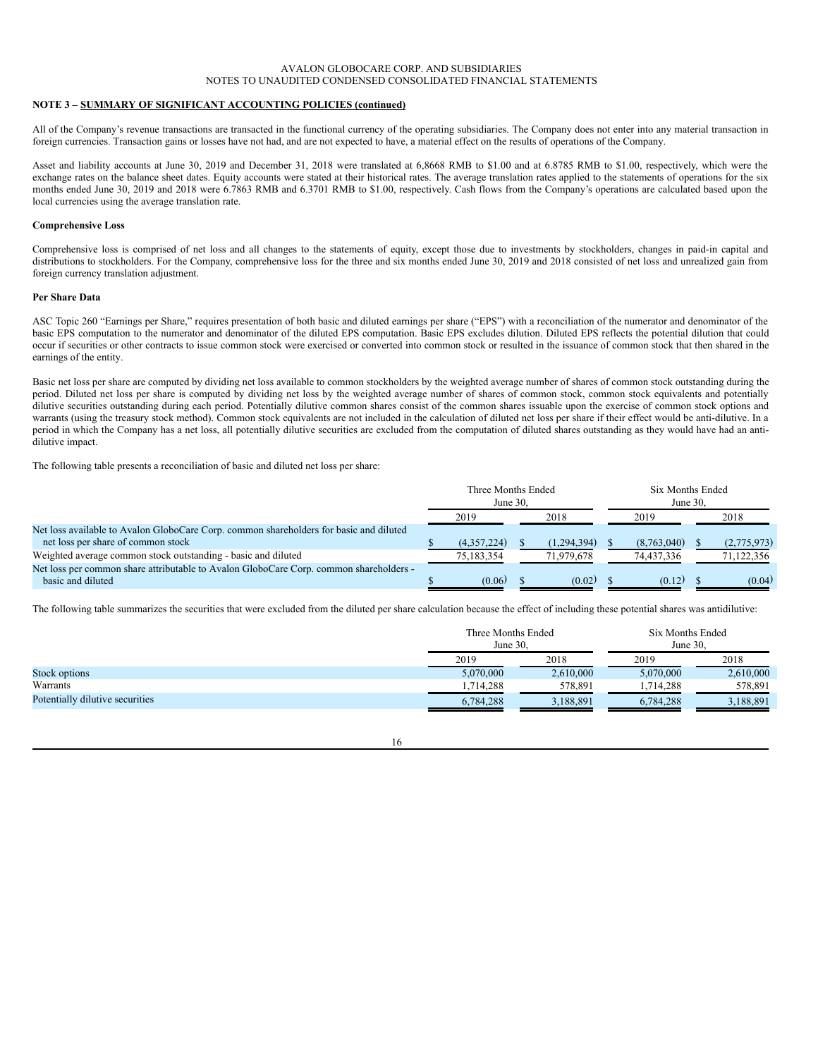AVALON GLOBOCARE CORP. AND SUBSIDIARIES
NOTES TO UNAUDITED CONDENSED CONSOLIDATED FINANCIAL STATEMENTS

**NOTE 3 – SUMMARY OF SIGNIFICANT ACCOUNTING POLICIES (continued)**

All of the Company's revenue transactions are transacted in the functional currency of the operating subsidiaries. The Company does not enter into any material transaction in foreign currencies. Transaction gains or losses have not had, and are not expected to have, a material effect on the results of operations of the Company.

Asset and liability accounts at June 30, 2019 and December 31, 2018 were translated at 6,8668 RMB to $1.00 and at 6.8785 RMB to $1.00, respectively, which were the exchange rates on the balance sheet dates. Equity accounts were stated at their historical rates. The average translation rates applied to the statements of operations for the six months ended June 30, 2019 and 2018 were 6.7863 RMB and 6.3701 RMB to $1.00, respectively. Cash flows from the Company's operations are calculated based upon the local currencies using the average translation rate.

**Comprehensive Loss**

Comprehensive loss is comprised of net loss and all changes to the statements of equity, except those due to investments by stockholders, changes in paid-in capital and distributions to stockholders. For the Company, comprehensive loss for the three and six months ended June 30, 2019 and 2018 consisted of net loss and unrealized gain from foreign currency translation adjustment.

**Per Share Data**

ASC Topic 260 "Earnings per Share," requires presentation of both basic and diluted earnings per share ("EPS") with a reconciliation of the numerator and denominator of the basic EPS computation to the numerator and denominator of the diluted EPS computation. Basic EPS excludes dilution. Diluted EPS reflects the potential dilution that could occur if securities or other contracts to issue common stock were exercised or converted into common stock or resulted in the issuance of common stock that then shared in the earnings of the entity.

Basic net loss per share are computed by dividing net loss available to common stockholders by the weighted average number of shares of common stock outstanding during the period. Diluted net loss per share is computed by dividing net loss by the weighted average number of shares of common stock, common stock equivalents and potentially dilutive securities outstanding during each period. Potentially dilutive common shares consist of the common shares issuable upon the exercise of common stock options and warrants (using the treasury stock method). Common stock equivalents are not included in the calculation of diluted net loss per share if their effect would be anti-dilutive. In a period in which the Company has a net loss, all potentially dilutive securities are excluded from the computation of diluted shares outstanding as they would have had an anti-dilutive impact.

The following table presents a reconciliation of basic and diluted net loss per share:

| | Three Months Ended June 30, | | Six Months Ended June 30, | |
|---|---|---|---|---|
| | 2019 | 2018 | 2019 | 2018 |
| Net loss available to Avalon GloboCare Corp. common shareholders for basic and diluted net loss per share of common stock | $ (4,357,224) | $ (1,294,394) | $ (8,763,040) | $ (2,775,973) |
| Weighted average common stock outstanding - basic and diluted | 75,183,354 | 71,979,678 | 74,437,336 | 71,122,356 |
| Net loss per common share attributable to Avalon GloboCare Corp. common shareholders - basic and diluted | $ (0.06) | $ (0.02) | $ (0.12) | $ (0.04) |

The following table summarizes the securities that were excluded from the diluted per share calculation because the effect of including these potential shares was antidilutive:

| | Three Months Ended June 30, | | Six Months Ended June 30, | |
|---|---|---|---|---|
| | 2019 | 2018 | 2019 | 2018 |
| Stock options | 5,070,000 | 2,610,000 | 5,070,000 | 2,610,000 |
| Warrants | 1,714,288 | 578,891 | 1,714,288 | 578,891 |
| Potentially dilutive securities | 6,784,288 | 3,188,891 | 6,784,288 | 3,188,891 |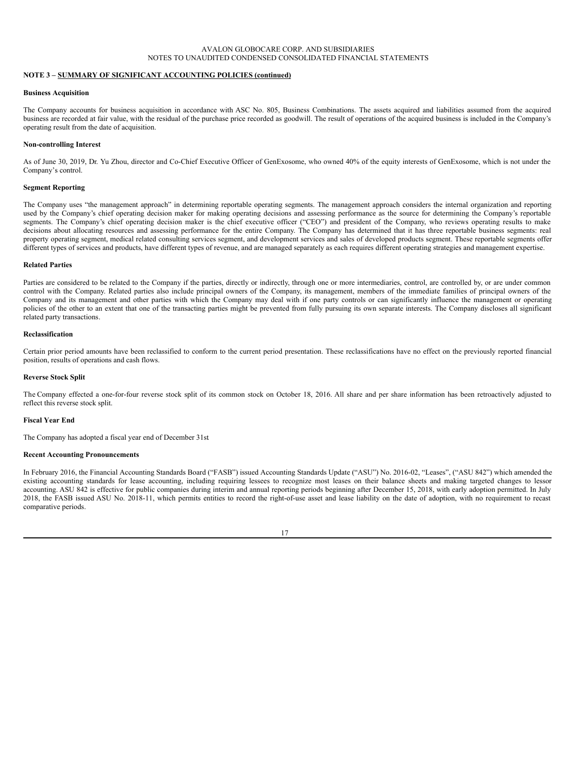**NOTE 3 – SUMMARY OF SIGNIFICANT ACCOUNTING POLICIES (continued)**

**Business Acquisition**

The Company accounts for business acquisition in accordance with ASC No. 805, Business Combinations. The assets acquired and liabilities assumed from the acquired business are recorded at fair value, with the residual of the purchase price recorded as goodwill. The result of operations of the acquired business is included in the Company's operating result from the date of acquisition.

**Non-controlling Interest**

As of June 30, 2019, Dr. Yu Zhou, director and Co-Chief Executive Officer of GenExosome, who owned 40% of the equity interests of GenExosome, which is not under the Company's control.

**Segment Reporting**

The Company uses "the management approach" in determining reportable operating segments. The management approach considers the internal organization and reporting used by the Company's chief operating decision maker for making operating decisions and assessing performance as the source for determining the Company's reportable segments. The Company's chief operating decision maker is the chief executive officer ("CEO") and president of the Company, who reviews operating results to make decisions about allocating resources and assessing performance for the entire Company. The Company has determined that it has three reportable business segments: real property operating segment, medical related consulting services segment, and development services and sales of developed products segment. These reportable segments offer different types of services and products, have different types of revenue, and are managed separately as each requires different operating strategies and management expertise.

**Related Parties**

Parties are considered to be related to the Company if the parties, directly or indirectly, through one or more intermediaries, control, are controlled by, or are under common control with the Company. Related parties also include principal owners of the Company, its management, members of the immediate families of principal owners of the Company and its management and other parties with which the Company may deal with if one party controls or can significantly influence the management or operating policies of the other to an extent that one of the transacting parties might be prevented from fully pursuing its own separate interests. The Company discloses all significant related party transactions.

**Reclassification**

Certain prior period amounts have been reclassified to conform to the current period presentation. These reclassifications have no effect on the previously reported financial position, results of operations and cash flows.

**Reverse Stock Split**

The Company effected a one-for-four reverse stock split of its common stock on October 18, 2016. All share and per share information has been retroactively adjusted to reflect this reverse stock split.

**Fiscal Year End**

The Company has adopted a fiscal year end of December 31st

**Recent Accounting Pronouncements**

In February 2016, the Financial Accounting Standards Board ("FASB") issued Accounting Standards Update ("ASU") No. 2016-02, "Leases", ("ASU 842") which amended the existing accounting standards for lease accounting, including requiring lessees to recognize most leases on their balance sheets and making targeted changes to lessor accounting. ASU 842 is effective for public companies during interim and annual reporting periods beginning after December 15, 2018, with early adoption permitted. In July 2018, the FASB issued ASU No. 2018-11, which permits entities to record the right-of-use asset and lease liability on the date of adoption, with no requirement to recast comparative periods.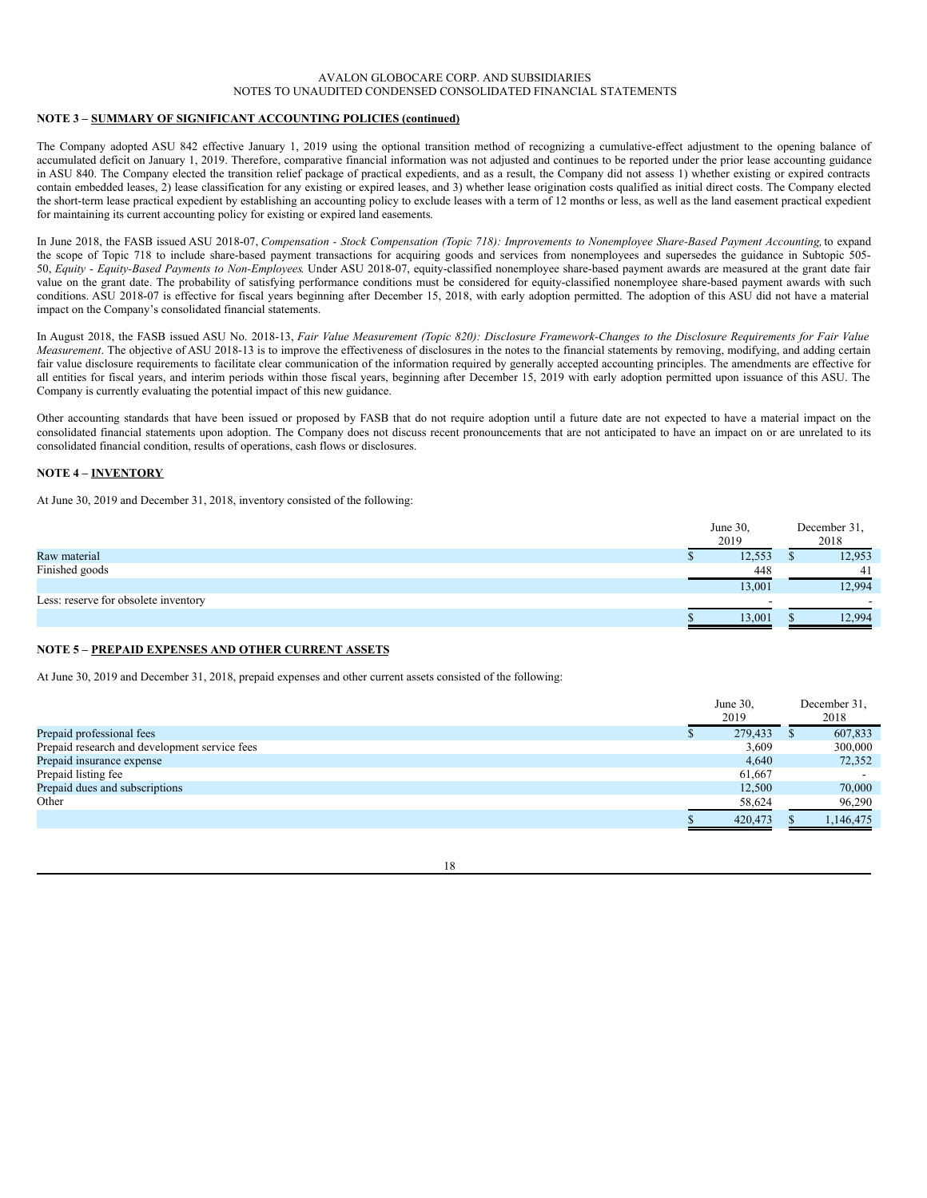**NOTE 3 – SUMMARY OF SIGNIFICANT ACCOUNTING POLICIES (continued)**

The Company adopted ASU 842 effective January 1, 2019 using the optional transition method of recognizing a cumulative-effect adjustment to the opening balance of accumulated deficit on January 1, 2019. Therefore, comparative financial information was not adjusted and continues to be reported under the prior lease accounting guidance in ASU 840. The Company elected the transition relief package of practical expedients, and as a result, the Company did not assess 1) whether existing or expired contracts contain embedded leases, 2) lease classification for any existing or expired leases, and 3) whether lease origination costs qualified as initial direct costs. The Company elected the short-term lease practical expedient by establishing an accounting policy to exclude leases with a term of 12 months or less, as well as the land easement practical expedient for maintaining its current accounting policy for existing or expired land easements.

In June 2018, the FASB issued ASU 2018-07, *Compensation - Stock Compensation (Topic 718): Improvements to Nonemployee Share-Based Payment Accounting,* to expand the scope of Topic 718 to include share-based payment transactions for acquiring goods and services from nonemployees and supersedes the guidance in Subtopic 505-50, *Equity - Equity-Based Payments to Non-Employees.* Under ASU 2018-07, equity-classified nonemployee share-based payment awards are measured at the grant date fair value on the grant date. The probability of satisfying performance conditions must be considered for equity-classified nonemployee share-based payment awards with such conditions. ASU 2018-07 is effective for fiscal years beginning after December 15, 2018, with early adoption permitted. The adoption of this ASU did not have a material impact on the Company's consolidated financial statements.

In August 2018, the FASB issued ASU No. 2018-13, *Fair Value Measurement (Topic 820): Disclosure Framework-Changes to the Disclosure Requirements for Fair Value Measurement*. The objective of ASU 2018-13 is to improve the effectiveness of disclosures in the notes to the financial statements by removing, modifying, and adding certain fair value disclosure requirements to facilitate clear communication of the information required by generally accepted accounting principles. The amendments are effective for all entities for fiscal years, and interim periods within those fiscal years, beginning after December 15, 2019 with early adoption permitted upon issuance of this ASU. The Company is currently evaluating the potential impact of this new guidance.

Other accounting standards that have been issued or proposed by FASB that do not require adoption until a future date are not expected to have a material impact on the consolidated financial statements upon adoption. The Company does not discuss recent pronouncements that are not anticipated to have an impact on or are unrelated to its consolidated financial condition, results of operations, cash flows or disclosures.

**NOTE 4 – INVENTORY**

At June 30, 2019 and December 31, 2018, inventory consisted of the following:

| | June 30, 2019 | December 31, 2018 |
|---|---|---|
| Raw material | $ 12,553 | $ 12,953 |
| Finished goods | 448 | 41 |
| | 13,001 | 12,994 |
| Less: reserve for obsolete inventory | - | - |
| | $ 13,001 | $ 12,994 |

**NOTE 5 – PREPAID EXPENSES AND OTHER CURRENT ASSETS**

At June 30, 2019 and December 31, 2018, prepaid expenses and other current assets consisted of the following:

| | June 30, 2019 | December 31, 2018 |
|---|---|---|
| Prepaid professional fees | $ 279,433 | $ 607,833 |
| Prepaid research and development service fees | 3,609 | 300,000 |
| Prepaid insurance expense | 4,640 | 72,352 |
| Prepaid listing fee | 61,667 | - |
| Prepaid dues and subscriptions | 12,500 | 70,000 |
| Other | 58,624 | 96,290 |
| | $ 420,473 | $ 1,146,475 |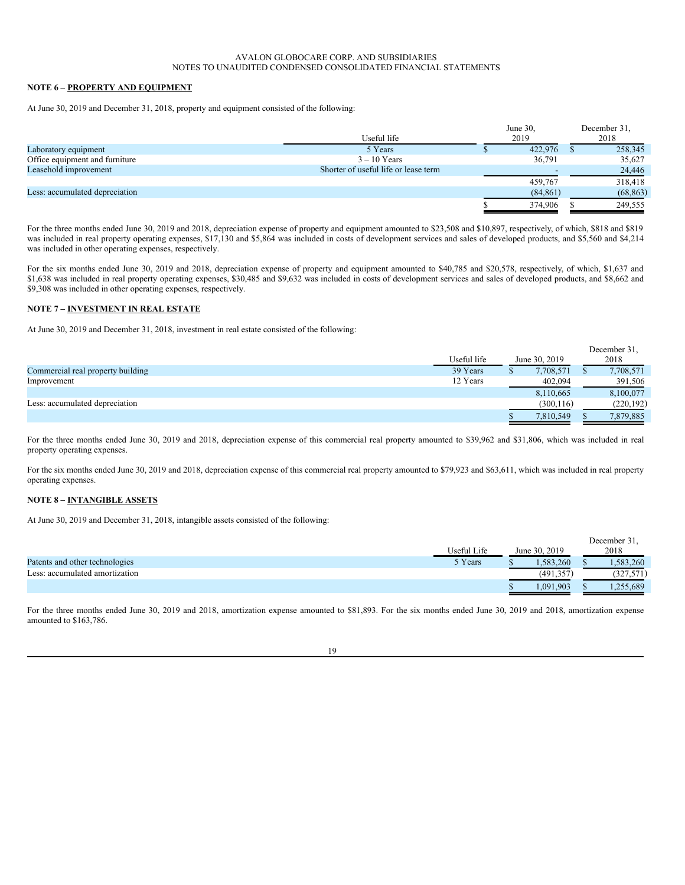AVALON GLOBOCARE CORP. AND SUBSIDIARIES
NOTES TO UNAUDITED CONDENSED CONSOLIDATED FINANCIAL STATEMENTS

**NOTE 6 – PROPERTY AND EQUIPMENT**

At June 30, 2019 and December 31, 2018, property and equipment consisted of the following:

| | Useful life | June 30, 2019 | December 31, 2018 |
|---|---|---|---|
| Laboratory equipment | 5 Years | $ 422,976 | $ 258,345 |
| Office equipment and furniture | 3 – 10 Years | 36,791 | 35,627 |
| Leasehold improvement | Shorter of useful life or lease term | - | 24,446 |
| | | 459,767 | 318,418 |
| Less: accumulated depreciation | | (84,861) | (68,863) |
| | | $ 374,906 | $ 249,555 |

For the three months ended June 30, 2019 and 2018, depreciation expense of property and equipment amounted to $23,508 and $10,897, respectively, of which, $818 and $819 was included in real property operating expenses, $17,130 and $5,864 was included in costs of development services and sales of developed products, and $5,560 and $4,214 was included in other operating expenses, respectively.

For the six months ended June 30, 2019 and 2018, depreciation expense of property and equipment amounted to $40,785 and $20,578, respectively, of which, $1,637 and $1,638 was included in real property operating expenses, $30,485 and $9,632 was included in costs of development services and sales of developed products, and $8,662 and $9,308 was included in other operating expenses, respectively.

**NOTE 7 – INVESTMENT IN REAL ESTATE**

At June 30, 2019 and December 31, 2018, investment in real estate consisted of the following:

| | Useful life | June 30, 2019 | December 31, 2018 |
|---|---|---|---|
| Commercial real property building | 39 Years | $ 7,708,571 | $ 7,708,571 |
| Improvement | 12 Years | 402,094 | 391,506 |
| | | 8,110,665 | 8,100,077 |
| Less: accumulated depreciation | | (300,116) | (220,192) |
| | | $ 7,810,549 | $ 7,879,885 |

For the three months ended June 30, 2019 and 2018, depreciation expense of this commercial real property amounted to $39,962 and $31,806, which was included in real property operating expenses.

For the six months ended June 30, 2019 and 2018, depreciation expense of this commercial real property amounted to $79,923 and $63,611, which was included in real property operating expenses.

**NOTE 8 – INTANGIBLE ASSETS**

At June 30, 2019 and December 31, 2018, intangible assets consisted of the following:

| | Useful Life | June 30, 2019 | December 31, 2018 |
|---|---|---|---|
| Patents and other technologies | 5 Years | $ 1,583,260 | $ 1,583,260 |
| Less: accumulated amortization | | (491,357) | (327,571) |
| | | $ 1,091,903 | $ 1,255,689 |

For the three months ended June 30, 2019 and 2018, amortization expense amounted to $81,893. For the six months ended June 30, 2019 and 2018, amortization expense amounted to $163,786.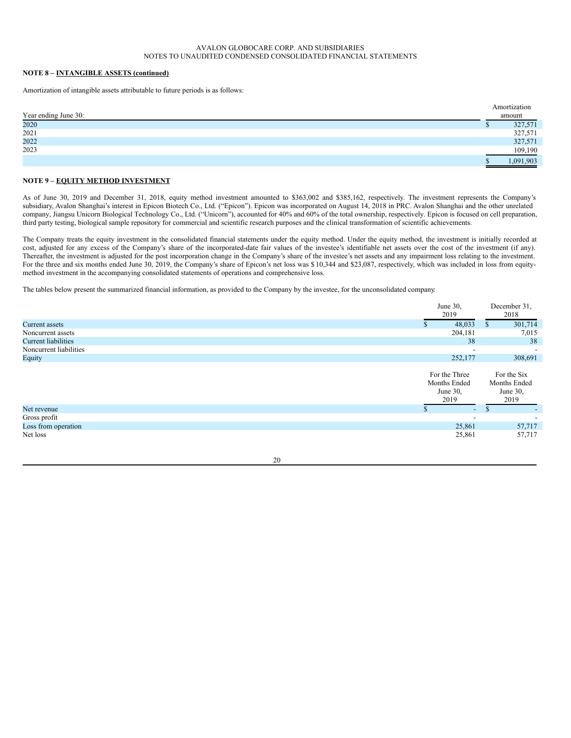**NOTE 8 – INTANGIBLE ASSETS (continued)**

Amortization of intangible assets attributable to future periods is as follows:

| Year ending June 30: | Amortization amount |
|---|---|
| 2020 | $ 327,571 |
| 2021 | 327,571 |
| 2022 | 327,571 |
| 2023 | 109,190 |
| | $ 1,091,903 |

**NOTE 9 – EQUITY METHOD INVESTMENT**

As of June 30, 2019 and December 31, 2018, equity method investment amounted to $363,002 and $385,162, respectively. The investment represents the Company's subsidiary, Avalon Shanghai's interest in Epicon Biotech Co., Ltd. ("Epicon"). Epicon was incorporated on August 14, 2018 in PRC. Avalon Shanghai and the other unrelated company, Jiangsu Unicorn Biological Technology Co., Ltd. ("Unicorn"), accounted for 40% and 60% of the total ownership, respectively. Epicon is focused on cell preparation, third party testing, biological sample repository for commercial and scientific research purposes and the clinical transformation of scientific achievements.

The Company treats the equity investment in the consolidated financial statements under the equity method. Under the equity method, the investment is initially recorded at cost, adjusted for any excess of the Company's share of the incorporated-date fair values of the investee's identifiable net assets over the cost of the investment (if any). Thereafter, the investment is adjusted for the post incorporation change in the Company's share of the investee's net assets and any impairment loss relating to the investment. For the three and six months ended June 30, 2019, the Company's share of Epicon's net loss was $ 10,344 and $23,087, respectively, which was included in loss from equity-method investment in the accompanying consolidated statements of operations and comprehensive loss.

The tables below present the summarized financial information, as provided to the Company by the investee, for the unconsolidated company.

| | June 30, 2019 | December 31, 2018 |
|---|---|---|
| Current assets | $ 48,033 | $ 301,714 |
| Noncurrent assets | 204,181 | 7,015 |
| Current liabilities | 38 | 38 |
| Noncurrent liabilities | - | - |
| Equity | 252,177 | 308,691 |

| | For the Three Months Ended June 30, 2019 | For the Six Months Ended June 30, 2019 |
|---|---|---|
| Net revenue | $ - | $ - |
| Gross profit | - | - |
| Loss from operation | 25,861 | 57,717 |
| Net loss | 25,861 | 57,717 |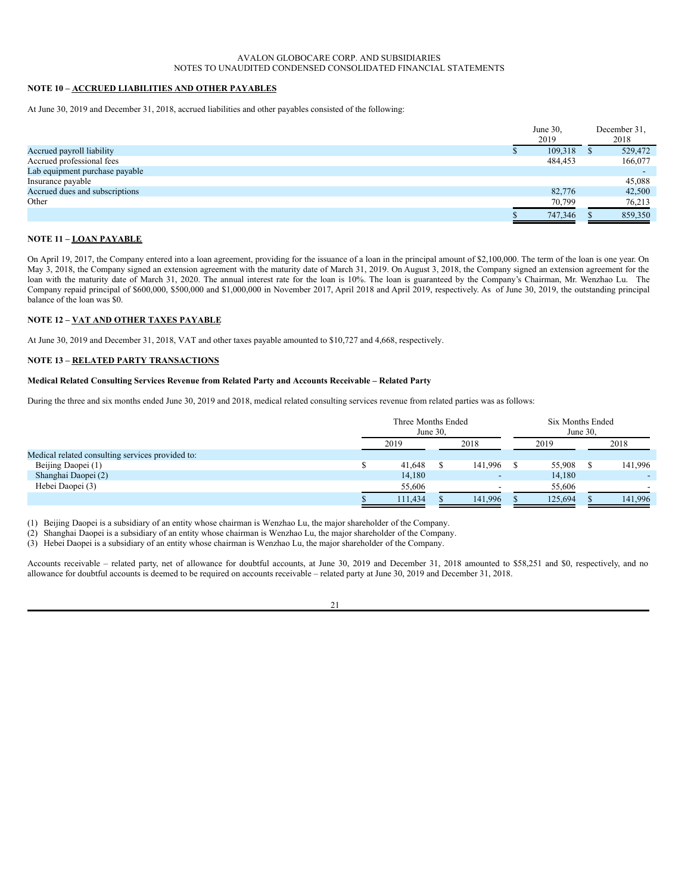AVALON GLOBOCARE CORP. AND SUBSIDIARIES
NOTES TO UNAUDITED CONDENSED CONSOLIDATED FINANCIAL STATEMENTS

**NOTE 10 – ACCRUED LIABILITIES AND OTHER PAYABLES**

At June 30, 2019 and December 31, 2018, accrued liabilities and other payables consisted of the following:

| | June 30, 2019 | December 31, 2018 |
|---|---|---|
| Accrued payroll liability | $ 109,318 | $ 529,472 |
| Accrued professional fees | 484,453 | 166,077 |
| Lab equipment purchase payable | | - |
| Insurance payable | | 45,088 |
| Accrued dues and subscriptions | 82,776 | 42,500 |
| Other | 70,799 | 76,213 |
| | $ 747,346 | $ 859,350 |

**NOTE 11 – LOAN PAYABLE**

On April 19, 2017, the Company entered into a loan agreement, providing for the issuance of a loan in the principal amount of $2,100,000. The term of the loan is one year. On May 3, 2018, the Company signed an extension agreement with the maturity date of March 31, 2019. On August 3, 2018, the Company signed an extension agreement for the loan with the maturity date of March 31, 2020. The annual interest rate for the loan is 10%. The loan is guaranteed by the Company's Chairman, Mr. Wenzhao Lu. The Company repaid principal of $600,000, $500,000 and $1,000,000 in November 2017, April 2018 and April 2019, respectively. As of June 30, 2019, the outstanding principal balance of the loan was $0.

**NOTE 12 – VAT AND OTHER TAXES PAYABLE**

At June 30, 2019 and December 31, 2018, VAT and other taxes payable amounted to $10,727 and 4,668, respectively.

**NOTE 13 – RELATED PARTY TRANSACTIONS**

**Medical Related Consulting Services Revenue from Related Party and Accounts Receivable – Related Party**

During the three and six months ended June 30, 2019 and 2018, medical related consulting services revenue from related parties was as follows:

| | Three Months Ended June 30, | | Six Months Ended June 30, | |
|---|---|---|---|---|
| | 2019 | 2018 | 2019 | 2018 |
| Medical related consulting services provided to: | | | | |
| Beijing Daopei (1) | $ 41,648 | $ 141,996 | $ 55,908 | $ 141,996 |
| Shanghai Daopei (2) | 14,180 | - | 14,180 | - |
| Hebei Daopei (3) | 55,606 | - | 55,606 | - |
| | $ 111,434 | $ 141,996 | $ 125,694 | $ 141,996 |

(1) Beijing Daopei is a subsidiary of an entity whose chairman is Wenzhao Lu, the major shareholder of the Company.
(2) Shanghai Daopei is a subsidiary of an entity whose chairman is Wenzhao Lu, the major shareholder of the Company.
(3) Hebei Daopei is a subsidiary of an entity whose chairman is Wenzhao Lu, the major shareholder of the Company.

Accounts receivable – related party, net of allowance for doubtful accounts, at June 30, 2019 and December 31, 2018 amounted to $58,251 and $0, respectively, and no allowance for doubtful accounts is deemed to be required on accounts receivable – related party at June 30, 2019 and December 31, 2018.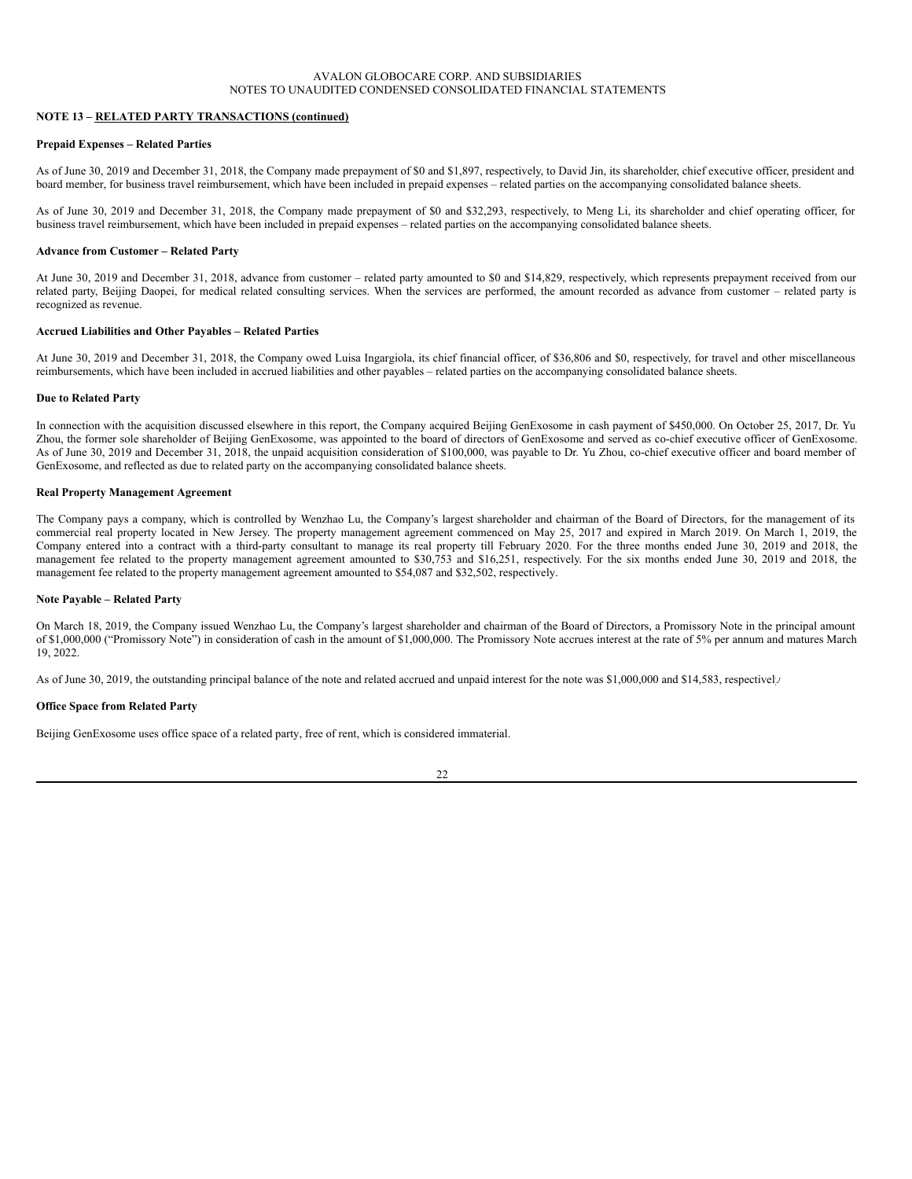**NOTE 13 – RELATED PARTY TRANSACTIONS (continued)**

**Prepaid Expenses – Related Parties**

As of June 30, 2019 and December 31, 2018, the Company made prepayment of $0 and $1,897, respectively, to David Jin, its shareholder, chief executive officer, president and board member, for business travel reimbursement, which have been included in prepaid expenses – related parties on the accompanying consolidated balance sheets.

As of June 30, 2019 and December 31, 2018, the Company made prepayment of $0 and $32,293, respectively, to Meng Li, its shareholder and chief operating officer, for business travel reimbursement, which have been included in prepaid expenses – related parties on the accompanying consolidated balance sheets.

**Advance from Customer – Related Party**

At June 30, 2019 and December 31, 2018, advance from customer – related party amounted to $0 and $14,829, respectively, which represents prepayment received from our related party, Beijing Daopei, for medical related consulting services. When the services are performed, the amount recorded as advance from customer – related party is recognized as revenue.

**Accrued Liabilities and Other Payables – Related Parties**

At June 30, 2019 and December 31, 2018, the Company owed Luisa Ingargiola, its chief financial officer, of $36,806 and $0, respectively, for travel and other miscellaneous reimbursements, which have been included in accrued liabilities and other payables – related parties on the accompanying consolidated balance sheets.

**Due to Related Party**

In connection with the acquisition discussed elsewhere in this report, the Company acquired Beijing GenExosome in cash payment of $450,000. On October 25, 2017, Dr. Yu Zhou, the former sole shareholder of Beijing GenExosome, was appointed to the board of directors of GenExosome and served as co-chief executive officer of GenExosome. As of June 30, 2019 and December 31, 2018, the unpaid acquisition consideration of $100,000, was payable to Dr. Yu Zhou, co-chief executive officer and board member of GenExosome, and reflected as due to related party on the accompanying consolidated balance sheets.

**Real Property Management Agreement**

The Company pays a company, which is controlled by Wenzhao Lu, the Company's largest shareholder and chairman of the Board of Directors, for the management of its commercial real property located in New Jersey. The property management agreement commenced on May 25, 2017 and expired in March 2019. On March 1, 2019, the Company entered into a contract with a third-party consultant to manage its real property till February 2020. For the three months ended June 30, 2019 and 2018, the management fee related to the property management agreement amounted to $30,753 and $16,251, respectively. For the six months ended June 30, 2019 and 2018, the management fee related to the property management agreement amounted to $54,087 and $32,502, respectively.

**Note Payable – Related Party**

On March 18, 2019, the Company issued Wenzhao Lu, the Company's largest shareholder and chairman of the Board of Directors, a Promissory Note in the principal amount of $1,000,000 ("Promissory Note") in consideration of cash in the amount of $1,000,000. The Promissory Note accrues interest at the rate of 5% per annum and matures March 19, 2022.

As of June 30, 2019, the outstanding principal balance of the note and related accrued and unpaid interest for the note was $1,000,000 and $14,583, respectively.

**Office Space from Related Party**

Beijing GenExosome uses office space of a related party, free of rent, which is considered immaterial.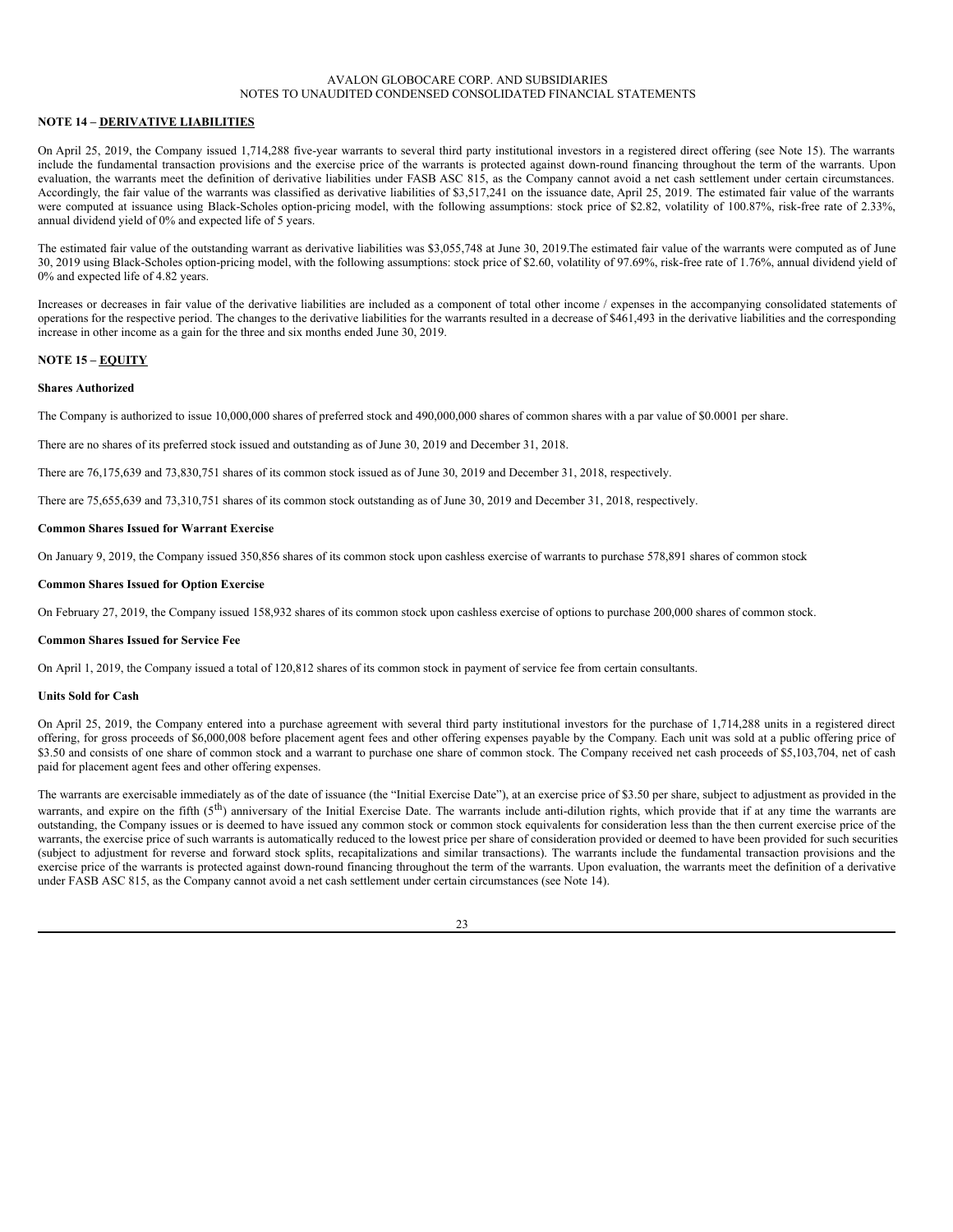## NOTE 14 – DERIVATIVE LIABILITIES

On April 25, 2019, the Company issued 1,714,288 five-year warrants to several third party institutional investors in a registered direct offering (see Note 15). The warrants include the fundamental transaction provisions and the exercise price of the warrants is protected against down-round financing throughout the term of the warrants. Upon evaluation, the warrants meet the definition of derivative liabilities under FASB ASC 815, as the Company cannot avoid a net cash settlement under certain circumstances. Accordingly, the fair value of the warrants was classified as derivative liabilities of $3,517,241 on the issuance date, April 25, 2019. The estimated fair value of the warrants were computed at issuance using Black-Scholes option-pricing model, with the following assumptions: stock price of $2.82, volatility of 100.87%, risk-free rate of 2.33%, annual dividend yield of 0% and expected life of 5 years.

The estimated fair value of the outstanding warrant as derivative liabilities was $3,055,748 at June 30, 2019.The estimated fair value of the warrants were computed as of June 30, 2019 using Black-Scholes option-pricing model, with the following assumptions: stock price of $2.60, volatility of 97.69%, risk-free rate of 1.76%, annual dividend yield of 0% and expected life of 4.82 years.

Increases or decreases in fair value of the derivative liabilities are included as a component of total other income / expenses in the accompanying consolidated statements of operations for the respective period. The changes to the derivative liabilities for the warrants resulted in a decrease of $461,493 in the derivative liabilities and the corresponding increase in other income as a gain for the three and six months ended June 30, 2019.

## NOTE 15 – EQUITY

### Shares Authorized

The Company is authorized to issue 10,000,000 shares of preferred stock and 490,000,000 shares of common shares with a par value of $0.0001 per share.

There are no shares of its preferred stock issued and outstanding as of June 30, 2019 and December 31, 2018.

There are 76,175,639 and 73,830,751 shares of its common stock issued as of June 30, 2019 and December 31, 2018, respectively.

There are 75,655,639 and 73,310,751 shares of its common stock outstanding as of June 30, 2019 and December 31, 2018, respectively.

### Common Shares Issued for Warrant Exercise

On January 9, 2019, the Company issued 350,856 shares of its common stock upon cashless exercise of warrants to purchase 578,891 shares of common stock

### Common Shares Issued for Option Exercise

On February 27, 2019, the Company issued 158,932 shares of its common stock upon cashless exercise of options to purchase 200,000 shares of common stock.

### Common Shares Issued for Service Fee

On April 1, 2019, the Company issued a total of 120,812 shares of its common stock in payment of service fee from certain consultants.

### Units Sold for Cash

On April 25, 2019, the Company entered into a purchase agreement with several third party institutional investors for the purchase of 1,714,288 units in a registered direct offering, for gross proceeds of $6,000,008 before placement agent fees and other offering expenses payable by the Company. Each unit was sold at a public offering price of $3.50 and consists of one share of common stock and a warrant to purchase one share of common stock. The Company received net cash proceeds of $5,103,704, net of cash paid for placement agent fees and other offering expenses.

The warrants are exercisable immediately as of the date of issuance (the "Initial Exercise Date"), at an exercise price of $3.50 per share, subject to adjustment as provided in the warrants, and expire on the fifth (5th) anniversary of the Initial Exercise Date. The warrants include anti-dilution rights, which provide that if at any time the warrants are outstanding, the Company issues or is deemed to have issued any common stock or common stock equivalents for consideration less than the then current exercise price of the warrants, the exercise price of such warrants is automatically reduced to the lowest price per share of consideration provided or deemed to have been provided for such securities (subject to adjustment for reverse and forward stock splits, recapitalizations and similar transactions). The warrants include the fundamental transaction provisions and the exercise price of the warrants is protected against down-round financing throughout the term of the warrants. Upon evaluation, the warrants meet the definition of a derivative under FASB ASC 815, as the Company cannot avoid a net cash settlement under certain circumstances (see Note 14).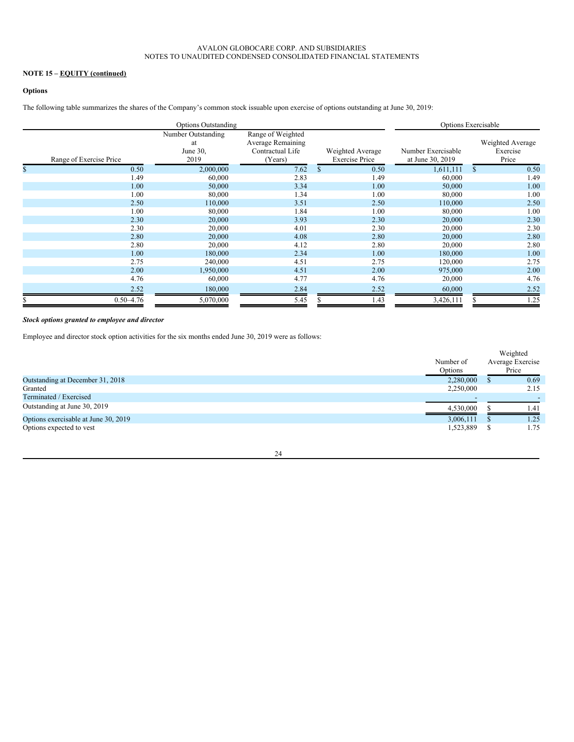AVALON GLOBOCARE CORP. AND SUBSIDIARIES
NOTES TO UNAUDITED CONDENSED CONSOLIDATED FINANCIAL STATEMENTS

**NOTE 15 – EQUITY (continued)**

**Options**

The following table summarizes the shares of the Company's common stock issuable upon exercise of options outstanding at June 30, 2019:

| Options Outstanding | | | | Options Exercisable | |
|---|---|---|---|---|---|
| Range of Exercise Price | Number Outstanding at June 30, 2019 | Range of Weighted Average Remaining Contractual Life (Years) | Weighted Average Exercise Price | Number Exercisable at June 30, 2019 | Weighted Average Exercise Price |
| $ 0.50 | 2,000,000 | 7.62 | $ 0.50 | 1,611,111 | $ 0.50 |
| 1.49 | 60,000 | 2.83 | 1.49 | 60,000 | 1.49 |
| 1.00 | 50,000 | 3.34 | 1.00 | 50,000 | 1.00 |
| 1.00 | 80,000 | 1.34 | 1.00 | 80,000 | 1.00 |
| 2.50 | 110,000 | 3.51 | 2.50 | 110,000 | 2.50 |
| 1.00 | 80,000 | 1.84 | 1.00 | 80,000 | 1.00 |
| 2.30 | 20,000 | 3.93 | 2.30 | 20,000 | 2.30 |
| 2.30 | 20,000 | 4.01 | 2.30 | 20,000 | 2.30 |
| 2.80 | 20,000 | 4.08 | 2.80 | 20,000 | 2.80 |
| 2.80 | 20,000 | 4.12 | 2.80 | 20,000 | 2.80 |
| 1.00 | 180,000 | 2.34 | 1.00 | 180,000 | 1.00 |
| 2.75 | 240,000 | 4.51 | 2.75 | 120,000 | 2.75 |
| 2.00 | 1,950,000 | 4.51 | 2.00 | 975,000 | 2.00 |
| 4.76 | 60,000 | 4.77 | 4.76 | 20,000 | 4.76 |
| 2.52 | 180,000 | 2.84 | 2.52 | 60,000 | 2.52 |
| $ 0.50–4.76 | 5,070,000 | 5.45 | $ 1.43 | 3,426,111 | $ 1.25 |

***Stock options granted to employee and director***

Employee and director stock option activities for the six months ended June 30, 2019 were as follows:

| | Number of Options | Weighted Average Exercise Price |
|---|---|---|
| Outstanding at December 31, 2018 | 2,280,000 | $ 0.69 |
| Granted | 2,250,000 | 2.15 |
| Terminated / Exercised | - | - |
| Outstanding at June 30, 2019 | 4,530,000 | $ 1.41 |
| Options exercisable at June 30, 2019 | 3,006,111 | $ 1.25 |
| Options expected to vest | 1,523,889 | $ 1.75 |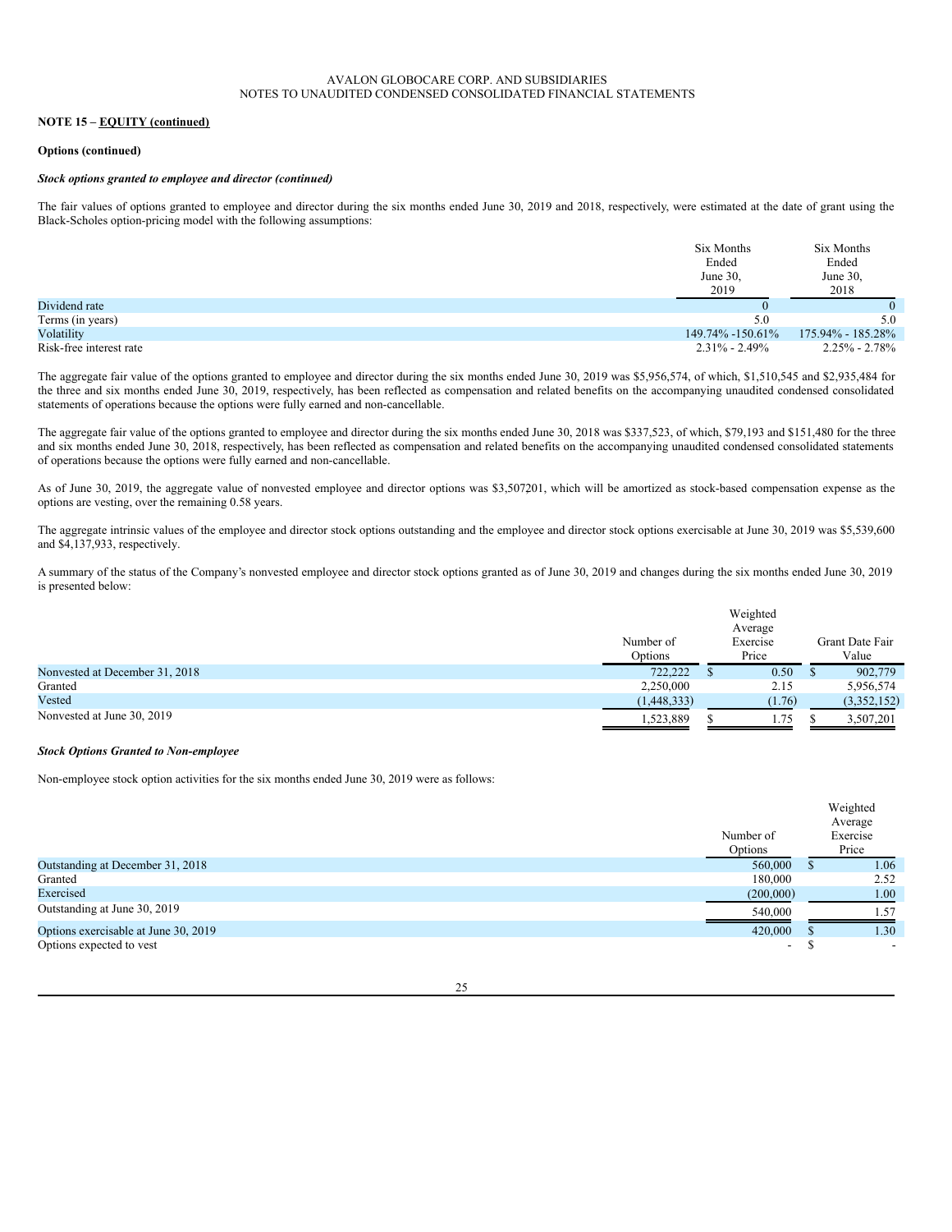**NOTE 15 – EQUITY (continued)**

**Options (continued)**

***Stock options granted to employee and director (continued)***

The fair values of options granted to employee and director during the six months ended June 30, 2019 and 2018, respectively, were estimated at the date of grant using the Black-Scholes option-pricing model with the following assumptions:

| | Six Months Ended June 30, 2019 | Six Months Ended June 30, 2018 |
|---|---|---|
| Dividend rate | 0 | 0 |
| Terms (in years) | 5.0 | 5.0 |
| Volatility | 149.74% -150.61% | 175.94% - 185.28% |
| Risk-free interest rate | 2.31% - 2.49% | 2.25% - 2.78% |

The aggregate fair value of the options granted to employee and director during the six months ended June 30, 2019 was $5,956,574, of which, $1,510,545 and $2,935,484 for the three and six months ended June 30, 2019, respectively, has been reflected as compensation and related benefits on the accompanying unaudited condensed consolidated statements of operations because the options were fully earned and non-cancellable.

The aggregate fair value of the options granted to employee and director during the six months ended June 30, 2018 was $337,523, of which, $79,193 and $151,480 for the three and six months ended June 30, 2018, respectively, has been reflected as compensation and related benefits on the accompanying unaudited condensed consolidated statements of operations because the options were fully earned and non-cancellable.

As of June 30, 2019, the aggregate value of nonvested employee and director options was $3,507201, which will be amortized as stock-based compensation expense as the options are vesting, over the remaining 0.58 years.

The aggregate intrinsic values of the employee and director stock options outstanding and the employee and director stock options exercisable at June 30, 2019 was $5,539,600 and $4,137,933, respectively.

A summary of the status of the Company's nonvested employee and director stock options granted as of June 30, 2019 and changes during the six months ended June 30, 2019 is presented below:

| | Number of Options | Weighted Average Exercise Price | Grant Date Fair Value |
|---|---|---|---|
| Nonvested at December 31, 2018 | 722,222 | $ 0.50 | $ 902,779 |
| Granted | 2,250,000 | 2.15 | 5,956,574 |
| Vested | (1,448,333) | (1.76) | (3,352,152) |
| Nonvested at June 30, 2019 | 1,523,889 | $ 1.75 | $ 3,507,201 |

***Stock Options Granted to Non-employee***

Non-employee stock option activities for the six months ended June 30, 2019 were as follows:

| | Number of Options | Weighted Average Exercise Price |
|---|---|---|
| Outstanding at December 31, 2018 | 560,000 | $ 1.06 |
| Granted | 180,000 | 2.52 |
| Exercised | (200,000) | 1.00 |
| Outstanding at June 30, 2019 | 540,000 | 1.57 |
| Options exercisable at June 30, 2019 | 420,000 | $ 1.30 |
| Options expected to vest | - | $ - |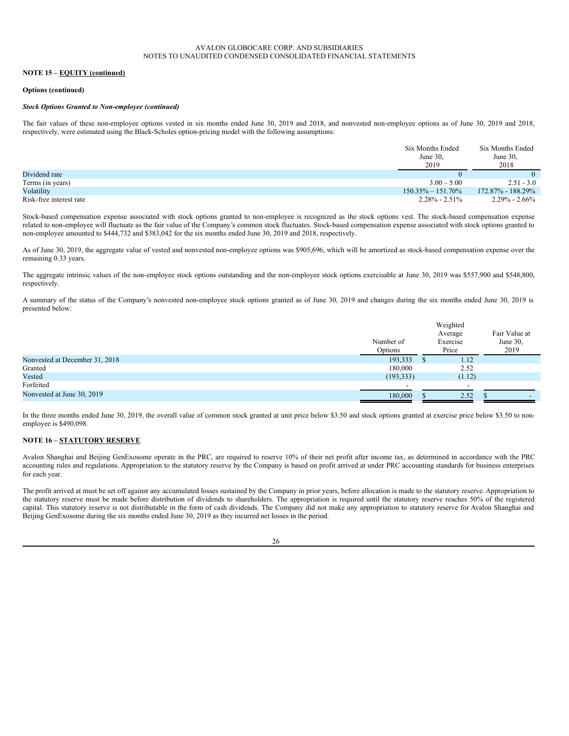**NOTE 15 – EQUITY (continued)**

**Options (continued)**

***Stock Options Granted to Non-employee (continued)***

The fair values of these non-employee options vested in six months ended June 30, 2019 and 2018, and nonvested non-employee options as of June 30, 2019 and 2018, respectively, were estimated using the Black-Scholes option-pricing model with the following assumptions:

| | Six Months Ended June 30, 2019 | Six Months Ended June 30, 2018 |
|---|---|---|
| Dividend rate | 0 | 0 |
| Terms (in years) | 3.00 – 5.00 | 2.51 - 3.0 |
| Volatility | 150.35% – 151.70% | 172.87% - 188.29% |
| Risk-free interest rate | 2.28% - 2.51% | 2.29% - 2.66% |

Stock-based compensation expense associated with stock options granted to non-employee is recognized as the stock options vest. The stock-based compensation expense related to non-employee will fluctuate as the fair value of the Company's common stock fluctuates. Stock-based compensation expense associated with stock options granted to non-employee amounted to $444,732 and $383,042 for the six months ended June 30, 2019 and 2018, respectively.

As of June 30, 2019, the aggregate value of vested and nonvested non-employee options was $905,696, which will be amortized as stock-based compensation expense over the remaining 0.33 years.

The aggregate intrinsic values of the non-employee stock options outstanding and the non-employee stock options exercisable at June 30, 2019 was $557,900 and $548,800, respectively.

A summary of the status of the Company's nonvested non-employee stock options granted as of June 30, 2019 and changes during the six months ended June 30, 2019 is presented below:

| | Number of Options | Weighted Average Exercise Price | Fair Value at June 30, 2019 |
|---|---|---|---|
| Nonvested at December 31, 2018 | 193,333 | $ 1.12 | |
| Granted | 180,000 | 2.52 | |
| Vested | (193,333) | (1.12) | |
| Forfeited | - | - | |
| Nonvested at June 30, 2019 | 180,000 | $ 2.52 | $ - |

In the three months ended June 30, 2019, the overall value of common stock granted at unit price below $3.50 and stock options granted at exercise price below $3.50 to non-employee is $490,098.

**NOTE 16 – STATUTORY RESERVE**

Avalon Shanghai and Beijing GenExosome operate in the PRC, are required to reserve 10% of their net profit after income tax, as determined in accordance with the PRC accounting rules and regulations. Appropriation to the statutory reserve by the Company is based on profit arrived at under PRC accounting standards for business enterprises for each year.

The profit arrived at must be set off against any accumulated losses sustained by the Company in prior years, before allocation is made to the statutory reserve. Appropriation to the statutory reserve must be made before distribution of dividends to shareholders. The appropriation is required until the statutory reserve reaches 50% of the registered capital. This statutory reserve is not distributable in the form of cash dividends. The Company did not make any appropriation to statutory reserve for Avalon Shanghai and Beijing GenExosome during the six months ended June 30, 2019 as they incurred net losses in the period.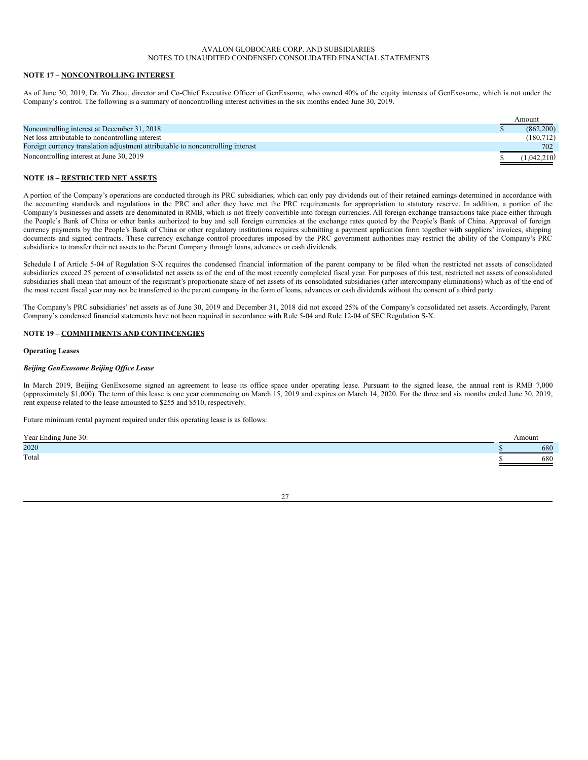AVALON GLOBOCARE CORP. AND SUBSIDIARIES
NOTES TO UNAUDITED CONDENSED CONSOLIDATED FINANCIAL STATEMENTS

**NOTE 17 – NONCONTROLLING INTEREST**

As of June 30, 2019, Dr. Yu Zhou, director and Co-Chief Executive Officer of GenExsome, who owned 40% of the equity interests of GenExosome, which is not under the Company's control. The following is a summary of noncontrolling interest activities in the six months ended June 30, 2019.

| | Amount |
|---|---|
| Noncontrolling interest at December 31, 2018 | $ (862,200) |
| Net loss attributable to noncontrolling interest | (180,712) |
| Foreign currency translation adjustment attributable to noncontrolling interest | 702 |
| Noncontrolling interest at June 30, 2019 | $ (1,042,210) |

**NOTE 18 – RESTRICTED NET ASSETS**

A portion of the Company's operations are conducted through its PRC subsidiaries, which can only pay dividends out of their retained earnings determined in accordance with the accounting standards and regulations in the PRC and after they have met the PRC requirements for appropriation to statutory reserve. In addition, a portion of the Company's businesses and assets are denominated in RMB, which is not freely convertible into foreign currencies. All foreign exchange transactions take place either through the People's Bank of China or other banks authorized to buy and sell foreign currencies at the exchange rates quoted by the People's Bank of China. Approval of foreign currency payments by the People's Bank of China or other regulatory institutions requires submitting a payment application form together with suppliers' invoices, shipping documents and signed contracts. These currency exchange control procedures imposed by the PRC government authorities may restrict the ability of the Company's PRC subsidiaries to transfer their net assets to the Parent Company through loans, advances or cash dividends.

Schedule I of Article 5-04 of Regulation S-X requires the condensed financial information of the parent company to be filed when the restricted net assets of consolidated subsidiaries exceed 25 percent of consolidated net assets as of the end of the most recently completed fiscal year. For purposes of this test, restricted net assets of consolidated subsidiaries shall mean that amount of the registrant's proportionate share of net assets of its consolidated subsidiaries (after intercompany eliminations) which as of the end of the most recent fiscal year may not be transferred to the parent company in the form of loans, advances or cash dividends without the consent of a third party.

The Company's PRC subsidiaries' net assets as of June 30, 2019 and December 31, 2018 did not exceed 25% of the Company's consolidated net assets. Accordingly, Parent Company's condensed financial statements have not been required in accordance with Rule 5-04 and Rule 12-04 of SEC Regulation S-X.

**NOTE 19 – COMMITMENTS AND CONTINCENGIES**

**Operating Leases**

***Beijing GenExosome Beijing Office Lease***

In March 2019, Beijing GenExosome signed an agreement to lease its office space under operating lease. Pursuant to the signed lease, the annual rent is RMB 7,000 (approximately $1,000). The term of this lease is one year commencing on March 15, 2019 and expires on March 14, 2020. For the three and six months ended June 30, 2019, rent expense related to the lease amounted to $255 and $510, respectively.

Future minimum rental payment required under this operating lease is as follows:

| Year Ending June 30: | Amount |
|---|---|
| 2020 | $ 680 |
| Total | $ 680 |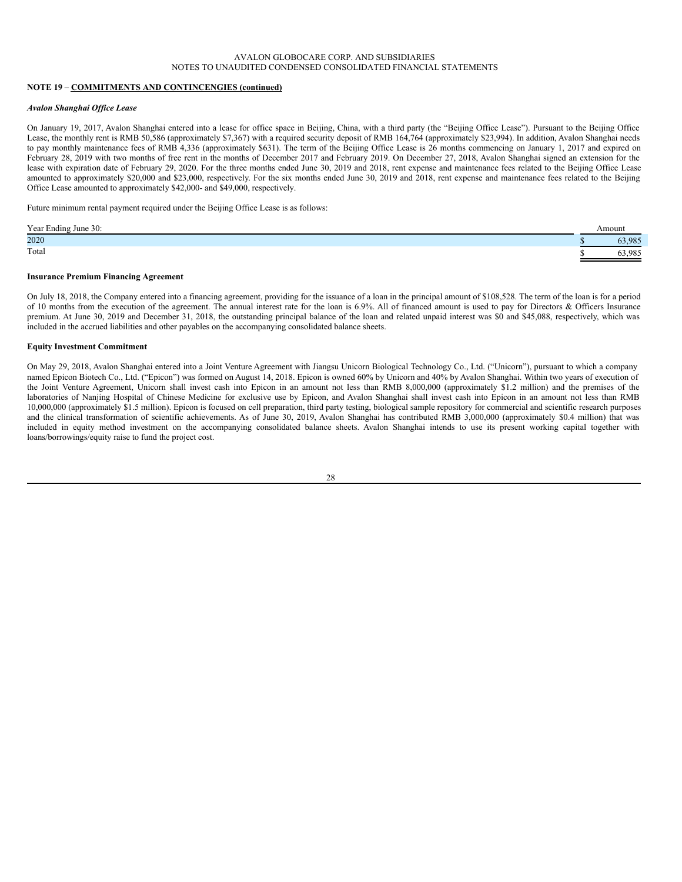**NOTE 19 – COMMITMENTS AND CONTINCENGIES (continued)**

***Avalon Shanghai Office Lease***

On January 19, 2017, Avalon Shanghai entered into a lease for office space in Beijing, China, with a third party (the "Beijing Office Lease"). Pursuant to the Beijing Office Lease, the monthly rent is RMB 50,586 (approximately $7,367) with a required security deposit of RMB 164,764 (approximately $23,994). In addition, Avalon Shanghai needs to pay monthly maintenance fees of RMB 4,336 (approximately $631). The term of the Beijing Office Lease is 26 months commencing on January 1, 2017 and expired on February 28, 2019 with two months of free rent in the months of December 2017 and February 2019. On December 27, 2018, Avalon Shanghai signed an extension for the lease with expiration date of February 29, 2020. For the three months ended June 30, 2019 and 2018, rent expense and maintenance fees related to the Beijing Office Lease amounted to approximately $20,000 and $23,000, respectively. For the six months ended June 30, 2019 and 2018, rent expense and maintenance fees related to the Beijing Office Lease amounted to approximately $42,000- and $49,000, respectively.

Future minimum rental payment required under the Beijing Office Lease is as follows:

| Year Ending June 30: | Amount |
|---|---|
| 2020 | $ 63,985 |
| Total | $ 63,985 |

**Insurance Premium Financing Agreement**

On July 18, 2018, the Company entered into a financing agreement, providing for the issuance of a loan in the principal amount of $108,528. The term of the loan is for a period of 10 months from the execution of the agreement. The annual interest rate for the loan is 6.9%. All of financed amount is used to pay for Directors & Officers Insurance premium. At June 30, 2019 and December 31, 2018, the outstanding principal balance of the loan and related unpaid interest was $0 and $45,088, respectively, which was included in the accrued liabilities and other payables on the accompanying consolidated balance sheets.

**Equity Investment Commitment**

On May 29, 2018, Avalon Shanghai entered into a Joint Venture Agreement with Jiangsu Unicorn Biological Technology Co., Ltd. ("Unicorn"), pursuant to which a company named Epicon Biotech Co., Ltd. ("Epicon") was formed on August 14, 2018. Epicon is owned 60% by Unicorn and 40% by Avalon Shanghai. Within two years of execution of the Joint Venture Agreement, Unicorn shall invest cash into Epicon in an amount not less than RMB 8,000,000 (approximately $1.2 million) and the premises of the laboratories of Nanjing Hospital of Chinese Medicine for exclusive use by Epicon, and Avalon Shanghai shall invest cash into Epicon in an amount not less than RMB 10,000,000 (approximately $1.5 million). Epicon is focused on cell preparation, third party testing, biological sample repository for commercial and scientific research purposes and the clinical transformation of scientific achievements. As of June 30, 2019, Avalon Shanghai has contributed RMB 3,000,000 (approximately $0.4 million) that was included in equity method investment on the accompanying consolidated balance sheets. Avalon Shanghai intends to use its present working capital together with loans/borrowings/equity raise to fund the project cost.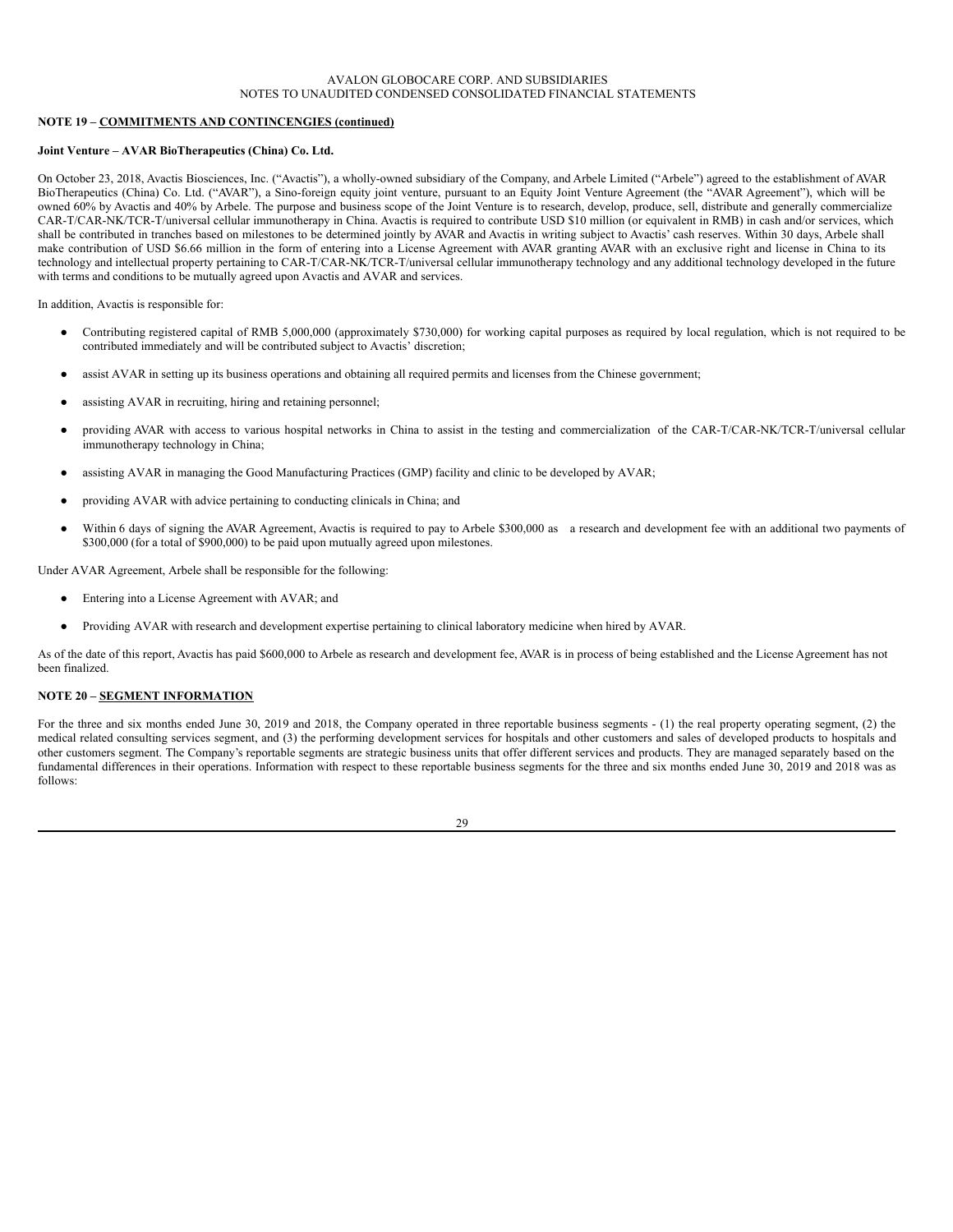**NOTE 19 – COMMITMENTS AND CONTINCENGIES (continued)**

**Joint Venture – AVAR BioTherapeutics (China) Co. Ltd.**

On October 23, 2018, Avactis Biosciences, Inc. ("Avactis"), a wholly-owned subsidiary of the Company, and Arbele Limited ("Arbele") agreed to the establishment of AVAR BioTherapeutics (China) Co. Ltd. ("AVAR"), a Sino-foreign equity joint venture, pursuant to an Equity Joint Venture Agreement (the "AVAR Agreement"), which will be owned 60% by Avactis and 40% by Arbele. The purpose and business scope of the Joint Venture is to research, develop, produce, sell, distribute and generally commercialize CAR-T/CAR-NK/TCR-T/universal cellular immunotherapy in China. Avactis is required to contribute USD $10 million (or equivalent in RMB) in cash and/or services, which shall be contributed in tranches based on milestones to be determined jointly by AVAR and Avactis in writing subject to Avactis' cash reserves. Within 30 days, Arbele shall make contribution of USD $6.66 million in the form of entering into a License Agreement with AVAR granting AVAR with an exclusive right and license in China to its technology and intellectual property pertaining to CAR-T/CAR-NK/TCR-T/universal cellular immunotherapy technology and any additional technology developed in the future with terms and conditions to be mutually agreed upon Avactis and AVAR and services.

In addition, Avactis is responsible for:

- Contributing registered capital of RMB 5,000,000 (approximately $730,000) for working capital purposes as required by local regulation, which is not required to be contributed immediately and will be contributed subject to Avactis' discretion;
- assist AVAR in setting up its business operations and obtaining all required permits and licenses from the Chinese government;
- assisting AVAR in recruiting, hiring and retaining personnel;
- providing AVAR with access to various hospital networks in China to assist in the testing and commercialization of the CAR-T/CAR-NK/TCR-T/universal cellular immunotherapy technology in China;
- assisting AVAR in managing the Good Manufacturing Practices (GMP) facility and clinic to be developed by AVAR;
- providing AVAR with advice pertaining to conducting clinicals in China; and
- Within 6 days of signing the AVAR Agreement, Avactis is required to pay to Arbele $300,000 as a research and development fee with an additional two payments of $300,000 (for a total of $900,000) to be paid upon mutually agreed upon milestones.

Under AVAR Agreement, Arbele shall be responsible for the following:

- Entering into a License Agreement with AVAR; and
- Providing AVAR with research and development expertise pertaining to clinical laboratory medicine when hired by AVAR.

As of the date of this report, Avactis has paid $600,000 to Arbele as research and development fee, AVAR is in process of being established and the License Agreement has not been finalized.

**NOTE 20 – SEGMENT INFORMATION**

For the three and six months ended June 30, 2019 and 2018, the Company operated in three reportable business segments - (1) the real property operating segment, (2) the medical related consulting services segment, and (3) the performing development services for hospitals and other customers and sales of developed products to hospitals and other customers segment. The Company's reportable segments are strategic business units that offer different services and products. They are managed separately based on the fundamental differences in their operations. Information with respect to these reportable business segments for the three and six months ended June 30, 2019 and 2018 was as follows: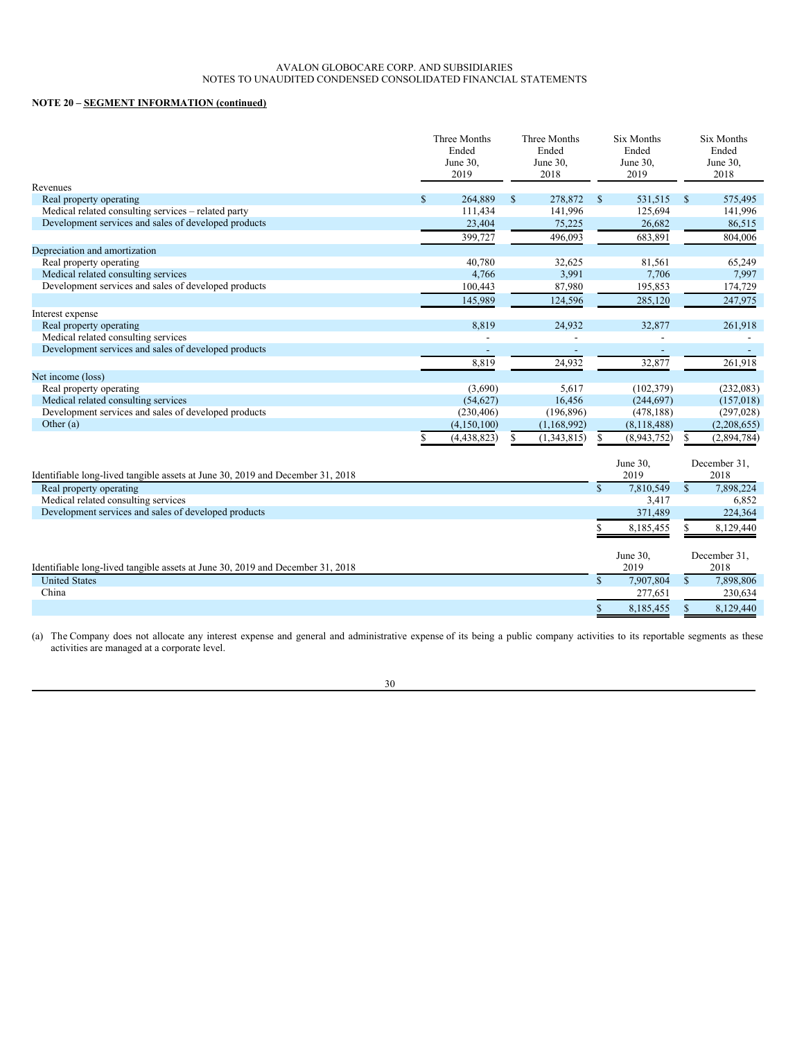AVALON GLOBOCARE CORP. AND SUBSIDIARIES
NOTES TO UNAUDITED CONDENSED CONSOLIDATED FINANCIAL STATEMENTS

**NOTE 20 – SEGMENT INFORMATION (continued)**

| | Three Months Ended June 30, 2019 | Three Months Ended June 30, 2018 | Six Months Ended June 30, 2019 | Six Months Ended June 30, 2018 |
|---|---|---|---|---|
| Revenues | | | | |
| Real property operating | $ 264,889 | $ 278,872 | $ 531,515 | $ 575,495 |
| Medical related consulting services – related party | 111,434 | 141,996 | 125,694 | 141,996 |
| Development services and sales of developed products | 23,404 | 75,225 | 26,682 | 86,515 |
| | 399,727 | 496,093 | 683,891 | 804,006 |
| Depreciation and amortization | | | | |
| Real property operating | 40,780 | 32,625 | 81,561 | 65,249 |
| Medical related consulting services | 4,766 | 3,991 | 7,706 | 7,997 |
| Development services and sales of developed products | 100,443 | 87,980 | 195,853 | 174,729 |
| | 145,989 | 124,596 | 285,120 | 247,975 |
| Interest expense | | | | |
| Real property operating | 8,819 | 24,932 | 32,877 | 261,918 |
| Medical related consulting services | - | - | - | - |
| Development services and sales of developed products | - | - | - | - |
| | 8,819 | 24,932 | 32,877 | 261,918 |
| Net income (loss) | | | | |
| Real property operating | (3,690) | 5,617 | (102,379) | (232,083) |
| Medical related consulting services | (54,627) | 16,456 | (244,697) | (157,018) |
| Development services and sales of developed products | (230,406) | (196,896) | (478,188) | (297,028) |
| Other (a) | (4,150,100) | (1,168,992) | (8,118,488) | (2,208,655) |
| | $ (4,438,823) | $ (1,343,815) | $ (8,943,752) | $ (2,894,784) |

| Identifiable long-lived tangible assets at June 30, 2019 and December 31, 2018 | June 30, 2019 | December 31, 2018 |
|---|---|---|
| Real property operating | $ 7,810,549 | $ 7,898,224 |
| Medical related consulting services | 3,417 | 6,852 |
| Development services and sales of developed products | 371,489 | 224,364 |
| | $ 8,185,455 | $ 8,129,440 |

| Identifiable long-lived tangible assets at June 30, 2019 and December 31, 2018 | June 30, 2019 | December 31, 2018 |
|---|---|---|
| United States | $ 7,907,804 | $ 7,898,806 |
| China | 277,651 | 230,634 |
| | $ 8,185,455 | $ 8,129,440 |

(a) The Company does not allocate any interest expense and general and administrative expense of its being a public company activities to its reportable segments as these activities are managed at a corporate level.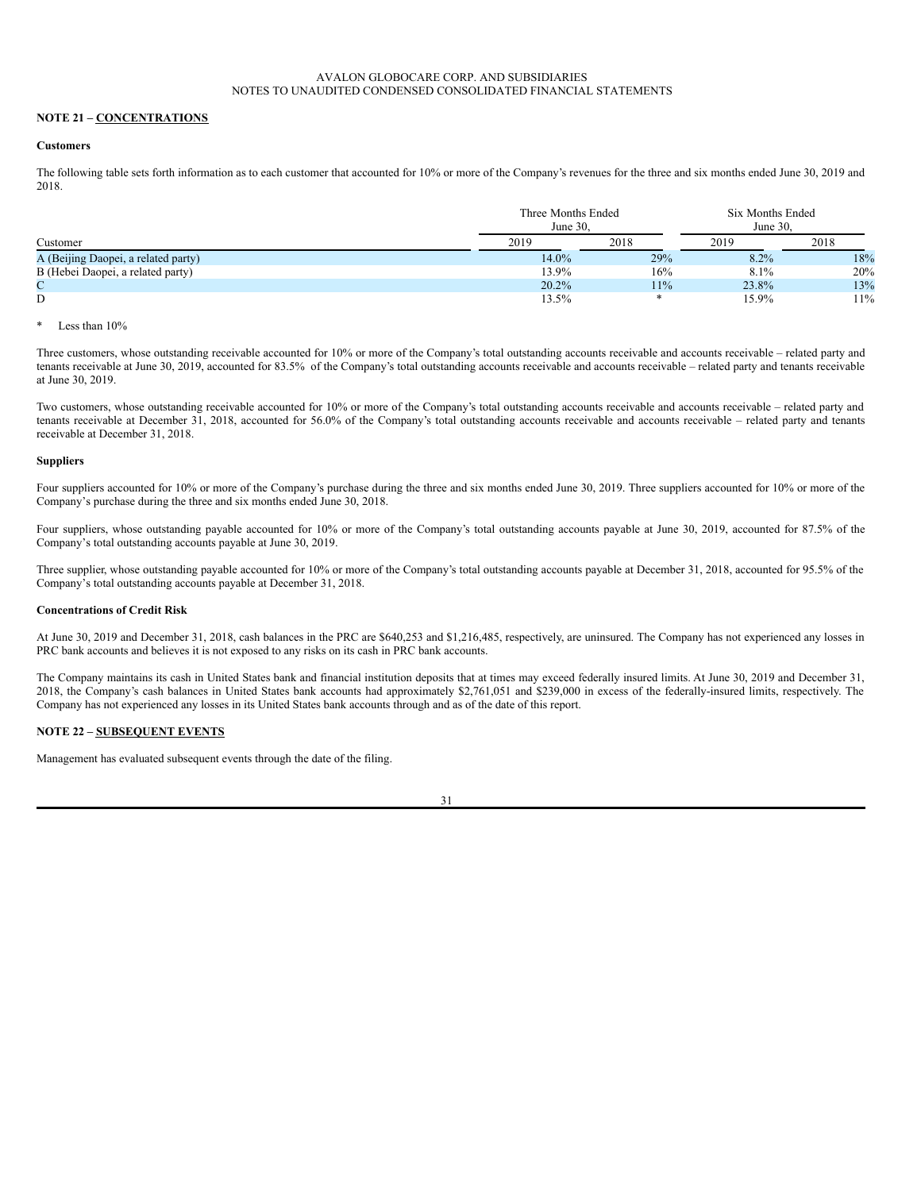AVALON GLOBOCARE CORP. AND SUBSIDIARIES
NOTES TO UNAUDITED CONDENSED CONSOLIDATED FINANCIAL STATEMENTS

## NOTE 21 – CONCENTRATIONS

**Customers**

The following table sets forth information as to each customer that accounted for 10% or more of the Company's revenues for the three and six months ended June 30, 2019 and 2018.

| | Three Months Ended June 30, | | Six Months Ended June 30, | |
|---|---|---|---|---|
| Customer | 2019 | 2018 | 2019 | 2018 |
| A (Beijing Daopei, a related party) | 14.0% | 29% | 8.2% | 18% |
| B (Hebei Daopei, a related party) | 13.9% | 16% | 8.1% | 20% |
| C | 20.2% | 11% | 23.8% | 13% |
| D | 13.5% | * | 15.9% | 11% |

\* Less than 10%

Three customers, whose outstanding receivable accounted for 10% or more of the Company's total outstanding accounts receivable and accounts receivable – related party and tenants receivable at June 30, 2019, accounted for 83.5% of the Company's total outstanding accounts receivable and accounts receivable – related party and tenants receivable at June 30, 2019.

Two customers, whose outstanding receivable accounted for 10% or more of the Company's total outstanding accounts receivable and accounts receivable – related party and tenants receivable at December 31, 2018, accounted for 56.0% of the Company's total outstanding accounts receivable and accounts receivable – related party and tenants receivable at December 31, 2018.

**Suppliers**

Four suppliers accounted for 10% or more of the Company's purchase during the three and six months ended June 30, 2019. Three suppliers accounted for 10% or more of the Company's purchase during the three and six months ended June 30, 2018.

Four suppliers, whose outstanding payable accounted for 10% or more of the Company's total outstanding accounts payable at June 30, 2019, accounted for 87.5% of the Company's total outstanding accounts payable at June 30, 2019.

Three supplier, whose outstanding payable accounted for 10% or more of the Company's total outstanding accounts payable at December 31, 2018, accounted for 95.5% of the Company's total outstanding accounts payable at December 31, 2018.

**Concentrations of Credit Risk**

At June 30, 2019 and December 31, 2018, cash balances in the PRC are $640,253 and $1,216,485, respectively, are uninsured. The Company has not experienced any losses in PRC bank accounts and believes it is not exposed to any risks on its cash in PRC bank accounts.

The Company maintains its cash in United States bank and financial institution deposits that at times may exceed federally insured limits. At June 30, 2019 and December 31, 2018, the Company's cash balances in United States bank accounts had approximately $2,761,051 and $239,000 in excess of the federally-insured limits, respectively. The Company has not experienced any losses in its United States bank accounts through and as of the date of this report.

## NOTE 22 – SUBSEQUENT EVENTS

Management has evaluated subsequent events through the date of the filing.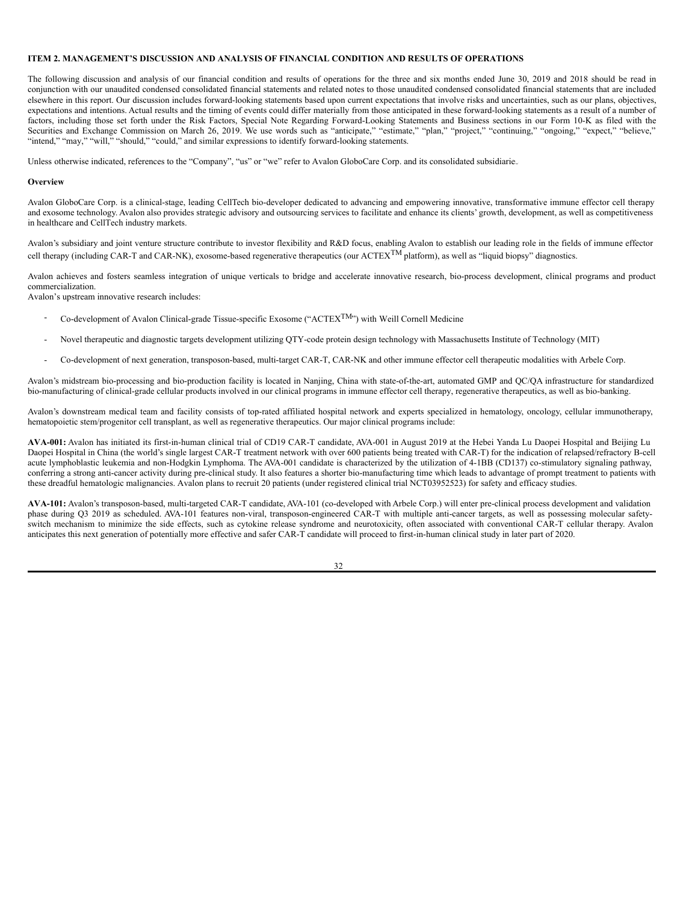**ITEM 2. MANAGEMENT'S DISCUSSION AND ANALYSIS OF FINANCIAL CONDITION AND RESULTS OF OPERATIONS**

The following discussion and analysis of our financial condition and results of operations for the three and six months ended June 30, 2019 and 2018 should be read in conjunction with our unaudited condensed consolidated financial statements and related notes to those unaudited condensed consolidated financial statements that are included elsewhere in this report. Our discussion includes forward-looking statements based upon current expectations that involve risks and uncertainties, such as our plans, objectives, expectations and intentions. Actual results and the timing of events could differ materially from those anticipated in these forward-looking statements as a result of a number of factors, including those set forth under the Risk Factors, Special Note Regarding Forward-Looking Statements and Business sections in our Form 10-K as filed with the Securities and Exchange Commission on March 26, 2019. We use words such as "anticipate," "estimate," "plan," "project," "continuing," "ongoing," "expect," "believe," "intend," "may," "will," "should," "could," and similar expressions to identify forward-looking statements.

Unless otherwise indicated, references to the "Company", "us" or "we" refer to Avalon GloboCare Corp. and its consolidated subsidiarie.

**Overview**

Avalon GloboCare Corp. is a clinical-stage, leading CellTech bio-developer dedicated to advancing and empowering innovative, transformative immune effector cell therapy and exosome technology. Avalon also provides strategic advisory and outsourcing services to facilitate and enhance its clients' growth, development, as well as competitiveness in healthcare and CellTech industry markets.

Avalon's subsidiary and joint venture structure contribute to investor flexibility and R&D focus, enabling Avalon to establish our leading role in the fields of immune effector cell therapy (including CAR-T and CAR-NK), exosome-based regenerative therapeutics (our ACTEX™ platform), as well as "liquid biopsy" diagnostics.

Avalon achieves and fosters seamless integration of unique verticals to bridge and accelerate innovative research, bio-process development, clinical programs and product commercialization.

Avalon's upstream innovative research includes:

- Co-development of Avalon Clinical-grade Tissue-specific Exosome ("ACTEX™") with Weill Cornell Medicine
- Novel therapeutic and diagnostic targets development utilizing QTY-code protein design technology with Massachusetts Institute of Technology (MIT)
- Co-development of next generation, transposon-based, multi-target CAR-T, CAR-NK and other immune effector cell therapeutic modalities with Arbele Corp.

Avalon's midstream bio-processing and bio-production facility is located in Nanjing, China with state-of-the-art, automated GMP and QC/QA infrastructure for standardized bio-manufacturing of clinical-grade cellular products involved in our clinical programs in immune effector cell therapy, regenerative therapeutics, as well as bio-banking.

Avalon's downstream medical team and facility consists of top-rated affiliated hospital network and experts specialized in hematology, oncology, cellular immunotherapy, hematopoietic stem/progenitor cell transplant, as well as regenerative therapeutics. Our major clinical programs include:

**AVA-001:** Avalon has initiated its first-in-human clinical trial of CD19 CAR-T candidate, AVA-001 in August 2019 at the Hebei Yanda Lu Daopei Hospital and Beijing Lu Daopei Hospital in China (the world's single largest CAR-T treatment network with over 600 patients being treated with CAR-T) for the indication of relapsed/refractory B-cell acute lymphoblastic leukemia and non-Hodgkin Lymphoma. The AVA-001 candidate is characterized by the utilization of 4-1BB (CD137) co-stimulatory signaling pathway, conferring a strong anti-cancer activity during pre-clinical study. It also features a shorter bio-manufacturing time which leads to advantage of prompt treatment to patients with these dreadful hematologic malignancies. Avalon plans to recruit 20 patients (under registered clinical trial NCT03952523) for safety and efficacy studies.

**AVA-101:** Avalon's transposon-based, multi-targeted CAR-T candidate, AVA-101 (co-developed with Arbele Corp.) will enter pre-clinical process development and validation phase during Q3 2019 as scheduled. AVA-101 features non-viral, transposon-engineered CAR-T with multiple anti-cancer targets, as well as possessing molecular safety-switch mechanism to minimize the side effects, such as cytokine release syndrome and neurotoxicity, often associated with conventional CAR-T cellular therapy. Avalon anticipates this next generation of potentially more effective and safer CAR-T candidate will proceed to first-in-human clinical study in later part of 2020.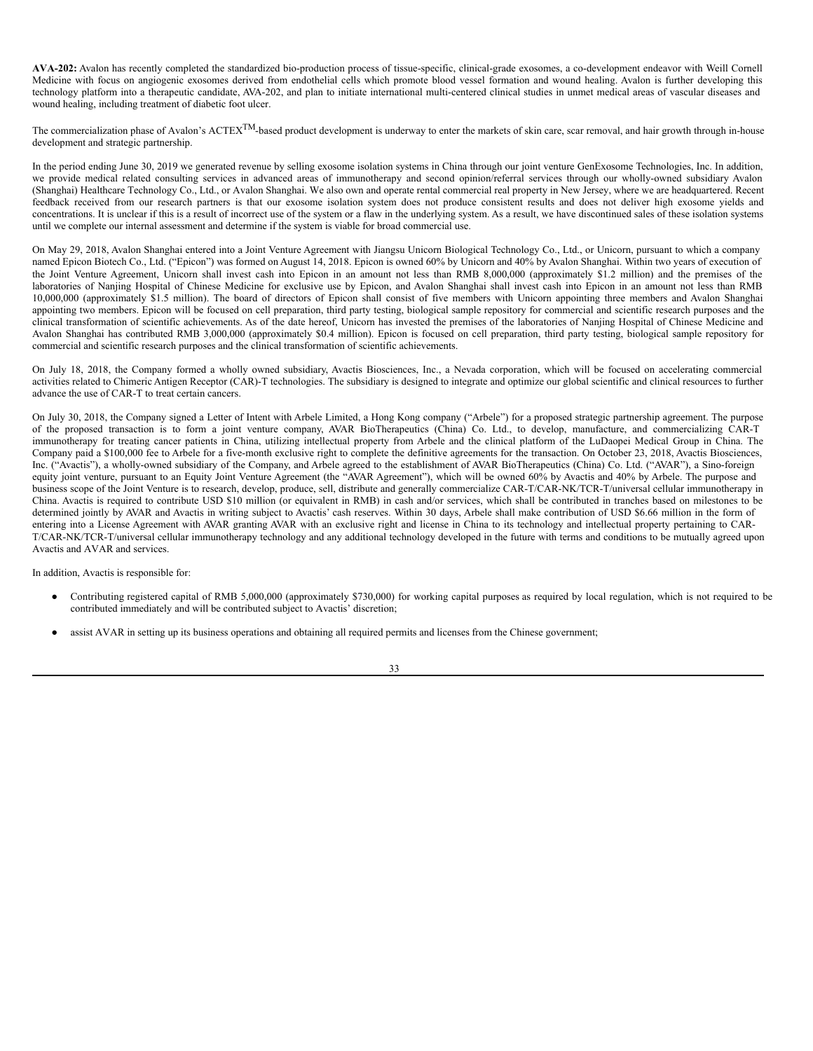**AVA-202:** Avalon has recently completed the standardized bio-production process of tissue-specific, clinical-grade exosomes, a co-development endeavor with Weill Cornell Medicine with focus on angiogenic exosomes derived from endothelial cells which promote blood vessel formation and wound healing. Avalon is further developing this technology platform into a therapeutic candidate, AVA-202, and plan to initiate international multi-centered clinical studies in unmet medical areas of vascular diseases and wound healing, including treatment of diabetic foot ulcer.

The commercialization phase of Avalon's ACTEX$^{TM}$-based product development is underway to enter the markets of skin care, scar removal, and hair growth through in-house development and strategic partnership.

In the period ending June 30, 2019 we generated revenue by selling exosome isolation systems in China through our joint venture GenExosome Technologies, Inc. In addition, we provide medical related consulting services in advanced areas of immunotherapy and second opinion/referral services through our wholly-owned subsidiary Avalon (Shanghai) Healthcare Technology Co., Ltd., or Avalon Shanghai. We also own and operate rental commercial real property in New Jersey, where we are headquartered. Recent feedback received from our research partners is that our exosome isolation system does not produce consistent results and does not deliver high exosome yields and concentrations. It is unclear if this is a result of incorrect use of the system or a flaw in the underlying system. As a result, we have discontinued sales of these isolation systems until we complete our internal assessment and determine if the system is viable for broad commercial use.

On May 29, 2018, Avalon Shanghai entered into a Joint Venture Agreement with Jiangsu Unicorn Biological Technology Co., Ltd., or Unicorn, pursuant to which a company named Epicon Biotech Co., Ltd. ("Epicon") was formed on August 14, 2018. Epicon is owned 60% by Unicorn and 40% by Avalon Shanghai. Within two years of execution of the Joint Venture Agreement, Unicorn shall invest cash into Epicon in an amount not less than RMB 8,000,000 (approximately $1.2 million) and the premises of the laboratories of Nanjing Hospital of Chinese Medicine for exclusive use by Epicon, and Avalon Shanghai shall invest cash into Epicon in an amount not less than RMB 10,000,000 (approximately $1.5 million). The board of directors of Epicon shall consist of five members with Unicorn appointing three members and Avalon Shanghai appointing two members. Epicon will be focused on cell preparation, third party testing, biological sample repository for commercial and scientific research purposes and the clinical transformation of scientific achievements. As of the date hereof, Unicorn has invested the premises of the laboratories of Nanjing Hospital of Chinese Medicine and Avalon Shanghai has contributed RMB 3,000,000 (approximately $0.4 million). Epicon is focused on cell preparation, third party testing, biological sample repository for commercial and scientific research purposes and the clinical transformation of scientific achievements.

On July 18, 2018, the Company formed a wholly owned subsidiary, Avactis Biosciences, Inc., a Nevada corporation, which will be focused on accelerating commercial activities related to Chimeric Antigen Receptor (CAR)-T technologies. The subsidiary is designed to integrate and optimize our global scientific and clinical resources to further advance the use of CAR-T to treat certain cancers.

On July 30, 2018, the Company signed a Letter of Intent with Arbele Limited, a Hong Kong company ("Arbele") for a proposed strategic partnership agreement. The purpose of the proposed transaction is to form a joint venture company, AVAR BioTherapeutics (China) Co. Ltd., to develop, manufacture, and commercializing CAR-T immunotherapy for treating cancer patients in China, utilizing intellectual property from Arbele and the clinical platform of the LuDaopei Medical Group in China. The Company paid a $100,000 fee to Arbele for a five-month exclusive right to complete the definitive agreements for the transaction. On October 23, 2018, Avactis Biosciences, Inc. ("Avactis"), a wholly-owned subsidiary of the Company, and Arbele agreed to the establishment of AVAR BioTherapeutics (China) Co. Ltd. ("AVAR"), a Sino-foreign equity joint venture, pursuant to an Equity Joint Venture Agreement (the "AVAR Agreement"), which will be owned 60% by Avactis and 40% by Arbele. The purpose and business scope of the Joint Venture is to research, develop, produce, sell, distribute and generally commercialize CAR-T/CAR-NK/TCR-T/universal cellular immunotherapy in China. Avactis is required to contribute USD $10 million (or equivalent in RMB) in cash and/or services, which shall be contributed in tranches based on milestones to be determined jointly by AVAR and Avactis in writing subject to Avactis' cash reserves. Within 30 days, Arbele shall make contribution of USD $6.66 million in the form of entering into a License Agreement with AVAR granting AVAR with an exclusive right and license in China to its technology and intellectual property pertaining to CAR-T/CAR-NK/TCR-T/universal cellular immunotherapy technology and any additional technology developed in the future with terms and conditions to be mutually agreed upon Avactis and AVAR and services.

In addition, Avactis is responsible for:

- Contributing registered capital of RMB 5,000,000 (approximately $730,000) for working capital purposes as required by local regulation, which is not required to be contributed immediately and will be contributed subject to Avactis' discretion;
- assist AVAR in setting up its business operations and obtaining all required permits and licenses from the Chinese government;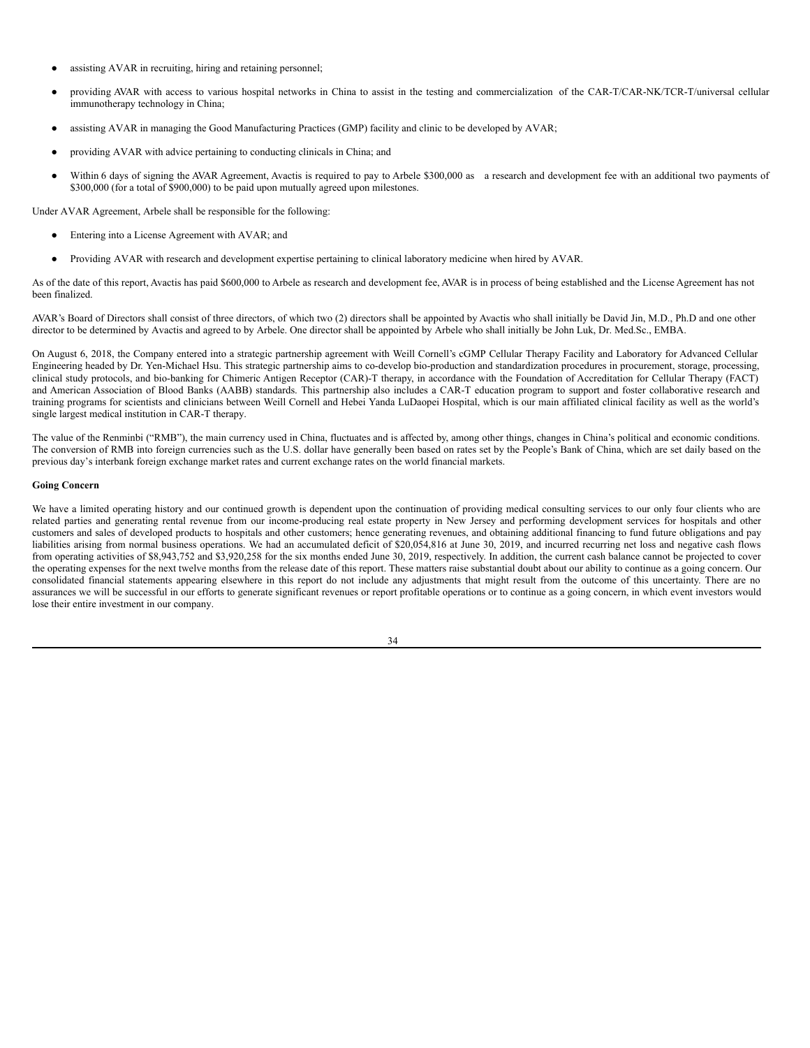- assisting AVAR in recruiting, hiring and retaining personnel;
- providing AVAR with access to various hospital networks in China to assist in the testing and commercialization of the CAR-T/CAR-NK/TCR-T/universal cellular immunotherapy technology in China;
- assisting AVAR in managing the Good Manufacturing Practices (GMP) facility and clinic to be developed by AVAR;
- providing AVAR with advice pertaining to conducting clinicals in China; and
- Within 6 days of signing the AVAR Agreement, Avactis is required to pay to Arbele $300,000 as a research and development fee with an additional two payments of $300,000 (for a total of $900,000) to be paid upon mutually agreed upon milestones.

Under AVAR Agreement, Arbele shall be responsible for the following:

- Entering into a License Agreement with AVAR; and
- Providing AVAR with research and development expertise pertaining to clinical laboratory medicine when hired by AVAR.

As of the date of this report, Avactis has paid $600,000 to Arbele as research and development fee, AVAR is in process of being established and the License Agreement has not been finalized.

AVAR's Board of Directors shall consist of three directors, of which two (2) directors shall be appointed by Avactis who shall initially be David Jin, M.D., Ph.D and one other director to be determined by Avactis and agreed to by Arbele. One director shall be appointed by Arbele who shall initially be John Luk, Dr. Med.Sc., EMBA.

On August 6, 2018, the Company entered into a strategic partnership agreement with Weill Cornell's cGMP Cellular Therapy Facility and Laboratory for Advanced Cellular Engineering headed by Dr. Yen-Michael Hsu. This strategic partnership aims to co-develop bio-production and standardization procedures in procurement, storage, processing, clinical study protocols, and bio-banking for Chimeric Antigen Receptor (CAR)-T therapy, in accordance with the Foundation of Accreditation for Cellular Therapy (FACT) and American Association of Blood Banks (AABB) standards. This partnership also includes a CAR-T education program to support and foster collaborative research and training programs for scientists and clinicians between Weill Cornell and Hebei Yanda LuDaopei Hospital, which is our main affiliated clinical facility as well as the world's single largest medical institution in CAR-T therapy.

The value of the Renminbi ("RMB"), the main currency used in China, fluctuates and is affected by, among other things, changes in China's political and economic conditions. The conversion of RMB into foreign currencies such as the U.S. dollar have generally been based on rates set by the People's Bank of China, which are set daily based on the previous day's interbank foreign exchange market rates and current exchange rates on the world financial markets.

**Going Concern**

We have a limited operating history and our continued growth is dependent upon the continuation of providing medical consulting services to our only four clients who are related parties and generating rental revenue from our income-producing real estate property in New Jersey and performing development services for hospitals and other customers and sales of developed products to hospitals and other customers; hence generating revenues, and obtaining additional financing to fund future obligations and pay liabilities arising from normal business operations. We had an accumulated deficit of $20,054,816 at June 30, 2019, and incurred recurring net loss and negative cash flows from operating activities of $8,943,752 and $3,920,258 for the six months ended June 30, 2019, respectively. In addition, the current cash balance cannot be projected to cover the operating expenses for the next twelve months from the release date of this report. These matters raise substantial doubt about our ability to continue as a going concern. Our consolidated financial statements appearing elsewhere in this report do not include any adjustments that might result from the outcome of this uncertainty. There are no assurances we will be successful in our efforts to generate significant revenues or report profitable operations or to continue as a going concern, in which event investors would lose their entire investment in our company.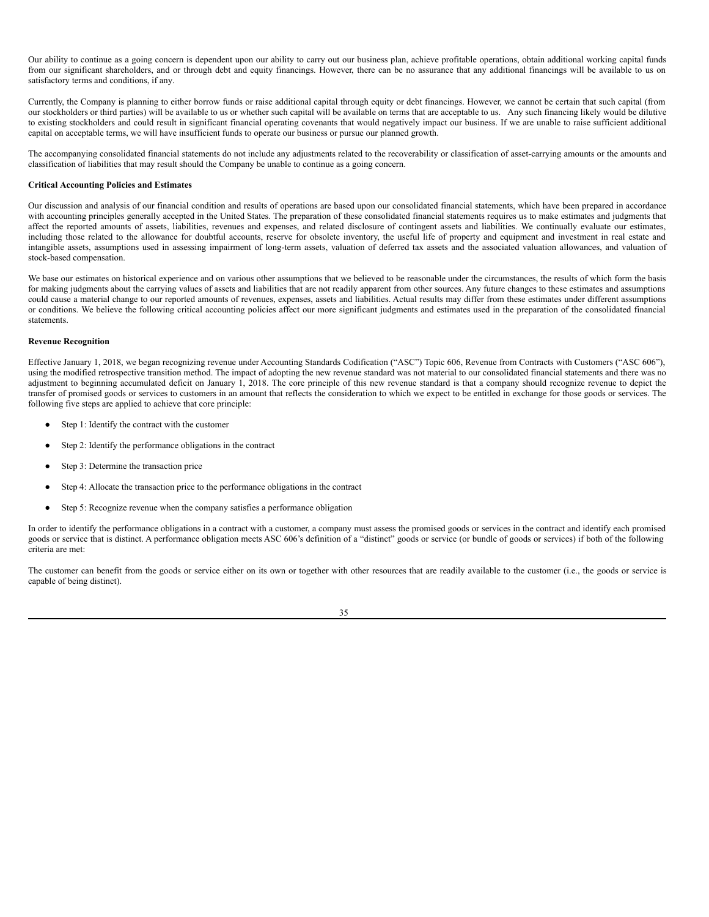Our ability to continue as a going concern is dependent upon our ability to carry out our business plan, achieve profitable operations, obtain additional working capital funds from our significant shareholders, and or through debt and equity financings. However, there can be no assurance that any additional financings will be available to us on satisfactory terms and conditions, if any.

Currently, the Company is planning to either borrow funds or raise additional capital through equity or debt financings. However, we cannot be certain that such capital (from our stockholders or third parties) will be available to us or whether such capital will be available on terms that are acceptable to us. Any such financing likely would be dilutive to existing stockholders and could result in significant financial operating covenants that would negatively impact our business. If we are unable to raise sufficient additional capital on acceptable terms, we will have insufficient funds to operate our business or pursue our planned growth.

The accompanying consolidated financial statements do not include any adjustments related to the recoverability or classification of asset-carrying amounts or the amounts and classification of liabilities that may result should the Company be unable to continue as a going concern.

**Critical Accounting Policies and Estimates**

Our discussion and analysis of our financial condition and results of operations are based upon our consolidated financial statements, which have been prepared in accordance with accounting principles generally accepted in the United States. The preparation of these consolidated financial statements requires us to make estimates and judgments that affect the reported amounts of assets, liabilities, revenues and expenses, and related disclosure of contingent assets and liabilities. We continually evaluate our estimates, including those related to the allowance for doubtful accounts, reserve for obsolete inventory, the useful life of property and equipment and investment in real estate and intangible assets, assumptions used in assessing impairment of long-term assets, valuation of deferred tax assets and the associated valuation allowances, and valuation of stock-based compensation.

We base our estimates on historical experience and on various other assumptions that we believed to be reasonable under the circumstances, the results of which form the basis for making judgments about the carrying values of assets and liabilities that are not readily apparent from other sources. Any future changes to these estimates and assumptions could cause a material change to our reported amounts of revenues, expenses, assets and liabilities. Actual results may differ from these estimates under different assumptions or conditions. We believe the following critical accounting policies affect our more significant judgments and estimates used in the preparation of the consolidated financial statements.

**Revenue Recognition**

Effective January 1, 2018, we began recognizing revenue under Accounting Standards Codification ("ASC") Topic 606, Revenue from Contracts with Customers ("ASC 606"), using the modified retrospective transition method. The impact of adopting the new revenue standard was not material to our consolidated financial statements and there was no adjustment to beginning accumulated deficit on January 1, 2018. The core principle of this new revenue standard is that a company should recognize revenue to depict the transfer of promised goods or services to customers in an amount that reflects the consideration to which we expect to be entitled in exchange for those goods or services. The following five steps are applied to achieve that core principle:

- Step 1: Identify the contract with the customer
- Step 2: Identify the performance obligations in the contract
- Step 3: Determine the transaction price
- Step 4: Allocate the transaction price to the performance obligations in the contract
- Step 5: Recognize revenue when the company satisfies a performance obligation

In order to identify the performance obligations in a contract with a customer, a company must assess the promised goods or services in the contract and identify each promised goods or service that is distinct. A performance obligation meets ASC 606's definition of a "distinct" goods or service (or bundle of goods or services) if both of the following criteria are met:

The customer can benefit from the goods or service either on its own or together with other resources that are readily available to the customer (i.e., the goods or service is capable of being distinct).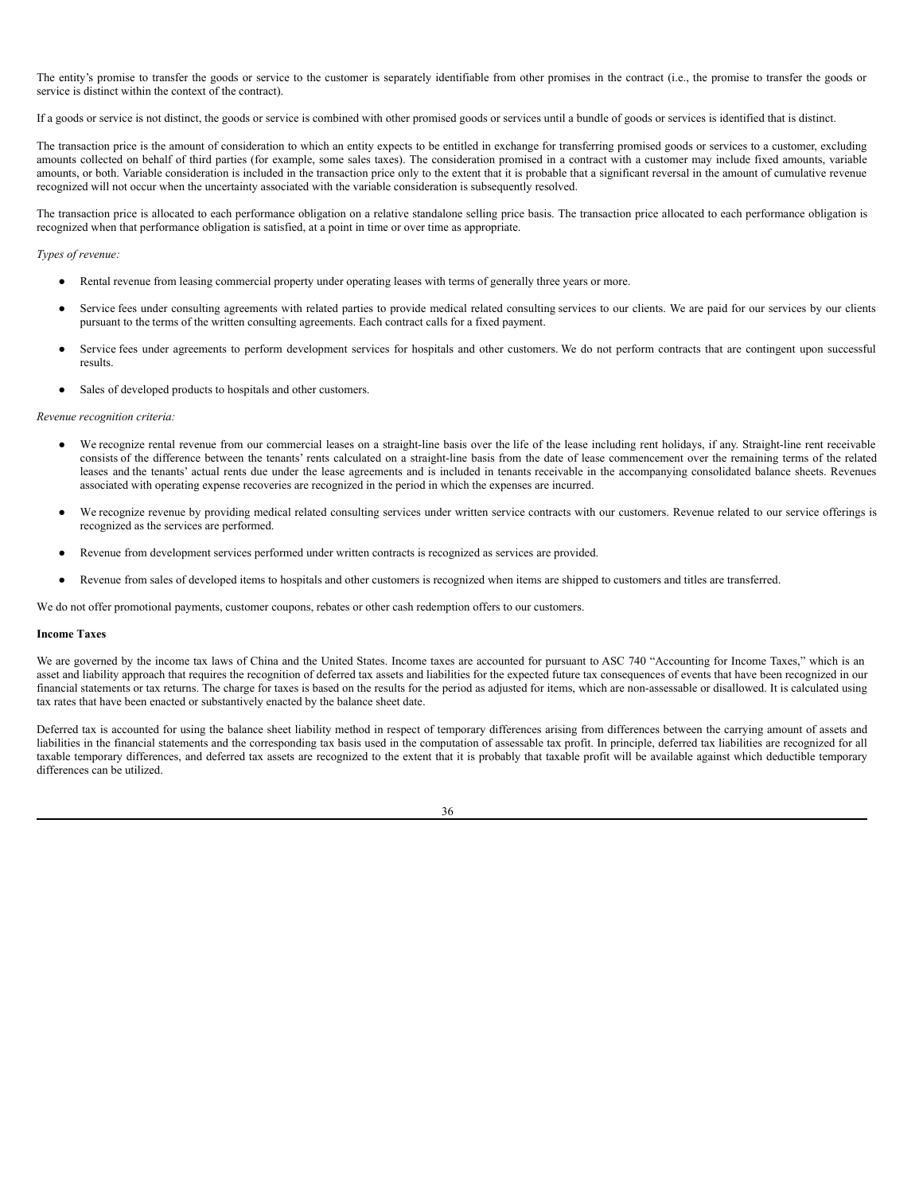The entity's promise to transfer the goods or service to the customer is separately identifiable from other promises in the contract (i.e., the promise to transfer the goods or service is distinct within the context of the contract).

If a goods or service is not distinct, the goods or service is combined with other promised goods or services until a bundle of goods or services is identified that is distinct.

The transaction price is the amount of consideration to which an entity expects to be entitled in exchange for transferring promised goods or services to a customer, excluding amounts collected on behalf of third parties (for example, some sales taxes). The consideration promised in a contract with a customer may include fixed amounts, variable amounts, or both. Variable consideration is included in the transaction price only to the extent that it is probable that a significant reversal in the amount of cumulative revenue recognized will not occur when the uncertainty associated with the variable consideration is subsequently resolved.

The transaction price is allocated to each performance obligation on a relative standalone selling price basis. The transaction price allocated to each performance obligation is recognized when that performance obligation is satisfied, at a point in time or over time as appropriate.

*Types of revenue:*

- Rental revenue from leasing commercial property under operating leases with terms of generally three years or more.
- Service fees under consulting agreements with related parties to provide medical related consulting services to our clients. We are paid for our services by our clients pursuant to the terms of the written consulting agreements. Each contract calls for a fixed payment.
- Service fees under agreements to perform development services for hospitals and other customers. We do not perform contracts that are contingent upon successful results.
- Sales of developed products to hospitals and other customers.

*Revenue recognition criteria:*

- We recognize rental revenue from our commercial leases on a straight-line basis over the life of the lease including rent holidays, if any. Straight-line rent receivable consists of the difference between the tenants' rents calculated on a straight-line basis from the date of lease commencement over the remaining terms of the related leases and the tenants' actual rents due under the lease agreements and is included in tenants receivable in the accompanying consolidated balance sheets. Revenues associated with operating expense recoveries are recognized in the period in which the expenses are incurred.
- We recognize revenue by providing medical related consulting services under written service contracts with our customers. Revenue related to our service offerings is recognized as the services are performed.
- Revenue from development services performed under written contracts is recognized as services are provided.
- Revenue from sales of developed items to hospitals and other customers is recognized when items are shipped to customers and titles are transferred.

We do not offer promotional payments, customer coupons, rebates or other cash redemption offers to our customers.

**Income Taxes**

We are governed by the income tax laws of China and the United States. Income taxes are accounted for pursuant to ASC 740 "Accounting for Income Taxes," which is an asset and liability approach that requires the recognition of deferred tax assets and liabilities for the expected future tax consequences of events that have been recognized in our financial statements or tax returns. The charge for taxes is based on the results for the period as adjusted for items, which are non-assessable or disallowed. It is calculated using tax rates that have been enacted or substantively enacted by the balance sheet date.

Deferred tax is accounted for using the balance sheet liability method in respect of temporary differences arising from differences between the carrying amount of assets and liabilities in the financial statements and the corresponding tax basis used in the computation of assessable tax profit. In principle, deferred tax liabilities are recognized for all taxable temporary differences, and deferred tax assets are recognized to the extent that it is probably that taxable profit will be available against which deductible temporary differences can be utilized.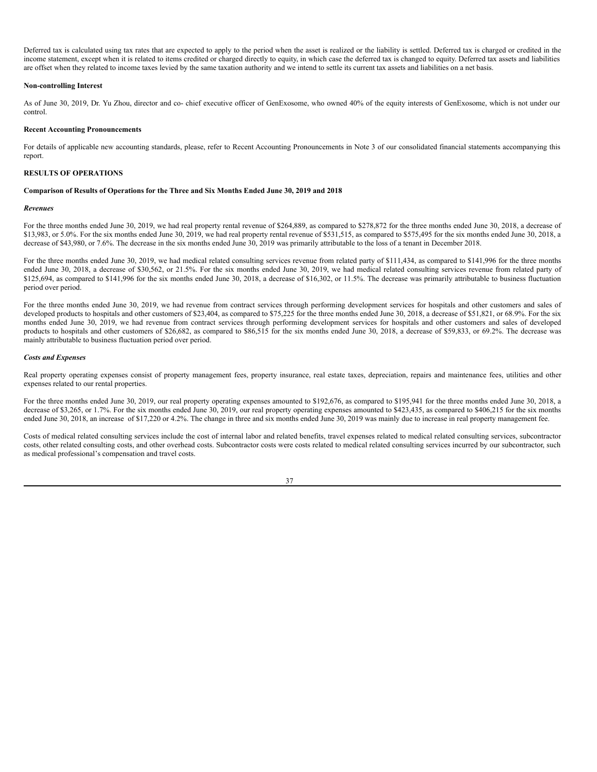Deferred tax is calculated using tax rates that are expected to apply to the period when the asset is realized or the liability is settled. Deferred tax is charged or credited in the income statement, except when it is related to items credited or charged directly to equity, in which case the deferred tax is changed to equity. Deferred tax assets and liabilities are offset when they related to income taxes levied by the same taxation authority and we intend to settle its current tax assets and liabilities on a net basis.

**Non-controlling Interest**

As of June 30, 2019, Dr. Yu Zhou, director and co- chief executive officer of GenExosome, who owned 40% of the equity interests of GenExosome, which is not under our control.

**Recent Accounting Pronouncements**

For details of applicable new accounting standards, please, refer to Recent Accounting Pronouncements in Note 3 of our consolidated financial statements accompanying this report.

**RESULTS OF OPERATIONS**

**Comparison of Results of Operations for the Three and Six Months Ended June 30, 2019 and 2018**

***Revenues***

For the three months ended June 30, 2019, we had real property rental revenue of $264,889, as compared to $278,872 for the three months ended June 30, 2018, a decrease of $13,983, or 5.0%. For the six months ended June 30, 2019, we had real property rental revenue of $531,515, as compared to $575,495 for the six months ended June 30, 2018, a decrease of $43,980, or 7.6%. The decrease in the six months ended June 30, 2019 was primarily attributable to the loss of a tenant in December 2018.

For the three months ended June 30, 2019, we had medical related consulting services revenue from related party of $111,434, as compared to $141,996 for the three months ended June 30, 2018, a decrease of $30,562, or 21.5%. For the six months ended June 30, 2019, we had medical related consulting services revenue from related party of $125,694, as compared to $141,996 for the six months ended June 30, 2018, a decrease of $16,302, or 11.5%. The decrease was primarily attributable to business fluctuation period over period.

For the three months ended June 30, 2019, we had revenue from contract services through performing development services for hospitals and other customers and sales of developed products to hospitals and other customers of $23,404, as compared to $75,225 for the three months ended June 30, 2018, a decrease of $51,821, or 68.9%. For the six months ended June 30, 2019, we had revenue from contract services through performing development services for hospitals and other customers and sales of developed products to hospitals and other customers of $26,682, as compared to $86,515 for the six months ended June 30, 2018, a decrease of $59,833, or 69.2%. The decrease was mainly attributable to business fluctuation period over period.

***Costs and Expenses***

Real property operating expenses consist of property management fees, property insurance, real estate taxes, depreciation, repairs and maintenance fees, utilities and other expenses related to our rental properties.

For the three months ended June 30, 2019, our real property operating expenses amounted to $192,676, as compared to $195,941 for the three months ended June 30, 2018, a decrease of $3,265, or 1.7%. For the six months ended June 30, 2019, our real property operating expenses amounted to $423,435, as compared to $406,215 for the six months ended June 30, 2018, an increase of $17,220 or 4.2%. The change in three and six months ended June 30, 2019 was mainly due to increase in real property management fee.

Costs of medical related consulting services include the cost of internal labor and related benefits, travel expenses related to medical related consulting services, subcontractor costs, other related consulting costs, and other overhead costs. Subcontractor costs were costs related to medical related consulting services incurred by our subcontractor, such as medical professional's compensation and travel costs.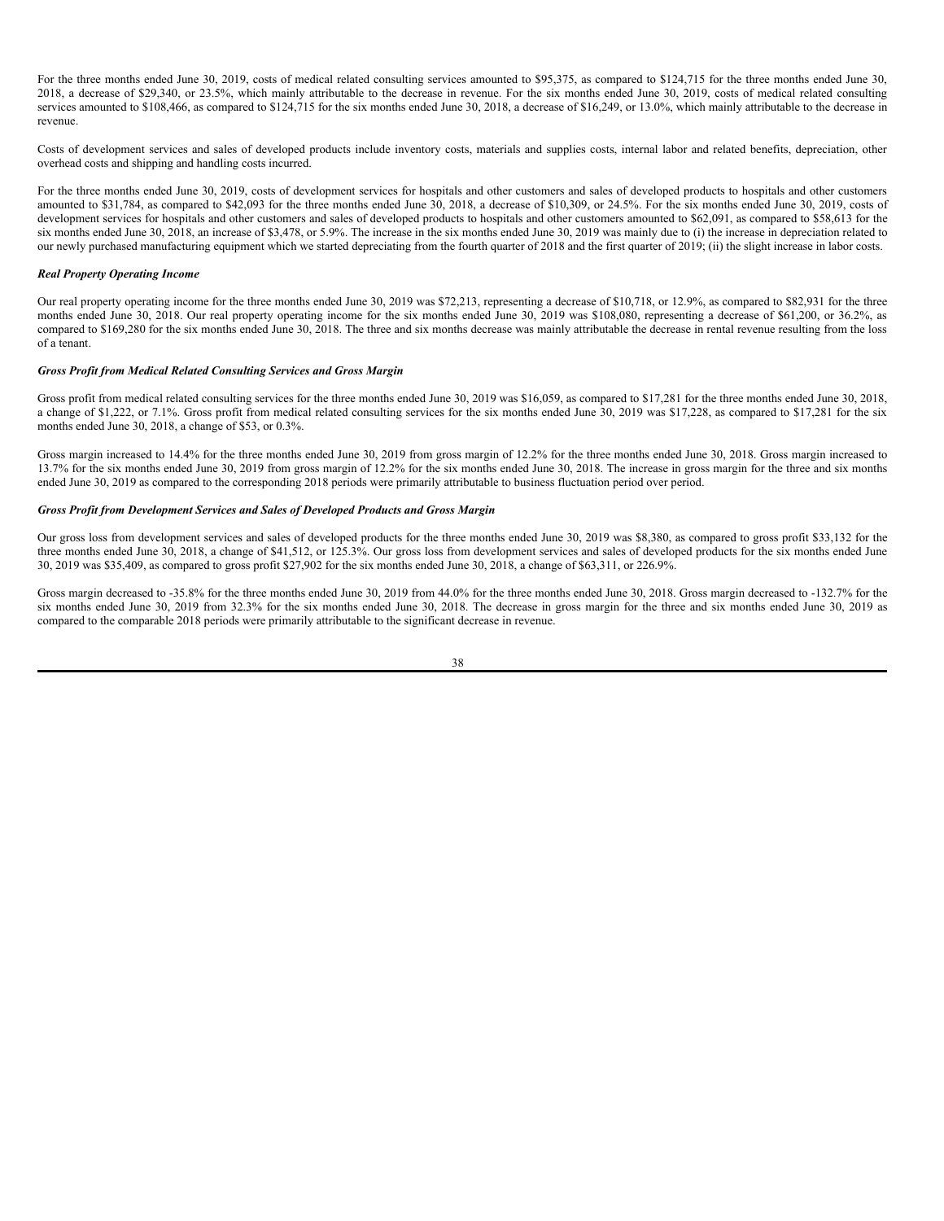For the three months ended June 30, 2019, costs of medical related consulting services amounted to $95,375, as compared to $124,715 for the three months ended June 30, 2018, a decrease of $29,340, or 23.5%, which mainly attributable to the decrease in revenue. For the six months ended June 30, 2019, costs of medical related consulting services amounted to $108,466, as compared to $124,715 for the six months ended June 30, 2018, a decrease of $16,249, or 13.0%, which mainly attributable to the decrease in revenue.

Costs of development services and sales of developed products include inventory costs, materials and supplies costs, internal labor and related benefits, depreciation, other overhead costs and shipping and handling costs incurred.

For the three months ended June 30, 2019, costs of development services for hospitals and other customers and sales of developed products to hospitals and other customers amounted to $31,784, as compared to $42,093 for the three months ended June 30, 2018, a decrease of $10,309, or 24.5%. For the six months ended June 30, 2019, costs of development services for hospitals and other customers and sales of developed products to hospitals and other customers amounted to $62,091, as compared to $58,613 for the six months ended June 30, 2018, an increase of $3,478, or 5.9%. The increase in the six months ended June 30, 2019 was mainly due to (i) the increase in depreciation related to our newly purchased manufacturing equipment which we started depreciating from the fourth quarter of 2018 and the first quarter of 2019; (ii) the slight increase in labor costs.

***Real Property Operating Income***

Our real property operating income for the three months ended June 30, 2019 was $72,213, representing a decrease of $10,718, or 12.9%, as compared to $82,931 for the three months ended June 30, 2018. Our real property operating income for the six months ended June 30, 2019 was $108,080, representing a decrease of $61,200, or 36.2%, as compared to $169,280 for the six months ended June 30, 2018. The three and six months decrease was mainly attributable the decrease in rental revenue resulting from the loss of a tenant.

***Gross Profit from Medical Related Consulting Services and Gross Margin***

Gross profit from medical related consulting services for the three months ended June 30, 2019 was $16,059, as compared to $17,281 for the three months ended June 30, 2018, a change of $1,222, or 7.1%. Gross profit from medical related consulting services for the six months ended June 30, 2019 was $17,228, as compared to $17,281 for the six months ended June 30, 2018, a change of $53, or 0.3%.

Gross margin increased to 14.4% for the three months ended June 30, 2019 from gross margin of 12.2% for the three months ended June 30, 2018. Gross margin increased to 13.7% for the six months ended June 30, 2019 from gross margin of 12.2% for the six months ended June 30, 2018. The increase in gross margin for the three and six months ended June 30, 2019 as compared to the corresponding 2018 periods were primarily attributable to business fluctuation period over period.

***Gross Profit from Development Services and Sales of Developed Products and Gross Margin***

Our gross loss from development services and sales of developed products for the three months ended June 30, 2019 was $8,380, as compared to gross profit $33,132 for the three months ended June 30, 2018, a change of $41,512, or 125.3%. Our gross loss from development services and sales of developed products for the six months ended June 30, 2019 was $35,409, as compared to gross profit $27,902 for the six months ended June 30, 2018, a change of $63,311, or 226.9%.

Gross margin decreased to -35.8% for the three months ended June 30, 2019 from 44.0% for the three months ended June 30, 2018. Gross margin decreased to -132.7% for the six months ended June 30, 2019 from 32.3% for the six months ended June 30, 2018. The decrease in gross margin for the three and six months ended June 30, 2019 as compared to the comparable 2018 periods were primarily attributable to the significant decrease in revenue.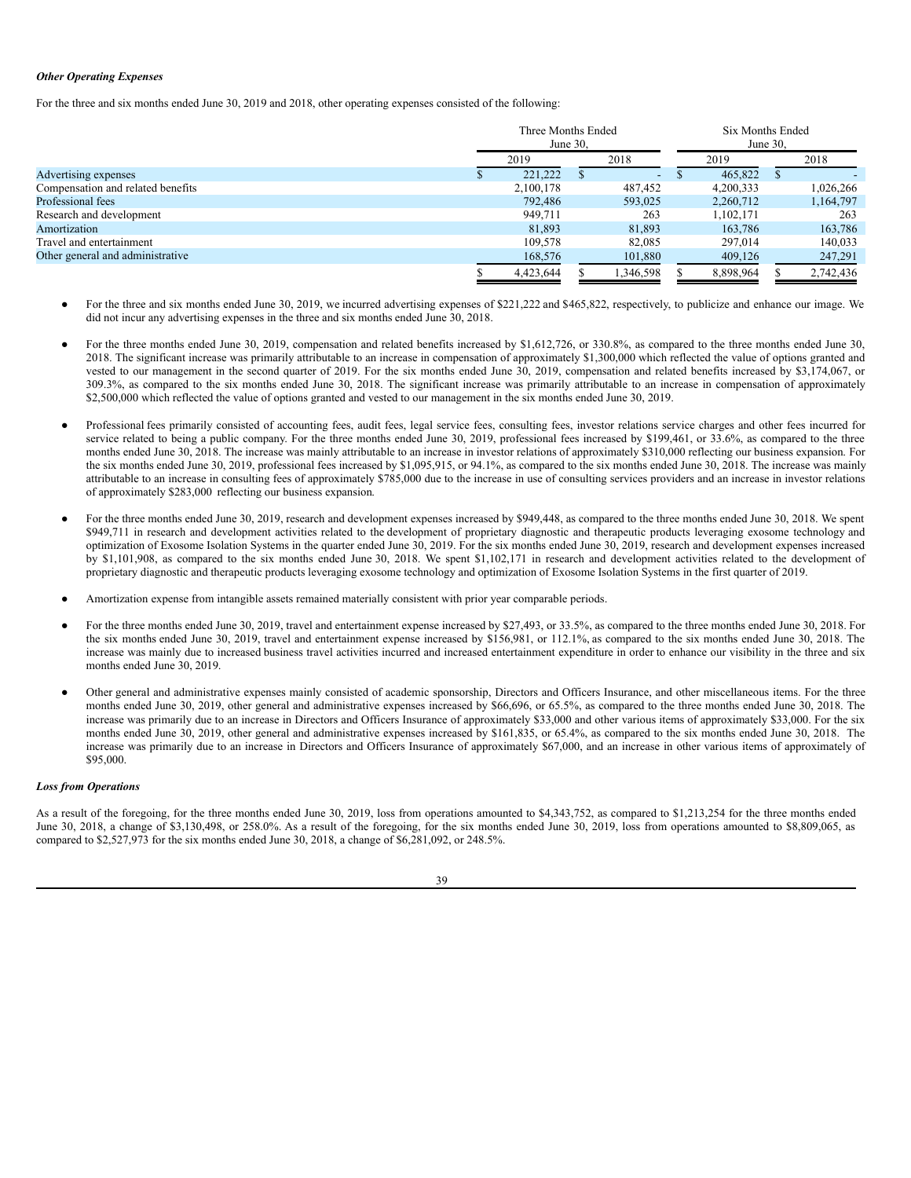***Other Operating Expenses***

For the three and six months ended June 30, 2019 and 2018, other operating expenses consisted of the following:

| | Three Months Ended June 30, | | Six Months Ended June 30, | |
|---|---|---|---|---|
| | 2019 | 2018 | 2019 | 2018 |
| Advertising expenses | $ 221,222 | $ - | $ 465,822 | $ - |
| Compensation and related benefits | 2,100,178 | 487,452 | 4,200,333 | 1,026,266 |
| Professional fees | 792,486 | 593,025 | 2,260,712 | 1,164,797 |
| Research and development | 949,711 | 263 | 1,102,171 | 263 |
| Amortization | 81,893 | 81,893 | 163,786 | 163,786 |
| Travel and entertainment | 109,578 | 82,085 | 297,014 | 140,033 |
| Other general and administrative | 168,576 | 101,880 | 409,126 | 247,291 |
| | $ 4,423,644 | $ 1,346,598 | $ 8,898,964 | $ 2,742,436 |

- For the three and six months ended June 30, 2019, we incurred advertising expenses of $221,222 and $465,822, respectively, to publicize and enhance our image. We did not incur any advertising expenses in the three and six months ended June 30, 2018.
- For the three months ended June 30, 2019, compensation and related benefits increased by $1,612,726, or 330.8%, as compared to the three months ended June 30, 2018. The significant increase was primarily attributable to an increase in compensation of approximately $1,300,000 which reflected the value of options granted and vested to our management in the second quarter of 2019. For the six months ended June 30, 2019, compensation and related benefits increased by $3,174,067, or 309.3%, as compared to the six months ended June 30, 2018. The significant increase was primarily attributable to an increase in compensation of approximately $2,500,000 which reflected the value of options granted and vested to our management in the six months ended June 30, 2019.
- Professional fees primarily consisted of accounting fees, audit fees, legal service fees, consulting fees, investor relations service charges and other fees incurred for service related to being a public company. For the three months ended June 30, 2019, professional fees increased by $199,461, or 33.6%, as compared to the three months ended June 30, 2018. The increase was mainly attributable to an increase in investor relations of approximately $310,000 reflecting our business expansion. For the six months ended June 30, 2019, professional fees increased by $1,095,915, or 94.1%, as compared to the six months ended June 30, 2018. The increase was mainly attributable to an increase in consulting fees of approximately $785,000 due to the increase in use of consulting services providers and an increase in investor relations of approximately $283,000 reflecting our business expansion.
- For the three months ended June 30, 2019, research and development expenses increased by $949,448, as compared to the three months ended June 30, 2018. We spent $949,711 in research and development activities related to the development of proprietary diagnostic and therapeutic products leveraging exosome technology and optimization of Exosome Isolation Systems in the quarter ended June 30, 2019. For the six months ended June 30, 2019, research and development expenses increased by $1,101,908, as compared to the six months ended June 30, 2018. We spent $1,102,171 in research and development activities related to the development of proprietary diagnostic and therapeutic products leveraging exosome technology and optimization of Exosome Isolation Systems in the first quarter of 2019.
- Amortization expense from intangible assets remained materially consistent with prior year comparable periods.
- For the three months ended June 30, 2019, travel and entertainment expense increased by $27,493, or 33.5%, as compared to the three months ended June 30, 2018. For the six months ended June 30, 2019, travel and entertainment expense increased by $156,981, or 112.1%, as compared to the six months ended June 30, 2018. The increase was mainly due to increased business travel activities incurred and increased entertainment expenditure in order to enhance our visibility in the three and six months ended June 30, 2019.
- Other general and administrative expenses mainly consisted of academic sponsorship, Directors and Officers Insurance, and other miscellaneous items. For the three months ended June 30, 2019, other general and administrative expenses increased by $66,696, or 65.5%, as compared to the three months ended June 30, 2018. The increase was primarily due to an increase in Directors and Officers Insurance of approximately $33,000 and other various items of approximately $33,000. For the six months ended June 30, 2019, other general and administrative expenses increased by $161,835, or 65.4%, as compared to the six months ended June 30, 2018. The increase was primarily due to an increase in Directors and Officers Insurance of approximately $67,000, and an increase in other various items of approximately of $95,000.

***Loss from Operations***

As a result of the foregoing, for the three months ended June 30, 2019, loss from operations amounted to $4,343,752, as compared to $1,213,254 for the three months ended June 30, 2018, a change of $3,130,498, or 258.0%. As a result of the foregoing, for the six months ended June 30, 2019, loss from operations amounted to $8,809,065, as compared to $2,527,973 for the six months ended June 30, 2018, a change of $6,281,092, or 248.5%.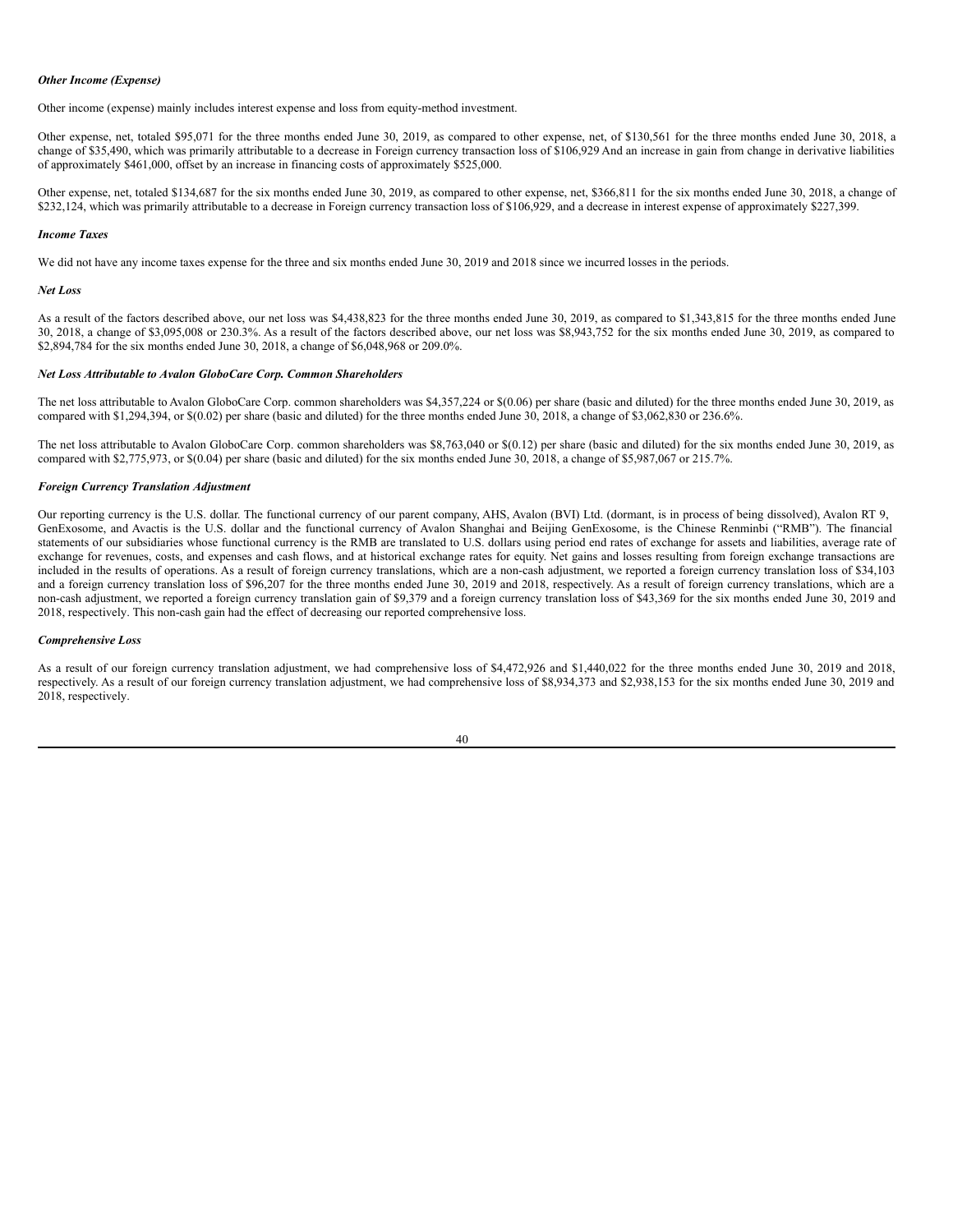***Other Income (Expense)***

Other income (expense) mainly includes interest expense and loss from equity-method investment.

Other expense, net, totaled $95,071 for the three months ended June 30, 2019, as compared to other expense, net, of $130,561 for the three months ended June 30, 2018, a change of $35,490, which was primarily attributable to a decrease in Foreign currency transaction loss of $106,929 And an increase in gain from change in derivative liabilities of approximately $461,000, offset by an increase in financing costs of approximately $525,000.

Other expense, net, totaled $134,687 for the six months ended June 30, 2019, as compared to other expense, net, $366,811 for the six months ended June 30, 2018, a change of $232,124, which was primarily attributable to a decrease in Foreign currency transaction loss of $106,929, and a decrease in interest expense of approximately $227,399.

***Income Taxes***

We did not have any income taxes expense for the three and six months ended June 30, 2019 and 2018 since we incurred losses in the periods.

***Net Loss***

As a result of the factors described above, our net loss was $4,438,823 for the three months ended June 30, 2019, as compared to $1,343,815 for the three months ended June 30, 2018, a change of $3,095,008 or 230.3%. As a result of the factors described above, our net loss was $8,943,752 for the six months ended June 30, 2019, as compared to $2,894,784 for the six months ended June 30, 2018, a change of $6,048,968 or 209.0%.

***Net Loss Attributable to Avalon GloboCare Corp. Common Shareholders***

The net loss attributable to Avalon GloboCare Corp. common shareholders was $4,357,224 or $(0.06) per share (basic and diluted) for the three months ended June 30, 2019, as compared with $1,294,394, or $(0.02) per share (basic and diluted) for the three months ended June 30, 2018, a change of $3,062,830 or 236.6%.

The net loss attributable to Avalon GloboCare Corp. common shareholders was $8,763,040 or $(0.12) per share (basic and diluted) for the six months ended June 30, 2019, as compared with $2,775,973, or $(0.04) per share (basic and diluted) for the six months ended June 30, 2018, a change of $5,987,067 or 215.7%.

***Foreign Currency Translation Adjustment***

Our reporting currency is the U.S. dollar. The functional currency of our parent company, AHS, Avalon (BVI) Ltd. (dormant, is in process of being dissolved), Avalon RT 9, GenExosome, and Avactis is the U.S. dollar and the functional currency of Avalon Shanghai and Beijing GenExosome, is the Chinese Renminbi ("RMB"). The financial statements of our subsidiaries whose functional currency is the RMB are translated to U.S. dollars using period end rates of exchange for assets and liabilities, average rate of exchange for revenues, costs, and expenses and cash flows, and at historical exchange rates for equity. Net gains and losses resulting from foreign exchange transactions are included in the results of operations. As a result of foreign currency translations, which are a non-cash adjustment, we reported a foreign currency translation loss of $34,103 and a foreign currency translation loss of $96,207 for the three months ended June 30, 2019 and 2018, respectively. As a result of foreign currency translations, which are a non-cash adjustment, we reported a foreign currency translation gain of $9,379 and a foreign currency translation loss of $43,369 for the six months ended June 30, 2019 and 2018, respectively. This non-cash gain had the effect of decreasing our reported comprehensive loss.

***Comprehensive Loss***

As a result of our foreign currency translation adjustment, we had comprehensive loss of $4,472,926 and $1,440,022 for the three months ended June 30, 2019 and 2018, respectively. As a result of our foreign currency translation adjustment, we had comprehensive loss of $8,934,373 and $2,938,153 for the six months ended June 30, 2019 and 2018, respectively.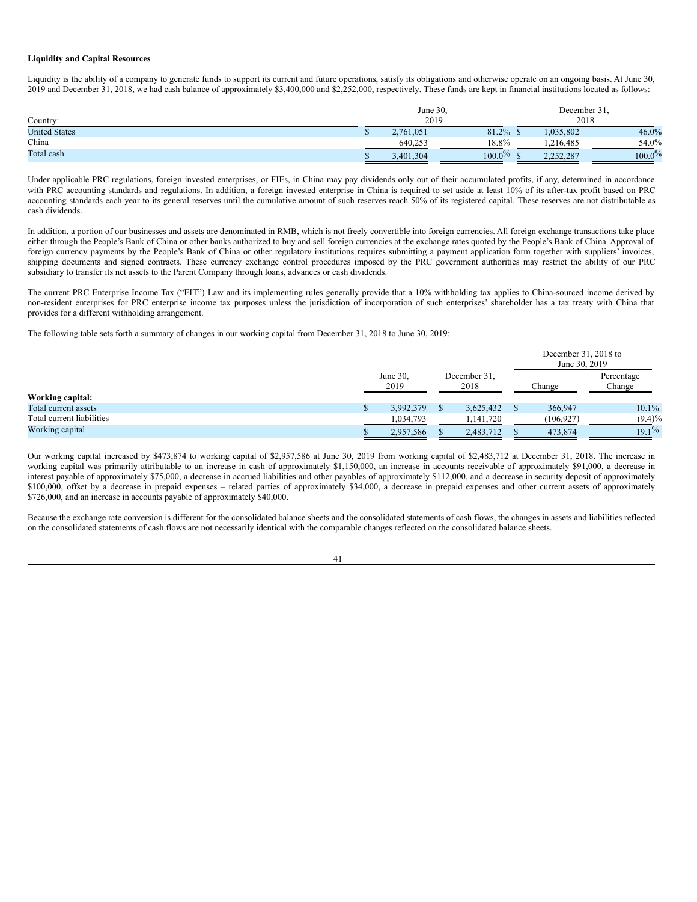**Liquidity and Capital Resources**

Liquidity is the ability of a company to generate funds to support its current and future operations, satisfy its obligations and otherwise operate on an ongoing basis. At June 30, 2019 and December 31, 2018, we had cash balance of approximately $3,400,000 and $2,252,000, respectively. These funds are kept in financial institutions located as follows:

| Country: | June 30, 2019 | | December 31, 2018 | |
|---|---|---|---|---|
| United States | $ 2,761,051 | 81.2% | $ 1,035,802 | 46.0% |
| China | 640,253 | 18.8% | 1,216,485 | 54.0% |
| Total cash | $ 3,401,304 | 100.0% | $ 2,252,287 | 100.0% |

Under applicable PRC regulations, foreign invested enterprises, or FIEs, in China may pay dividends only out of their accumulated profits, if any, determined in accordance with PRC accounting standards and regulations. In addition, a foreign invested enterprise in China is required to set aside at least 10% of its after-tax profit based on PRC accounting standards each year to its general reserves until the cumulative amount of such reserves reach 50% of its registered capital. These reserves are not distributable as cash dividends.

In addition, a portion of our businesses and assets are denominated in RMB, which is not freely convertible into foreign currencies. All foreign exchange transactions take place either through the People's Bank of China or other banks authorized to buy and sell foreign currencies at the exchange rates quoted by the People's Bank of China. Approval of foreign currency payments by the People's Bank of China or other regulatory institutions requires submitting a payment application form together with suppliers' invoices, shipping documents and signed contracts. These currency exchange control procedures imposed by the PRC government authorities may restrict the ability of our PRC subsidiary to transfer its net assets to the Parent Company through loans, advances or cash dividends.

The current PRC Enterprise Income Tax ("EIT") Law and its implementing rules generally provide that a 10% withholding tax applies to China-sourced income derived by non-resident enterprises for PRC enterprise income tax purposes unless the jurisdiction of incorporation of such enterprises' shareholder has a tax treaty with China that provides for a different withholding arrangement.

The following table sets forth a summary of changes in our working capital from December 31, 2018 to June 30, 2019:

| | June 30, 2019 | December 31, 2018 | December 31, 2018 to June 30, 2019 | |
|---|---|---|---|---|
| | | | Change | Percentage Change |
| **Working capital:** | | | | |
| Total current assets | $ 3,992,379 | $ 3,625,432 | $ 366,947 | 10.1% |
| Total current liabilities | 1,034,793 | 1,141,720 | (106,927) | (9.4)% |
| Working capital | $ 2,957,586 | $ 2,483,712 | $ 473,874 | 19.1% |

Our working capital increased by $473,874 to working capital of $2,957,586 at June 30, 2019 from working capital of $2,483,712 at December 31, 2018. The increase in working capital was primarily attributable to an increase in cash of approximately $1,150,000, an increase in accounts receivable of approximately $91,000, a decrease in interest payable of approximately $75,000, a decrease in accrued liabilities and other payables of approximately $112,000, and a decrease in security deposit of approximately $100,000, offset by a decrease in prepaid expenses – related parties of approximately $34,000, a decrease in prepaid expenses and other current assets of approximately $726,000, and an increase in accounts payable of approximately $40,000.

Because the exchange rate conversion is different for the consolidated balance sheets and the consolidated statements of cash flows, the changes in assets and liabilities reflected on the consolidated statements of cash flows are not necessarily identical with the comparable changes reflected on the consolidated balance sheets.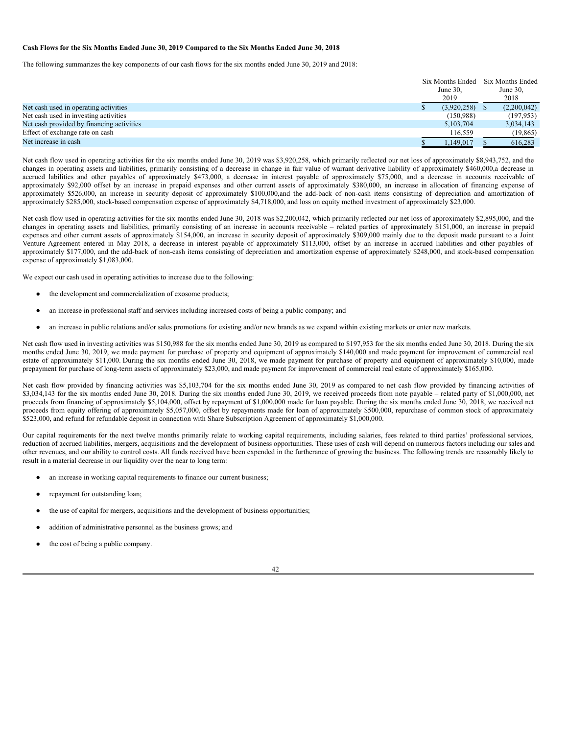**Cash Flows for the Six Months Ended June 30, 2019 Compared to the Six Months Ended June 30, 2018**

The following summarizes the key components of our cash flows for the six months ended June 30, 2019 and 2018:

| | Six Months Ended June 30, 2019 | Six Months Ended June 30, 2018 |
|---|---|---|
| Net cash used in operating activities | $ (3,920,258) | $ (2,200,042) |
| Net cash used in investing activities | (150,988) | (197,953) |
| Net cash provided by financing activities | 5,103,704 | 3,034,143 |
| Effect of exchange rate on cash | 116,559 | (19,865) |
| Net increase in cash | $ 1,149,017 | $ 616,283 |

Net cash flow used in operating activities for the six months ended June 30, 2019 was $3,920,258, which primarily reflected our net loss of approximately $8,943,752, and the changes in operating assets and liabilities, primarily consisting of a decrease in change in fair value of warrant derivative liability of approximately $460,000,a decrease in accrued labilities and other payables of approximately $473,000, a decrease in interest payable of approximately $75,000, and a decrease in accounts receivable of approximately $92,000 offset by an increase in prepaid expenses and other current assets of approximately $380,000, an increase in allocation of financing expense of approximately $526,000, an increase in security deposit of approximately $100,000,and the add-back of non-cash items consisting of depreciation and amortization of approximately $285,000, stock-based compensation expense of approximately $4,718,000, and loss on equity method investment of approximately $23,000.

Net cash flow used in operating activities for the six months ended June 30, 2018 was $2,200,042, which primarily reflected our net loss of approximately $2,895,000, and the changes in operating assets and liabilities, primarily consisting of an increase in accounts receivable – related parties of approximately $151,000, an increase in prepaid expenses and other current assets of approximately $154,000, an increase in security deposit of approximately $309,000 mainly due to the deposit made pursuant to a Joint Venture Agreement entered in May 2018, a decrease in interest payable of approximately $113,000, offset by an increase in accrued liabilities and other payables of approximately $177,000, and the add-back of non-cash items consisting of depreciation and amortization expense of approximately $248,000, and stock-based compensation expense of approximately $1,083,000.

We expect our cash used in operating activities to increase due to the following:

- the development and commercialization of exosome products;
- an increase in professional staff and services including increased costs of being a public company; and
- an increase in public relations and/or sales promotions for existing and/or new brands as we expand within existing markets or enter new markets.

Net cash flow used in investing activities was $150,988 for the six months ended June 30, 2019 as compared to $197,953 for the six months ended June 30, 2018. During the six months ended June 30, 2019, we made payment for purchase of property and equipment of approximately $140,000 and made payment for improvement of commercial real estate of approximately $11,000. During the six months ended June 30, 2018, we made payment for purchase of property and equipment of approximately $10,000, made prepayment for purchase of long-term assets of approximately $23,000, and made payment for improvement of commercial real estate of approximately $165,000.

Net cash flow provided by financing activities was $5,103,704 for the six months ended June 30, 2019 as compared to net cash flow provided by financing activities of $3,034,143 for the six months ended June 30, 2018. During the six months ended June 30, 2019, we received proceeds from note payable – related party of $1,000,000, net proceeds from financing of approximately $5,104,000, offset by repayment of $1,000,000 made for loan payable. During the six months ended June 30, 2018, we received net proceeds from equity offering of approximately $5,057,000, offset by repayments made for loan of approximately $500,000, repurchase of common stock of approximately $523,000, and refund for refundable deposit in connection with Share Subscription Agreement of approximately $1,000,000.

Our capital requirements for the next twelve months primarily relate to working capital requirements, including salaries, fees related to third parties' professional services, reduction of accrued liabilities, mergers, acquisitions and the development of business opportunities. These uses of cash will depend on numerous factors including our sales and other revenues, and our ability to control costs. All funds received have been expended in the furtherance of growing the business. The following trends are reasonably likely to result in a material decrease in our liquidity over the near to long term:

- an increase in working capital requirements to finance our current business;
- repayment for outstanding loan;
- the use of capital for mergers, acquisitions and the development of business opportunities;
- addition of administrative personnel as the business grows; and
- the cost of being a public company.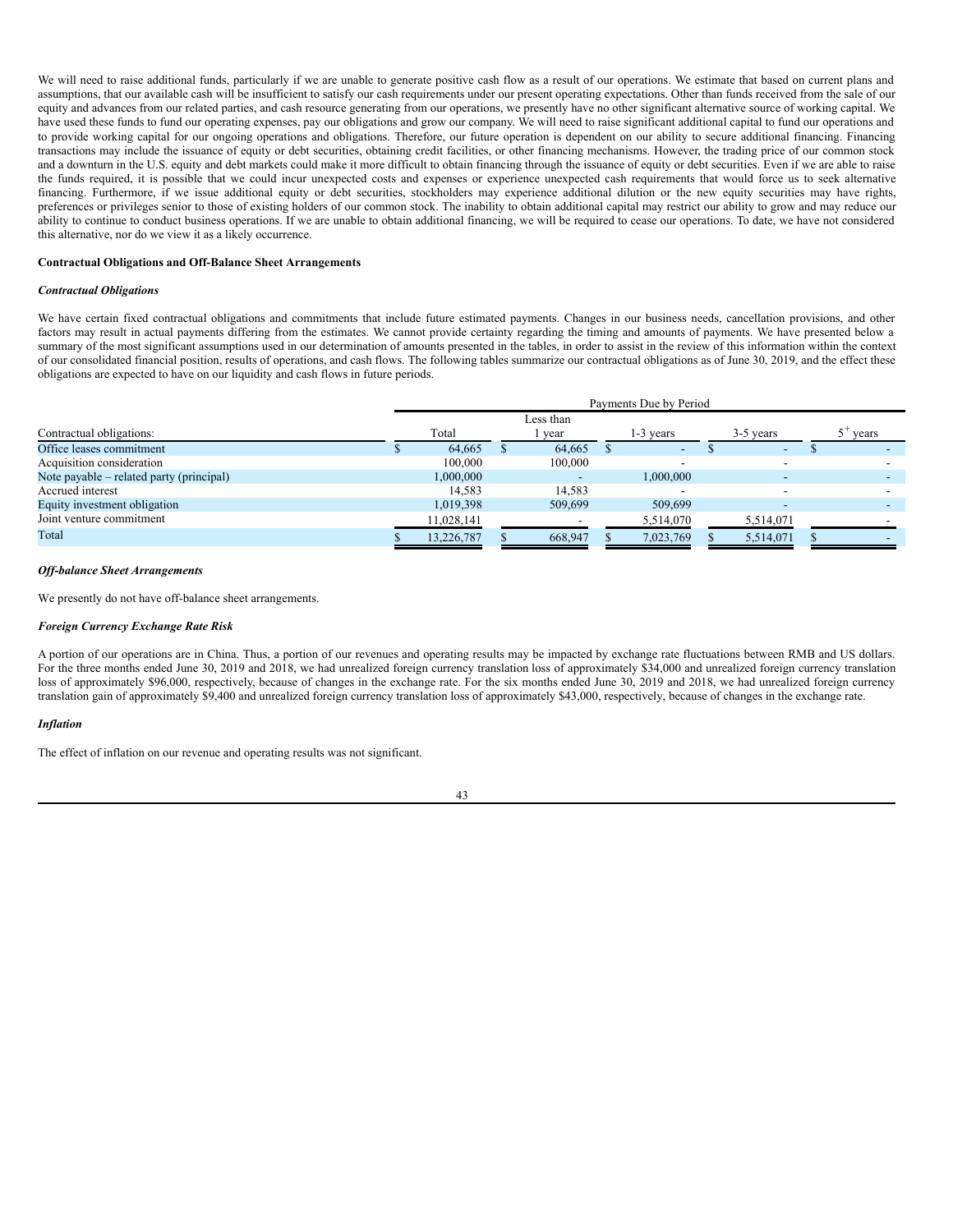We will need to raise additional funds, particularly if we are unable to generate positive cash flow as a result of our operations. We estimate that based on current plans and assumptions, that our available cash will be insufficient to satisfy our cash requirements under our present operating expectations. Other than funds received from the sale of our equity and advances from our related parties, and cash resource generating from our operations, we presently have no other significant alternative source of working capital. We have used these funds to fund our operating expenses, pay our obligations and grow our company. We will need to raise significant additional capital to fund our operations and to provide working capital for our ongoing operations and obligations. Therefore, our future operation is dependent on our ability to secure additional financing. Financing transactions may include the issuance of equity or debt securities, obtaining credit facilities, or other financing mechanisms. However, the trading price of our common stock and a downturn in the U.S. equity and debt markets could make it more difficult to obtain financing through the issuance of equity or debt securities. Even if we are able to raise the funds required, it is possible that we could incur unexpected costs and expenses or experience unexpected cash requirements that would force us to seek alternative financing. Furthermore, if we issue additional equity or debt securities, stockholders may experience additional dilution or the new equity securities may have rights, preferences or privileges senior to those of existing holders of our common stock. The inability to obtain additional capital may restrict our ability to grow and may reduce our ability to continue to conduct business operations. If we are unable to obtain additional financing, we will be required to cease our operations. To date, we have not considered this alternative, nor do we view it as a likely occurrence.

**Contractual Obligations and Off-Balance Sheet Arrangements**

***Contractual Obligations***

We have certain fixed contractual obligations and commitments that include future estimated payments. Changes in our business needs, cancellation provisions, and other factors may result in actual payments differing from the estimates. We cannot provide certainty regarding the timing and amounts of payments. We have presented below a summary of the most significant assumptions used in our determination of amounts presented in the tables, in order to assist in the review of this information within the context of our consolidated financial position, results of operations, and cash flows. The following tables summarize our contractual obligations as of June 30, 2019, and the effect these obligations are expected to have on our liquidity and cash flows in future periods.

| | Payments Due by Period | | | | |
|---|---|---|---|---|---|
| Contractual obligations: | Total | Less than 1 year | 1-3 years | 3-5 years | 5+ years |
| Office leases commitment | $ 64,665 | $ 64,665 | $ - | $ - | $ - |
| Acquisition consideration | 100,000 | 100,000 | - | - | - |
| Note payable – related party (principal) | 1,000,000 | - | 1,000,000 | - | - |
| Accrued interest | 14,583 | 14,583 | - | - | - |
| Equity investment obligation | 1,019,398 | 509,699 | 509,699 | - | - |
| Joint venture commitment | 11,028,141 | - | 5,514,070 | 5,514,071 | - |
| Total | $ 13,226,787 | $ 668,947 | $ 7,023,769 | $ 5,514,071 | $ - |

***Off-balance Sheet Arrangements***

We presently do not have off-balance sheet arrangements.

***Foreign Currency Exchange Rate Risk***

A portion of our operations are in China. Thus, a portion of our revenues and operating results may be impacted by exchange rate fluctuations between RMB and US dollars. For the three months ended June 30, 2019 and 2018, we had unrealized foreign currency translation loss of approximately $34,000 and unrealized foreign currency translation loss of approximately $96,000, respectively, because of changes in the exchange rate. For the six months ended June 30, 2019 and 2018, we had unrealized foreign currency translation gain of approximately $9,400 and unrealized foreign currency translation loss of approximately $43,000, respectively, because of changes in the exchange rate.

***Inflation***

The effect of inflation on our revenue and operating results was not significant.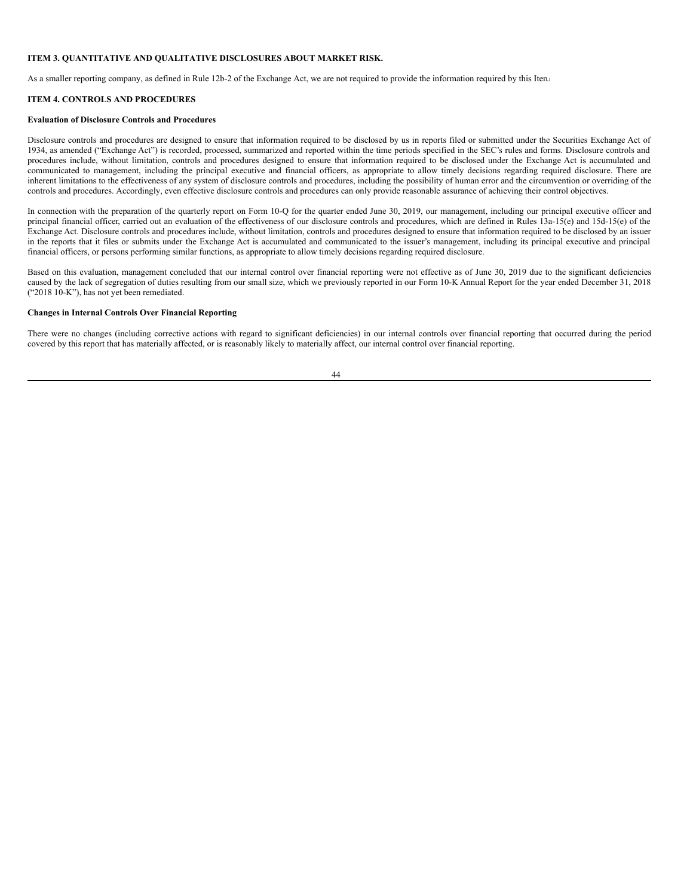**ITEM 3. QUANTITATIVE AND QUALITATIVE DISCLOSURES ABOUT MARKET RISK.**

As a smaller reporting company, as defined in Rule 12b-2 of the Exchange Act, we are not required to provide the information required by this Item.

**ITEM 4. CONTROLS AND PROCEDURES**

**Evaluation of Disclosure Controls and Procedures**

Disclosure controls and procedures are designed to ensure that information required to be disclosed by us in reports filed or submitted under the Securities Exchange Act of 1934, as amended ("Exchange Act") is recorded, processed, summarized and reported within the time periods specified in the SEC's rules and forms. Disclosure controls and procedures include, without limitation, controls and procedures designed to ensure that information required to be disclosed under the Exchange Act is accumulated and communicated to management, including the principal executive and financial officers, as appropriate to allow timely decisions regarding required disclosure. There are inherent limitations to the effectiveness of any system of disclosure controls and procedures, including the possibility of human error and the circumvention or overriding of the controls and procedures. Accordingly, even effective disclosure controls and procedures can only provide reasonable assurance of achieving their control objectives.

In connection with the preparation of the quarterly report on Form 10-Q for the quarter ended June 30, 2019, our management, including our principal executive officer and principal financial officer, carried out an evaluation of the effectiveness of our disclosure controls and procedures, which are defined in Rules 13a-15(e) and 15d-15(e) of the Exchange Act. Disclosure controls and procedures include, without limitation, controls and procedures designed to ensure that information required to be disclosed by an issuer in the reports that it files or submits under the Exchange Act is accumulated and communicated to the issuer's management, including its principal executive and principal financial officers, or persons performing similar functions, as appropriate to allow timely decisions regarding required disclosure.

Based on this evaluation, management concluded that our internal control over financial reporting were not effective as of June 30, 2019 due to the significant deficiencies caused by the lack of segregation of duties resulting from our small size, which we previously reported in our Form 10-K Annual Report for the year ended December 31, 2018 ("2018 10-K"), has not yet been remediated.

**Changes in Internal Controls Over Financial Reporting**

There were no changes (including corrective actions with regard to significant deficiencies) in our internal controls over financial reporting that occurred during the period covered by this report that has materially affected, or is reasonably likely to materially affect, our internal control over financial reporting.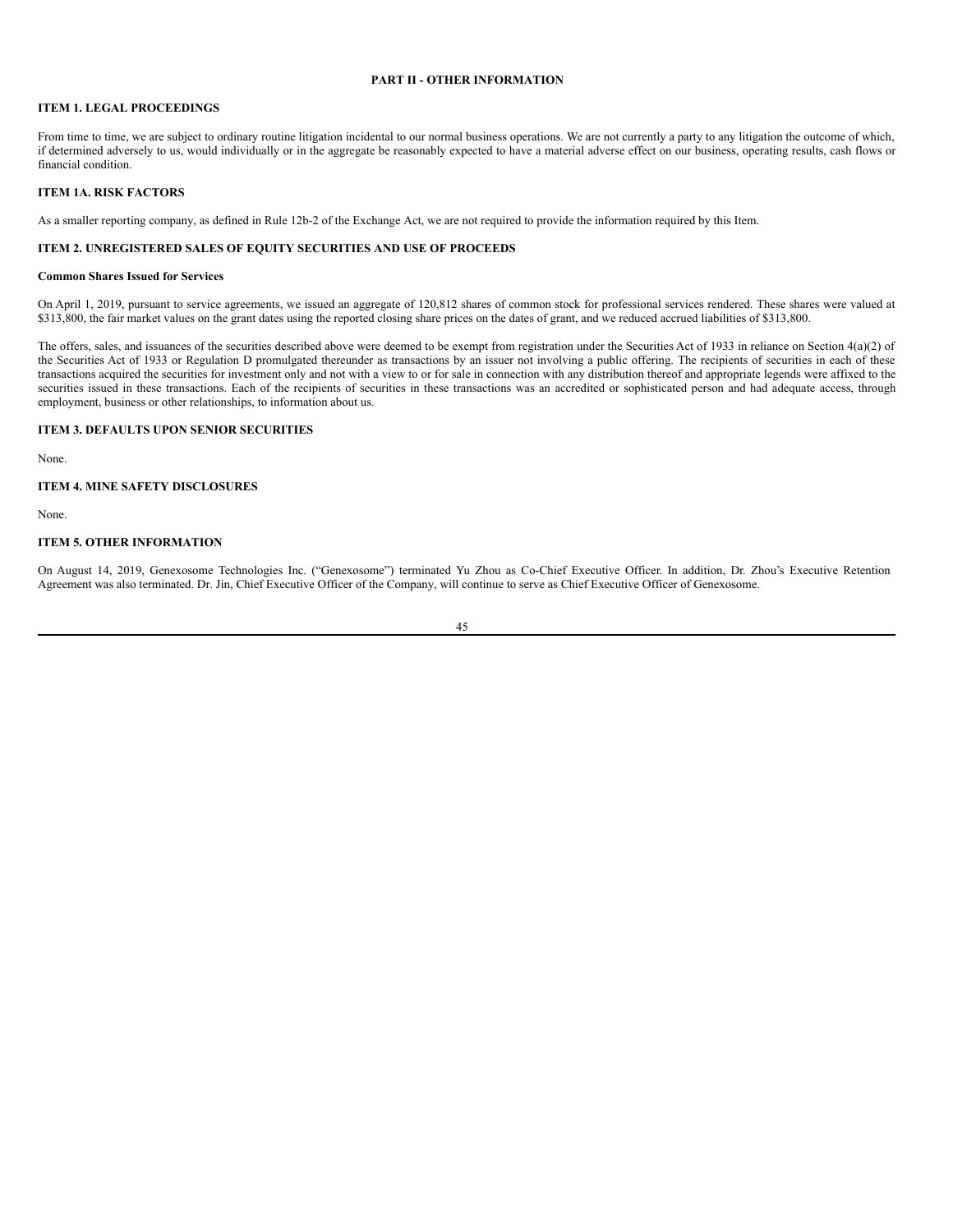# PART II - OTHER INFORMATION

## ITEM 1. LEGAL PROCEEDINGS

From time to time, we are subject to ordinary routine litigation incidental to our normal business operations. We are not currently a party to any litigation the outcome of which, if determined adversely to us, would individually or in the aggregate be reasonably expected to have a material adverse effect on our business, operating results, cash flows or financial condition.

## ITEM 1A. RISK FACTORS

As a smaller reporting company, as defined in Rule 12b-2 of the Exchange Act, we are not required to provide the information required by this Item.

## ITEM 2. UNREGISTERED SALES OF EQUITY SECURITIES AND USE OF PROCEEDS

**Common Shares Issued for Services**

On April 1, 2019, pursuant to service agreements, we issued an aggregate of 120,812 shares of common stock for professional services rendered. These shares were valued at $313,800, the fair market values on the grant dates using the reported closing share prices on the dates of grant, and we reduced accrued liabilities of $313,800.

The offers, sales, and issuances of the securities described above were deemed to be exempt from registration under the Securities Act of 1933 in reliance on Section 4(a)(2) of the Securities Act of 1933 or Regulation D promulgated thereunder as transactions by an issuer not involving a public offering. The recipients of securities in each of these transactions acquired the securities for investment only and not with a view to or for sale in connection with any distribution thereof and appropriate legends were affixed to the securities issued in these transactions. Each of the recipients of securities in these transactions was an accredited or sophisticated person and had adequate access, through employment, business or other relationships, to information about us.

## ITEM 3. DEFAULTS UPON SENIOR SECURITIES

None.

## ITEM 4. MINE SAFETY DISCLOSURES

None.

## ITEM 5. OTHER INFORMATION

On August 14, 2019, Genexosome Technologies Inc. ("Genexosome") terminated Yu Zhou as Co-Chief Executive Officer. In addition, Dr. Zhou's Executive Retention Agreement was also terminated. Dr. Jin, Chief Executive Officer of the Company, will continue to serve as Chief Executive Officer of Genexosome.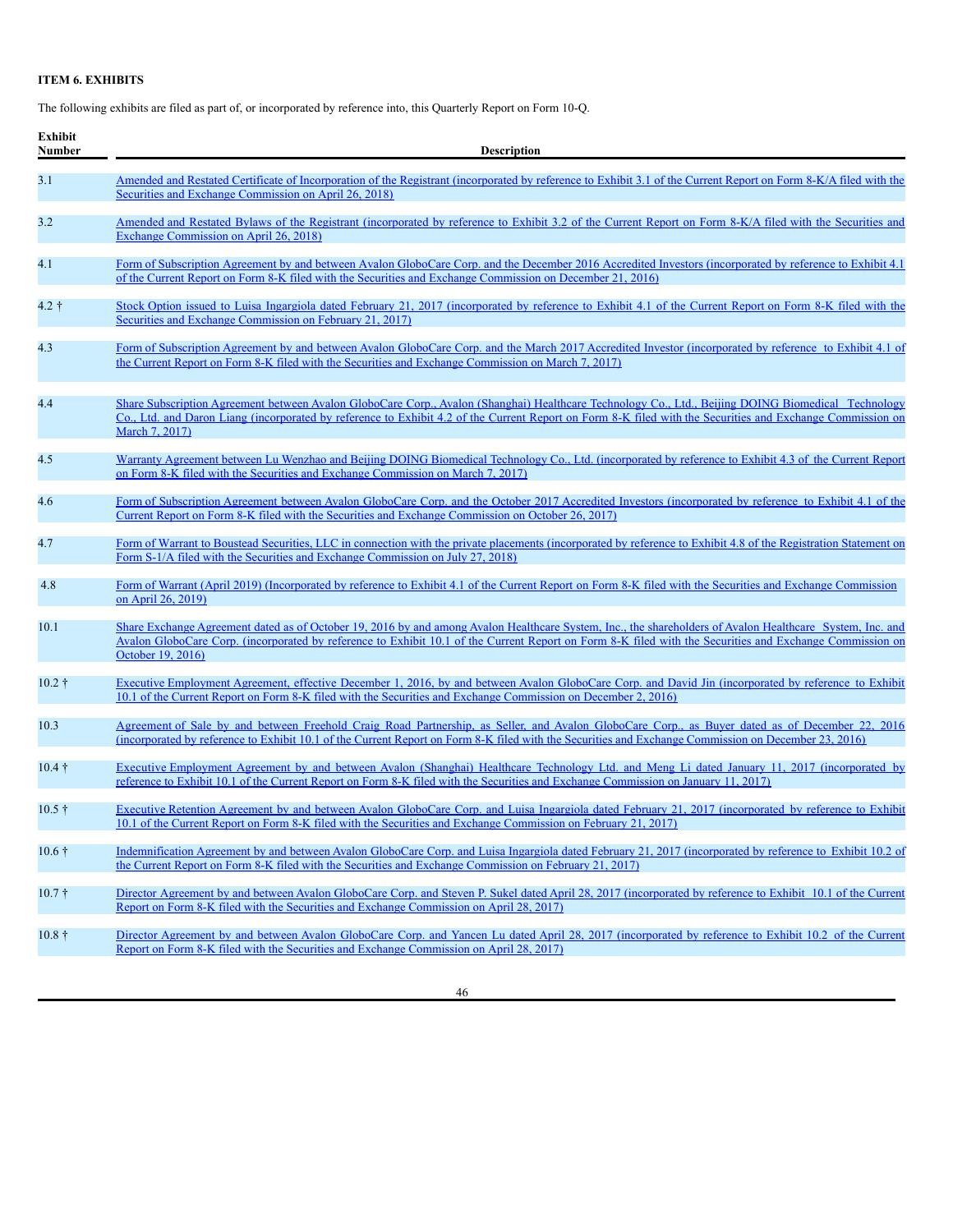**ITEM 6. EXHIBITS**

The following exhibits are filed as part of, or incorporated by reference into, this Quarterly Report on Form 10-Q.

| Exhibit Number | Description |
|---|---|
| 3.1 | Amended and Restated Certificate of Incorporation of the Registrant (incorporated by reference to Exhibit 3.1 of the Current Report on Form 8-K/A filed with the Securities and Exchange Commission on April 26, 2018) |
| 3.2 | Amended and Restated Bylaws of the Registrant (incorporated by reference to Exhibit 3.2 of the Current Report on Form 8-K/A filed with the Securities and Exchange Commission on April 26, 2018) |
| 4.1 | Form of Subscription Agreement by and between Avalon GloboCare Corp. and the December 2016 Accredited Investors (incorporated by reference to Exhibit 4.1 of the Current Report on Form 8-K filed with the Securities and Exchange Commission on December 21, 2016) |
| 4.2 † | Stock Option issued to Luisa Ingargiola dated February 21, 2017 (incorporated by reference to Exhibit 4.1 of the Current Report on Form 8-K filed with the Securities and Exchange Commission on February 21, 2017) |
| 4.3 | Form of Subscription Agreement by and between Avalon GloboCare Corp. and the March 2017 Accredited Investor (incorporated by reference to Exhibit 4.1 of the Current Report on Form 8-K filed with the Securities and Exchange Commission on March 7, 2017) |
| 4.4 | Share Subscription Agreement between Avalon GloboCare Corp., Avalon (Shanghai) Healthcare Technology Co., Ltd., Beijing DOING Biomedical Technology Co., Ltd. and Daron Liang (incorporated by reference to Exhibit 4.2 of the Current Report on Form 8-K filed with the Securities and Exchange Commission on March 7, 2017) |
| 4.5 | Warranty Agreement between Lu Wenzhao and Beijing DOING Biomedical Technology Co., Ltd. (incorporated by reference to Exhibit 4.3 of the Current Report on Form 8-K filed with the Securities and Exchange Commission on March 7, 2017) |
| 4.6 | Form of Subscription Agreement between Avalon GloboCare Corp. and the October 2017 Accredited Investors (incorporated by reference to Exhibit 4.1 of the Current Report on Form 8-K filed with the Securities and Exchange Commission on October 26, 2017) |
| 4.7 | Form of Warrant to Boustead Securities, LLC in connection with the private placements (incorporated by reference to Exhibit 4.8 of the Registration Statement on Form S-1/A filed with the Securities and Exchange Commission on July 27, 2018) |
| 4.8 | Form of Warrant (April 2019) (Incorporated by reference to Exhibit 4.1 of the Current Report on Form 8-K filed with the Securities and Exchange Commission on April 26, 2019) |
| 10.1 | Share Exchange Agreement dated as of October 19, 2016 by and among Avalon Healthcare System, Inc., the shareholders of Avalon Healthcare System, Inc. and Avalon GloboCare Corp. (incorporated by reference to Exhibit 10.1 of the Current Report on Form 8-K filed with the Securities and Exchange Commission on October 19, 2016) |
| 10.2 † | Executive Employment Agreement, effective December 1, 2016, by and between Avalon GloboCare Corp. and David Jin (incorporated by reference to Exhibit 10.1 of the Current Report on Form 8-K filed with the Securities and Exchange Commission on December 2, 2016) |
| 10.3 | Agreement of Sale by and between Freehold Craig Road Partnership, as Seller, and Avalon GloboCare Corp., as Buyer dated as of December 22, 2016 (incorporated by reference to Exhibit 10.1 of the Current Report on Form 8-K filed with the Securities and Exchange Commission on December 23, 2016) |
| 10.4 † | Executive Employment Agreement by and between Avalon (Shanghai) Healthcare Technology Ltd. and Meng Li dated January 11, 2017 (incorporated by reference to Exhibit 10.1 of the Current Report on Form 8-K filed with the Securities and Exchange Commission on January 11, 2017) |
| 10.5 † | Executive Retention Agreement by and between Avalon GloboCare Corp. and Luisa Ingargiola dated February 21, 2017 (incorporated by reference to Exhibit 10.1 of the Current Report on Form 8-K filed with the Securities and Exchange Commission on February 21, 2017) |
| 10.6 † | Indemnification Agreement by and between Avalon GloboCare Corp. and Luisa Ingargiola dated February 21, 2017 (incorporated by reference to Exhibit 10.2 of the Current Report on Form 8-K filed with the Securities and Exchange Commission on February 21, 2017) |
| 10.7 † | Director Agreement by and between Avalon GloboCare Corp. and Steven P. Sukel dated April 28, 2017 (incorporated by reference to Exhibit 10.1 of the Current Report on Form 8-K filed with the Securities and Exchange Commission on April 28, 2017) |
| 10.8 † | Director Agreement by and between Avalon GloboCare Corp. and Yancen Lu dated April 28, 2017 (incorporated by reference to Exhibit 10.2 of the Current Report on Form 8-K filed with the Securities and Exchange Commission on April 28, 2017) |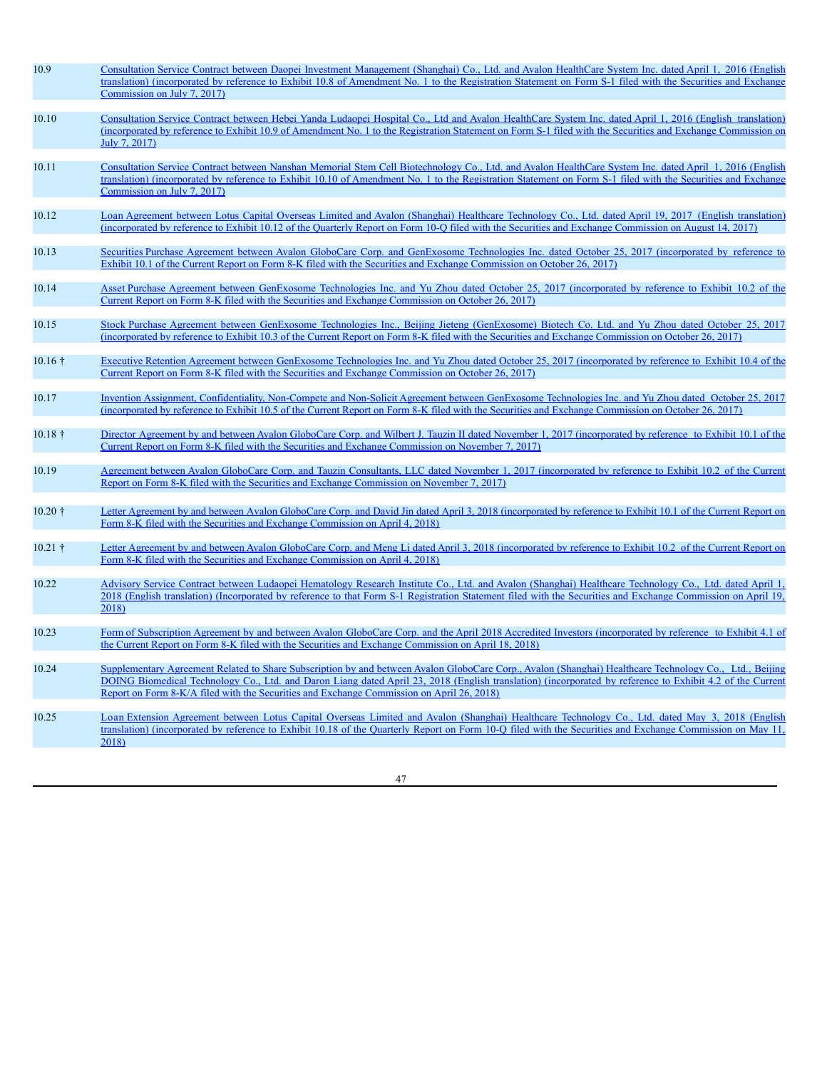| | |
|---|---|
| 10.9 | Consultation Service Contract between Daopei Investment Management (Shanghai) Co., Ltd. and Avalon HealthCare System Inc. dated April 1, 2016 (English translation) (incorporated by reference to Exhibit 10.8 of Amendment No. 1 to the Registration Statement on Form S-1 filed with the Securities and Exchange Commission on July 7, 2017) |
| 10.10 | Consultation Service Contract between Hebei Yanda Ludaopei Hospital Co., Ltd and Avalon HealthCare System Inc. dated April 1, 2016 (English translation) (incorporated by reference to Exhibit 10.9 of Amendment No. 1 to the Registration Statement on Form S-1 filed with the Securities and Exchange Commission on July 7, 2017) |
| 10.11 | Consultation Service Contract between Nanshan Memorial Stem Cell Biotechnology Co., Ltd. and Avalon HealthCare System Inc. dated April 1, 2016 (English translation) (incorporated by reference to Exhibit 10.10 of Amendment No. 1 to the Registration Statement on Form S-1 filed with the Securities and Exchange Commission on July 7, 2017) |
| 10.12 | Loan Agreement between Lotus Capital Overseas Limited and Avalon (Shanghai) Healthcare Technology Co., Ltd. dated April 19, 2017 (English translation) (incorporated by reference to Exhibit 10.12 of the Quarterly Report on Form 10-Q filed with the Securities and Exchange Commission on August 14, 2017) |
| 10.13 | Securities Purchase Agreement between Avalon GloboCare Corp. and GenExosome Technologies Inc. dated October 25, 2017 (incorporated by reference to Exhibit 10.1 of the Current Report on Form 8-K filed with the Securities and Exchange Commission on October 26, 2017) |
| 10.14 | Asset Purchase Agreement between GenExosome Technologies Inc. and Yu Zhou dated October 25, 2017 (incorporated by reference to Exhibit 10.2 of the Current Report on Form 8-K filed with the Securities and Exchange Commission on October 26, 2017) |
| 10.15 | Stock Purchase Agreement between GenExosome Technologies Inc., Beijing Jieteng (GenExosome) Biotech Co. Ltd. and Yu Zhou dated October 25, 2017 (incorporated by reference to Exhibit 10.3 of the Current Report on Form 8-K filed with the Securities and Exchange Commission on October 26, 2017) |
| 10.16 † | Executive Retention Agreement between GenExosome Technologies Inc. and Yu Zhou dated October 25, 2017 (incorporated by reference to Exhibit 10.4 of the Current Report on Form 8-K filed with the Securities and Exchange Commission on October 26, 2017) |
| 10.17 | Invention Assignment, Confidentiality, Non-Compete and Non-Solicit Agreement between GenExosome Technologies Inc. and Yu Zhou dated October 25, 2017 (incorporated by reference to Exhibit 10.5 of the Current Report on Form 8-K filed with the Securities and Exchange Commission on October 26, 2017) |
| 10.18 † | Director Agreement by and between Avalon GloboCare Corp. and Wilbert J. Tauzin II dated November 1, 2017 (incorporated by reference to Exhibit 10.1 of the Current Report on Form 8-K filed with the Securities and Exchange Commission on November 7, 2017) |
| 10.19 | Agreement between Avalon GloboCare Corp. and Tauzin Consultants, LLC dated November 1, 2017 (incorporated by reference to Exhibit 10.2 of the Current Report on Form 8-K filed with the Securities and Exchange Commission on November 7, 2017) |
| 10.20 † | Letter Agreement by and between Avalon GloboCare Corp. and David Jin dated April 3, 2018 (incorporated by reference to Exhibit 10.1 of the Current Report on Form 8-K filed with the Securities and Exchange Commission on April 4, 2018) |
| 10.21 † | Letter Agreement by and between Avalon GloboCare Corp. and Meng Li dated April 3, 2018 (incorporated by reference to Exhibit 10.2 of the Current Report on Form 8-K filed with the Securities and Exchange Commission on April 4, 2018) |
| 10.22 | Advisory Service Contract between Ludaopei Hematology Research Institute Co., Ltd. and Avalon (Shanghai) Healthcare Technology Co., Ltd. dated April 1, 2018 (English translation) (Incorporated by reference to that Form S-1 Registration Statement filed with the Securities and Exchange Commission on April 19, 2018) |
| 10.23 | Form of Subscription Agreement by and between Avalon GloboCare Corp. and the April 2018 Accredited Investors (incorporated by reference to Exhibit 4.1 of the Current Report on Form 8-K filed with the Securities and Exchange Commission on April 18, 2018) |
| 10.24 | Supplementary Agreement Related to Share Subscription by and between Avalon GloboCare Corp., Avalon (Shanghai) Healthcare Technology Co., Ltd., Beijing DOING Biomedical Technology Co., Ltd. and Daron Liang dated April 23, 2018 (English translation) (incorporated by reference to Exhibit 4.2 of the Current Report on Form 8-K/A filed with the Securities and Exchange Commission on April 26, 2018) |
| 10.25 | Loan Extension Agreement between Lotus Capital Overseas Limited and Avalon (Shanghai) Healthcare Technology Co., Ltd. dated May 3, 2018 (English translation) (incorporated by reference to Exhibit 10.18 of the Quarterly Report on Form 10-Q filed with the Securities and Exchange Commission on May 11, 2018) |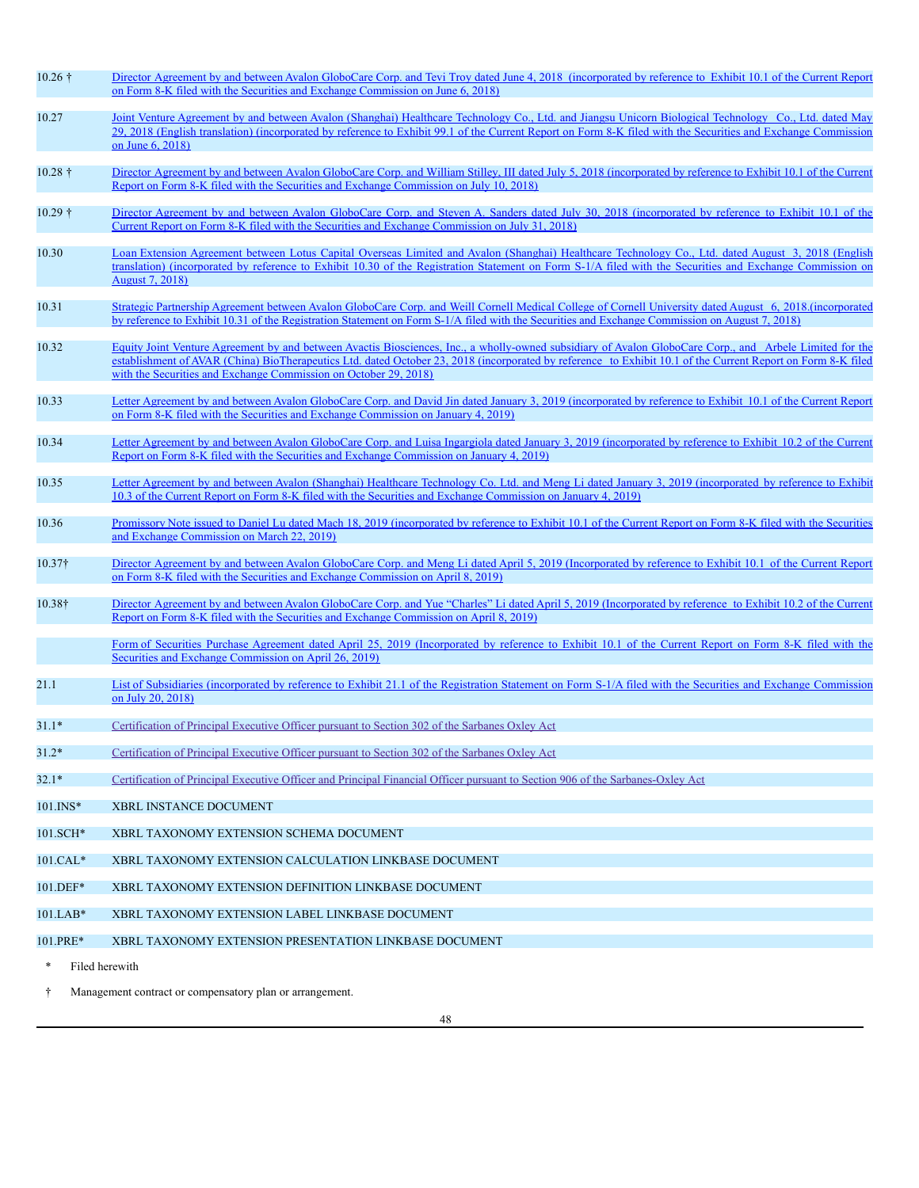| | |
|---|---|
| 10.26 † | Director Agreement by and between Avalon GloboCare Corp. and Tevi Troy dated June 4, 2018 (incorporated by reference to Exhibit 10.1 of the Current Report on Form 8-K filed with the Securities and Exchange Commission on June 6, 2018) |
| 10.27 | Joint Venture Agreement by and between Avalon (Shanghai) Healthcare Technology Co., Ltd. and Jiangsu Unicorn Biological Technology Co., Ltd. dated May 29, 2018 (English translation) (incorporated by reference to Exhibit 99.1 of the Current Report on Form 8-K filed with the Securities and Exchange Commission on June 6, 2018) |
| 10.28 † | Director Agreement by and between Avalon GloboCare Corp. and William Stilley, III dated July 5, 2018 (incorporated by reference to Exhibit 10.1 of the Current Report on Form 8-K filed with the Securities and Exchange Commission on July 10, 2018) |
| 10.29 † | Director Agreement by and between Avalon GloboCare Corp. and Steven A. Sanders dated July 30, 2018 (incorporated by reference to Exhibit 10.1 of the Current Report on Form 8-K filed with the Securities and Exchange Commission on July 31, 2018) |
| 10.30 | Loan Extension Agreement between Lotus Capital Overseas Limited and Avalon (Shanghai) Healthcare Technology Co., Ltd. dated August 3, 2018 (English translation) (incorporated by reference to Exhibit 10.30 of the Registration Statement on Form S-1/A filed with the Securities and Exchange Commission on August 7, 2018) |
| 10.31 | Strategic Partnership Agreement between Avalon GloboCare Corp. and Weill Cornell Medical College of Cornell University dated August 6, 2018.(incorporated by reference to Exhibit 10.31 of the Registration Statement on Form S-1/A filed with the Securities and Exchange Commission on August 7, 2018) |
| 10.32 | Equity Joint Venture Agreement by and between Avactis Biosciences, Inc., a wholly-owned subsidiary of Avalon GloboCare Corp., and Arbele Limited for the establishment of AVAR (China) BioTherapeutics Ltd. dated October 23, 2018 (incorporated by reference to Exhibit 10.1 of the Current Report on Form 8-K filed with the Securities and Exchange Commission on October 29, 2018) |
| 10.33 | Letter Agreement by and between Avalon GloboCare Corp. and David Jin dated January 3, 2019 (incorporated by reference to Exhibit 10.1 of the Current Report on Form 8-K filed with the Securities and Exchange Commission on January 4, 2019) |
| 10.34 | Letter Agreement by and between Avalon GloboCare Corp. and Luisa Ingargiola dated January 3, 2019 (incorporated by reference to Exhibit 10.2 of the Current Report on Form 8-K filed with the Securities and Exchange Commission on January 4, 2019) |
| 10.35 | Letter Agreement by and between Avalon (Shanghai) Healthcare Technology Co. Ltd. and Meng Li dated January 3, 2019 (incorporated by reference to Exhibit 10.3 of the Current Report on Form 8-K filed with the Securities and Exchange Commission on January 4, 2019) |
| 10.36 | Promissory Note issued to Daniel Lu dated Mach 18, 2019 (incorporated by reference to Exhibit 10.1 of the Current Report on Form 8-K filed with the Securities and Exchange Commission on March 22, 2019) |
| 10.37† | Director Agreement by and between Avalon GloboCare Corp. and Meng Li dated April 5, 2019 (Incorporated by reference to Exhibit 10.1 of the Current Report on Form 8-K filed with the Securities and Exchange Commission on April 8, 2019) |
| 10.38† | Director Agreement by and between Avalon GloboCare Corp. and Yue "Charles" Li dated April 5, 2019 (Incorporated by reference to Exhibit 10.2 of the Current Report on Form 8-K filed with the Securities and Exchange Commission on April 8, 2019) |
| | Form of Securities Purchase Agreement dated April 25, 2019 (Incorporated by reference to Exhibit 10.1 of the Current Report on Form 8-K filed with the Securities and Exchange Commission on April 26, 2019) |
| 21.1 | List of Subsidiaries (incorporated by reference to Exhibit 21.1 of the Registration Statement on Form S-1/A filed with the Securities and Exchange Commission on July 20, 2018) |
| 31.1* | Certification of Principal Executive Officer pursuant to Section 302 of the Sarbanes Oxley Act |
| 31.2* | Certification of Principal Executive Officer pursuant to Section 302 of the Sarbanes Oxley Act |
| 32.1* | Certification of Principal Executive Officer and Principal Financial Officer pursuant to Section 906 of the Sarbanes-Oxley Act |
| 101.INS* | XBRL INSTANCE DOCUMENT |
| 101.SCH* | XBRL TAXONOMY EXTENSION SCHEMA DOCUMENT |
| 101.CAL* | XBRL TAXONOMY EXTENSION CALCULATION LINKBASE DOCUMENT |
| 101.DEF* | XBRL TAXONOMY EXTENSION DEFINITION LINKBASE DOCUMENT |
| 101.LAB* | XBRL TAXONOMY EXTENSION LABEL LINKBASE DOCUMENT |
| 101.PRE* | XBRL TAXONOMY EXTENSION PRESENTATION LINKBASE DOCUMENT |

\* Filed herewith

† Management contract or compensatory plan or arrangement.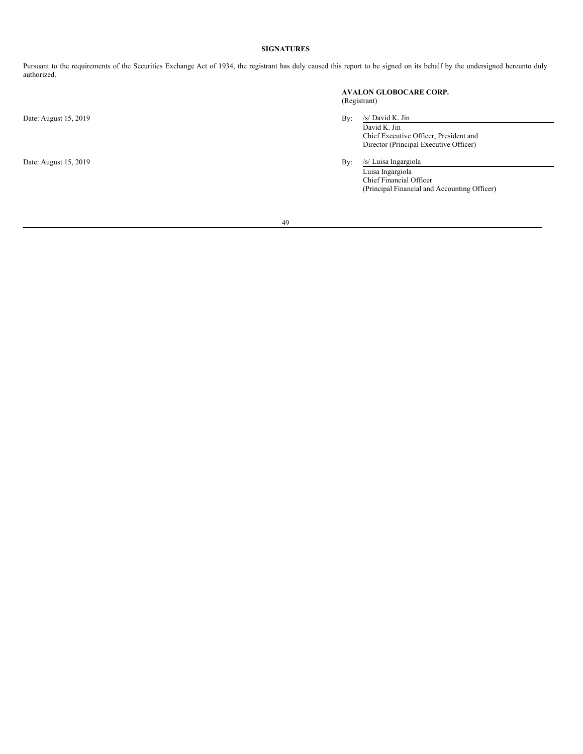**SIGNATURES**

Pursuant to the requirements of the Securities Exchange Act of 1934, the registrant has duly caused this report to be signed on its behalf by the undersigned hereunto duly authorized.

**AVALON GLOBOCARE CORP.**
(Registrant)

Date: August 15, 2019

By: /s/ David K. Jin
David K. Jin
Chief Executive Officer, President and
Director (Principal Executive Officer)

Date: August 15, 2019

By: /s/ Luisa Ingargiola
Luisa Ingargiola
Chief Financial Officer
(Principal Financial and Accounting Officer)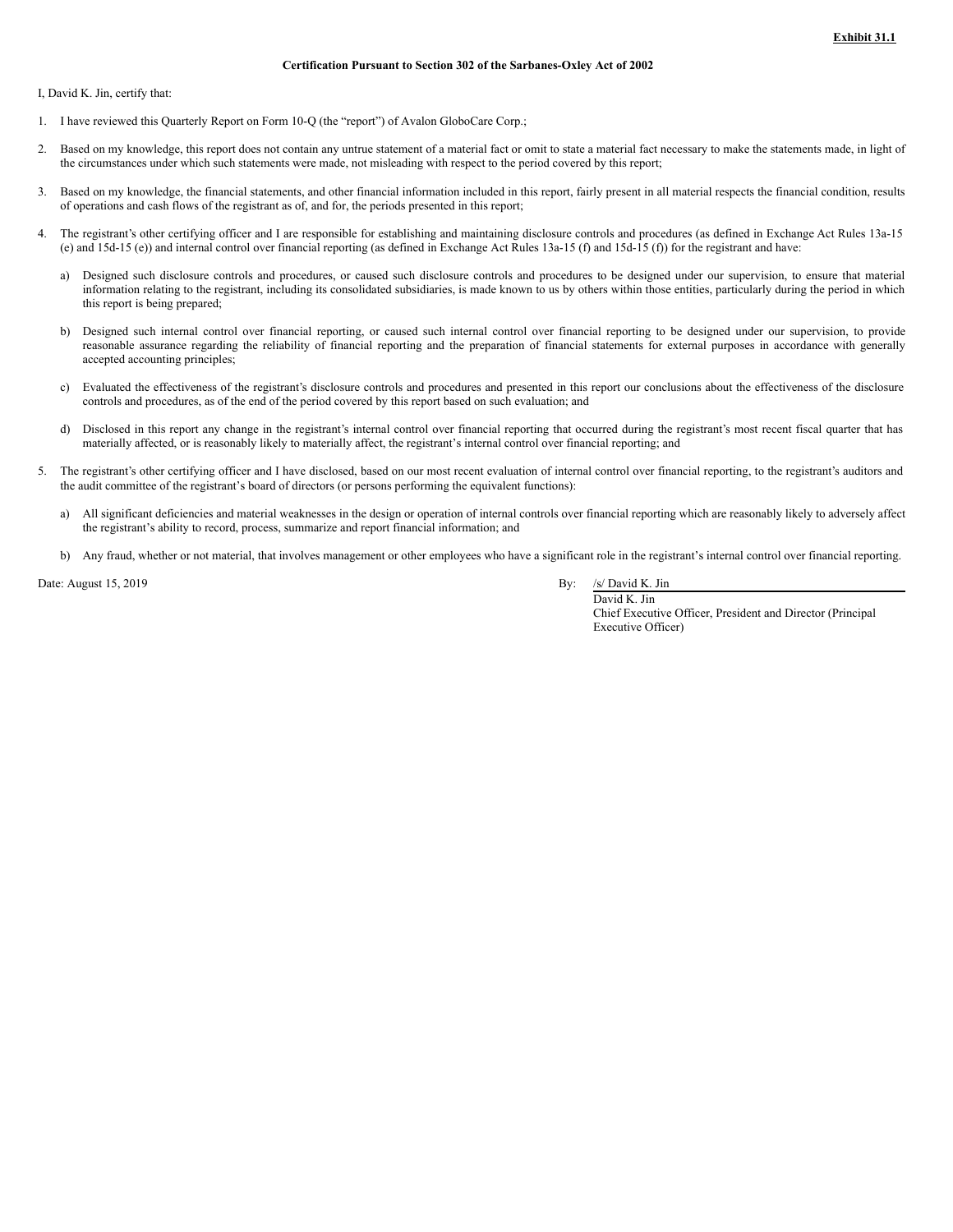**Exhibit 31.1**

**Certification Pursuant to Section 302 of the Sarbanes-Oxley Act of 2002**

I, David K. Jin, certify that:

1. I have reviewed this Quarterly Report on Form 10-Q (the "report") of Avalon GloboCare Corp.;

2. Based on my knowledge, this report does not contain any untrue statement of a material fact or omit to state a material fact necessary to make the statements made, in light of the circumstances under which such statements were made, not misleading with respect to the period covered by this report;

3. Based on my knowledge, the financial statements, and other financial information included in this report, fairly present in all material respects the financial condition, results of operations and cash flows of the registrant as of, and for, the periods presented in this report;

4. The registrant's other certifying officer and I are responsible for establishing and maintaining disclosure controls and procedures (as defined in Exchange Act Rules 13a-15 (e) and 15d-15 (e)) and internal control over financial reporting (as defined in Exchange Act Rules 13a-15 (f) and 15d-15 (f)) for the registrant and have:

   a) Designed such disclosure controls and procedures, or caused such disclosure controls and procedures to be designed under our supervision, to ensure that material information relating to the registrant, including its consolidated subsidiaries, is made known to us by others within those entities, particularly during the period in which this report is being prepared;

   b) Designed such internal control over financial reporting, or caused such internal control over financial reporting to be designed under our supervision, to provide reasonable assurance regarding the reliability of financial reporting and the preparation of financial statements for external purposes in accordance with generally accepted accounting principles;

   c) Evaluated the effectiveness of the registrant's disclosure controls and procedures and presented in this report our conclusions about the effectiveness of the disclosure controls and procedures, as of the end of the period covered by this report based on such evaluation; and

   d) Disclosed in this report any change in the registrant's internal control over financial reporting that occurred during the registrant's most recent fiscal quarter that has materially affected, or is reasonably likely to materially affect, the registrant's internal control over financial reporting; and

5. The registrant's other certifying officer and I have disclosed, based on our most recent evaluation of internal control over financial reporting, to the registrant's auditors and the audit committee of the registrant's board of directors (or persons performing the equivalent functions):

   a) All significant deficiencies and material weaknesses in the design or operation of internal controls over financial reporting which are reasonably likely to adversely affect the registrant's ability to record, process, summarize and report financial information; and

   b) Any fraud, whether or not material, that involves management or other employees who have a significant role in the registrant's internal control over financial reporting.

Date: August 15, 2019

By: /s/ David K. Jin
David K. Jin
Chief Executive Officer, President and Director (Principal Executive Officer)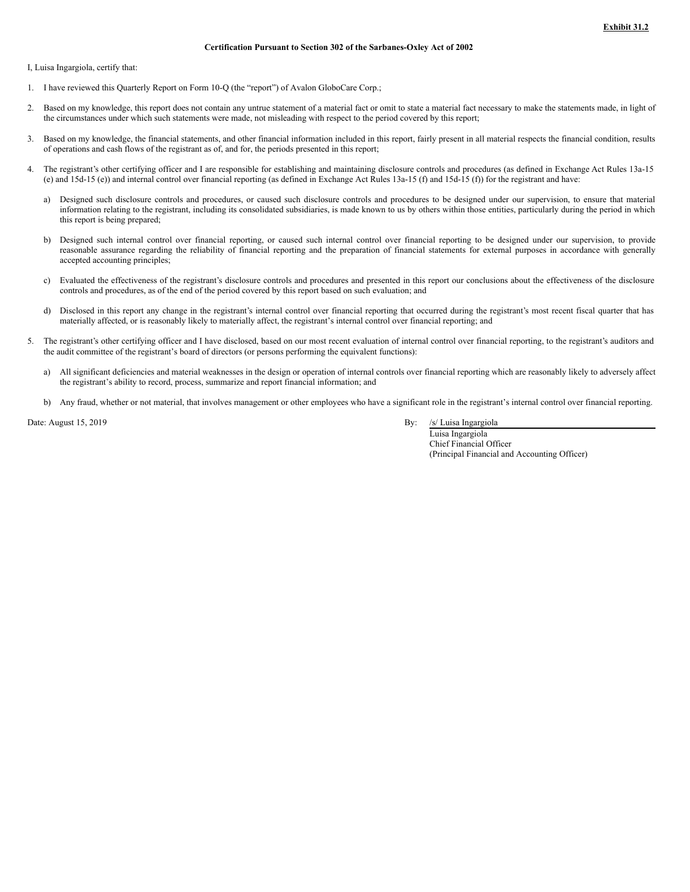**Exhibit 31.2**

**Certification Pursuant to Section 302 of the Sarbanes-Oxley Act of 2002**

I, Luisa Ingargiola, certify that:

1. I have reviewed this Quarterly Report on Form 10-Q (the "report") of Avalon GloboCare Corp.;

2. Based on my knowledge, this report does not contain any untrue statement of a material fact or omit to state a material fact necessary to make the statements made, in light of the circumstances under which such statements were made, not misleading with respect to the period covered by this report;

3. Based on my knowledge, the financial statements, and other financial information included in this report, fairly present in all material respects the financial condition, results of operations and cash flows of the registrant as of, and for, the periods presented in this report;

4. The registrant's other certifying officer and I are responsible for establishing and maintaining disclosure controls and procedures (as defined in Exchange Act Rules 13a-15 (e) and 15d-15 (e)) and internal control over financial reporting (as defined in Exchange Act Rules 13a-15 (f) and 15d-15 (f)) for the registrant and have:

   a) Designed such disclosure controls and procedures, or caused such disclosure controls and procedures to be designed under our supervision, to ensure that material information relating to the registrant, including its consolidated subsidiaries, is made known to us by others within those entities, particularly during the period in which this report is being prepared;

   b) Designed such internal control over financial reporting, or caused such internal control over financial reporting to be designed under our supervision, to provide reasonable assurance regarding the reliability of financial reporting and the preparation of financial statements for external purposes in accordance with generally accepted accounting principles;

   c) Evaluated the effectiveness of the registrant's disclosure controls and procedures and presented in this report our conclusions about the effectiveness of the disclosure controls and procedures, as of the end of the period covered by this report based on such evaluation; and

   d) Disclosed in this report any change in the registrant's internal control over financial reporting that occurred during the registrant's most recent fiscal quarter that has materially affected, or is reasonably likely to materially affect, the registrant's internal control over financial reporting; and

5. The registrant's other certifying officer and I have disclosed, based on our most recent evaluation of internal control over financial reporting, to the registrant's auditors and the audit committee of the registrant's board of directors (or persons performing the equivalent functions):

   a) All significant deficiencies and material weaknesses in the design or operation of internal controls over financial reporting which are reasonably likely to adversely affect the registrant's ability to record, process, summarize and report financial information; and

   b) Any fraud, whether or not material, that involves management or other employees who have a significant role in the registrant's internal control over financial reporting.

Date: August 15, 2019

By: /s/ Luisa Ingargiola
Luisa Ingargiola
Chief Financial Officer
(Principal Financial and Accounting Officer)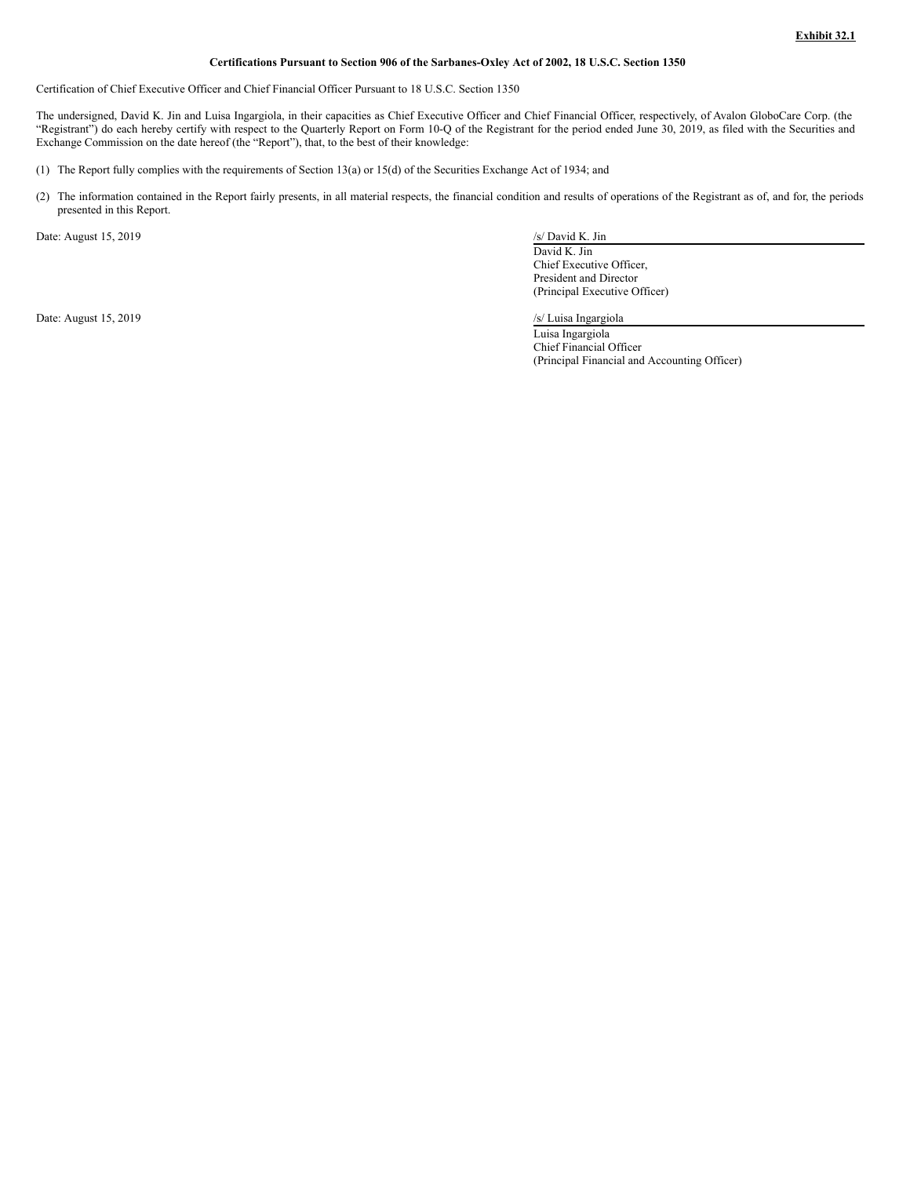**Exhibit 32.1**

**Certifications Pursuant to Section 906 of the Sarbanes-Oxley Act of 2002, 18 U.S.C. Section 1350**

Certification of Chief Executive Officer and Chief Financial Officer Pursuant to 18 U.S.C. Section 1350

The undersigned, David K. Jin and Luisa Ingargiola, in their capacities as Chief Executive Officer and Chief Financial Officer, respectively, of Avalon GloboCare Corp. (the "Registrant") do each hereby certify with respect to the Quarterly Report on Form 10-Q of the Registrant for the period ended June 30, 2019, as filed with the Securities and Exchange Commission on the date hereof (the "Report"), that, to the best of their knowledge:

(1) The Report fully complies with the requirements of Section 13(a) or 15(d) of the Securities Exchange Act of 1934; and

(2) The information contained in the Report fairly presents, in all material respects, the financial condition and results of operations of the Registrant as of, and for, the periods presented in this Report.

Date: August 15, 2019

/s/ David K. Jin
David K. Jin
Chief Executive Officer,
President and Director
(Principal Executive Officer)

Date: August 15, 2019

/s/ Luisa Ingargiola
Luisa Ingargiola
Chief Financial Officer
(Principal Financial and Accounting Officer)